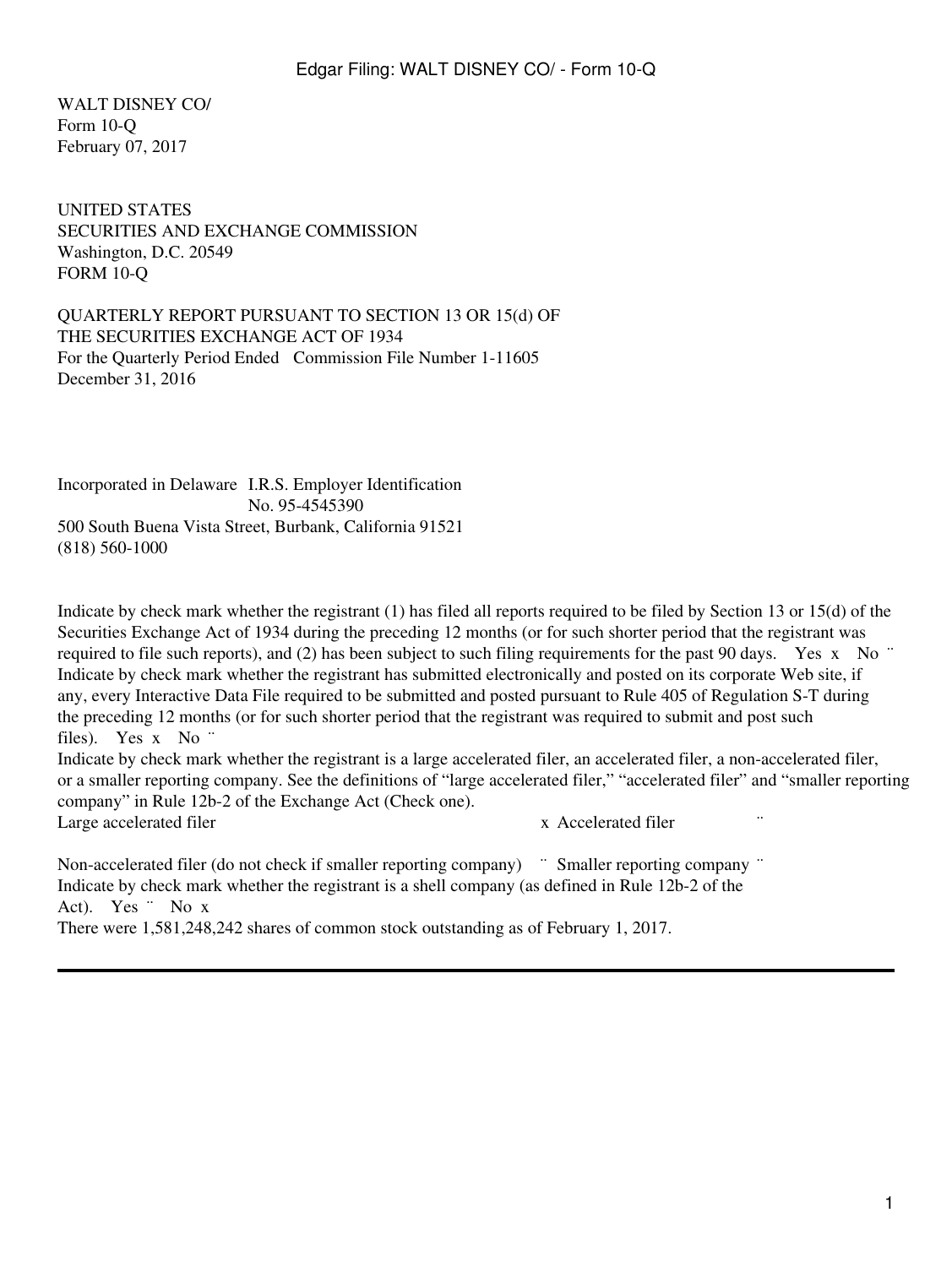WALT DISNEY CO/
Form 10-Q
February 07, 2017

UNITED STATES
SECURITIES AND EXCHANGE COMMISSION
Washington, D.C. 20549
FORM 10-Q

QUARTERLY REPORT PURSUANT TO SECTION 13 OR 15(d) OF
THE SECURITIES EXCHANGE ACT OF 1934
For the Quarterly Period Ended December 31, 2016 Commission File Number 1-11605

Incorporated in Delaware I.R.S. Employer Identification No. 95-4545390
500 South Buena Vista Street, Burbank, California 91521
(818) 560-1000

Indicate by check mark whether the registrant (1) has filed all reports required to be filed by Section 13 or 15(d) of the Securities Exchange Act of 1934 during the preceding 12 months (or for such shorter period that the registrant was required to file such reports), and (2) has been subject to such filing requirements for the past 90 days. Yes x No ¨

Indicate by check mark whether the registrant has submitted electronically and posted on its corporate Web site, if any, every Interactive Data File required to be submitted and posted pursuant to Rule 405 of Regulation S-T during the preceding 12 months (or for such shorter period that the registrant was required to submit and post such files). Yes x No ¨

Indicate by check mark whether the registrant is a large accelerated filer, an accelerated filer, a non-accelerated filer, or a smaller reporting company. See the definitions of "large accelerated filer," "accelerated filer" and "smaller reporting company" in Rule 12b-2 of the Exchange Act (Check one).

Large accelerated filer x Accelerated filer ¨

Non-accelerated filer (do not check if smaller reporting company) ¨ Smaller reporting company ¨

Indicate by check mark whether the registrant is a shell company (as defined in Rule 12b-2 of the Act). Yes ¨ No x

There were 1,581,248,242 shares of common stock outstanding as of February 1, 2017.

---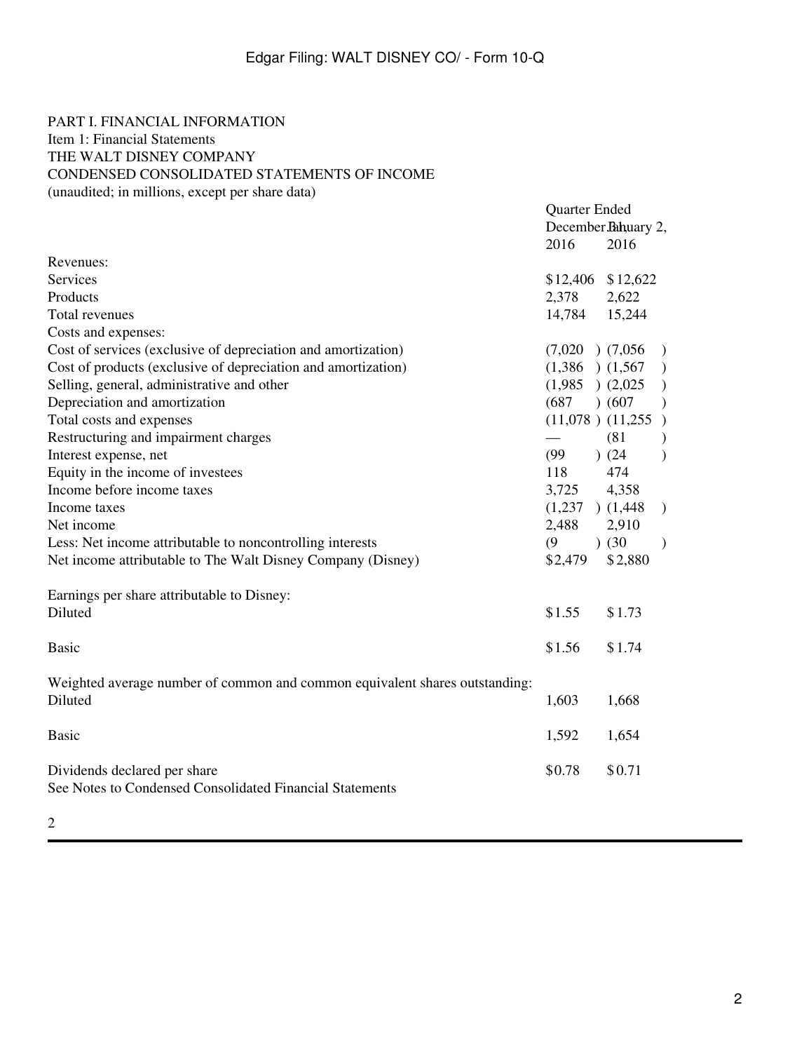PART I. FINANCIAL INFORMATION
Item 1: Financial Statements
THE WALT DISNEY COMPANY
CONDENSED CONSOLIDATED STATEMENTS OF INCOME
(unaudited; in millions, except per share data)

| | Quarter Ended | |
|---|---|---|
| | December 31, 2016 | January 2, 2016 |
| Revenues: | | |
| Services | $12,406 | $12,622 |
| Products | 2,378 | 2,622 |
| Total revenues | 14,784 | 15,244 |
| Costs and expenses: | | |
| Cost of services (exclusive of depreciation and amortization) | (7,020) | (7,056) |
| Cost of products (exclusive of depreciation and amortization) | (1,386) | (1,567) |
| Selling, general, administrative and other | (1,985) | (2,025) |
| Depreciation and amortization | (687) | (607) |
| Total costs and expenses | (11,078) | (11,255) |
| Restructuring and impairment charges | — | (81) |
| Interest expense, net | (99) | (24) |
| Equity in the income of investees | 118 | 474 |
| Income before income taxes | 3,725 | 4,358 |
| Income taxes | (1,237) | (1,448) |
| Net income | 2,488 | 2,910 |
| Less: Net income attributable to noncontrolling interests | (9) | (30) |
| Net income attributable to The Walt Disney Company (Disney) | $2,479 | $2,880 |
| | | |
| Earnings per share attributable to Disney: | | |
| Diluted | $1.55 | $1.73 |
| | | |
| Basic | $1.56 | $1.74 |
| | | |
| Weighted average number of common and common equivalent shares outstanding: | | |
| Diluted | 1,603 | 1,668 |
| | | |
| Basic | 1,592 | 1,654 |
| | | |
| Dividends declared per share | $0.78 | $0.71 |

See Notes to Condensed Consolidated Financial Statements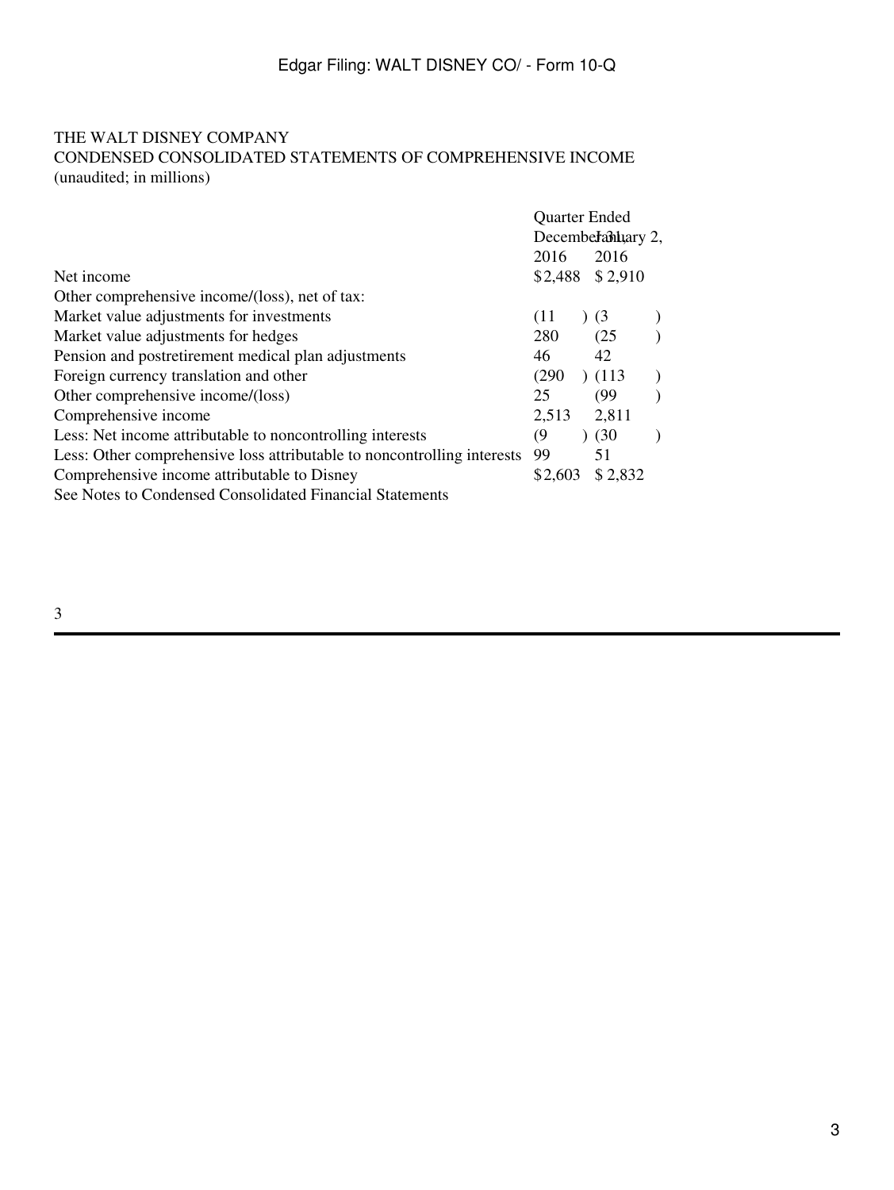THE WALT DISNEY COMPANY
CONDENSED CONSOLIDATED STATEMENTS OF COMPREHENSIVE INCOME
(unaudited; in millions)

| | Quarter Ended | |
|---|---|---|
| | December 31, 2016 | January 2, 2016 |
| Net income | $2,488 | $ 2,910 |
| Other comprehensive income/(loss), net of tax: | | |
| Market value adjustments for investments | (11 ) | (3 ) |
| Market value adjustments for hedges | 280 | (25 ) |
| Pension and postretirement medical plan adjustments | 46 | 42 |
| Foreign currency translation and other | (290 ) | (113 ) |
| Other comprehensive income/(loss) | 25 | (99 ) |
| Comprehensive income | 2,513 | 2,811 |
| Less: Net income attributable to noncontrolling interests | (9 ) | (30 ) |
| Less: Other comprehensive loss attributable to noncontrolling interests | 99 | 51 |
| Comprehensive income attributable to Disney | $2,603 | $ 2,832 |

See Notes to Condensed Consolidated Financial Statements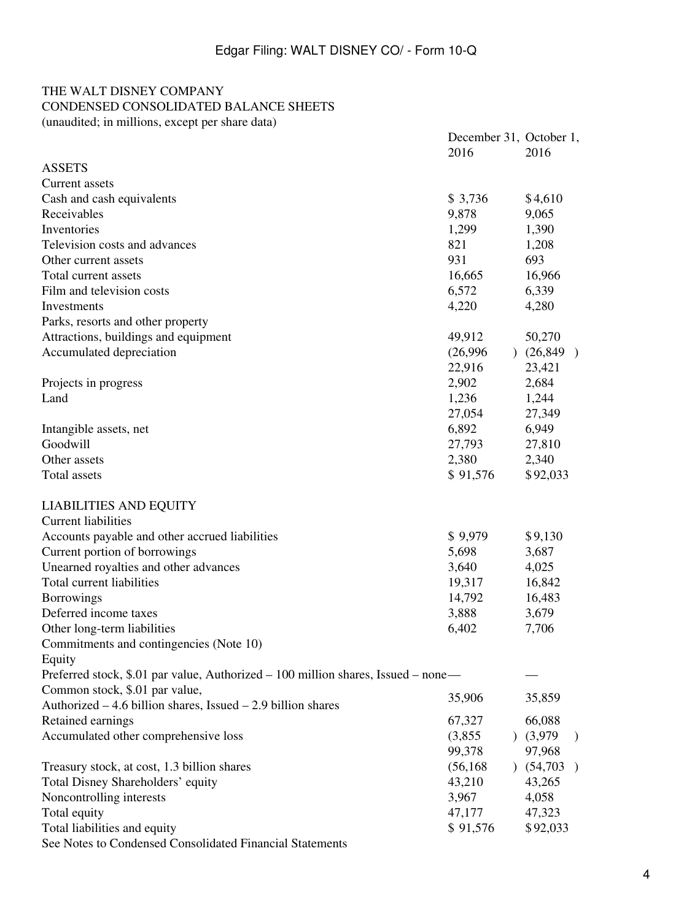THE WALT DISNEY COMPANY
CONDENSED CONSOLIDATED BALANCE SHEETS
(unaudited; in millions, except per share data)

| | December 31, 2016 | October 1, 2016 |
|---|---|---|
| ASSETS | | |
| Current assets | | |
| Cash and cash equivalents | $ 3,736 | $ 4,610 |
| Receivables | 9,878 | 9,065 |
| Inventories | 1,299 | 1,390 |
| Television costs and advances | 821 | 1,208 |
| Other current assets | 931 | 693 |
| Total current assets | 16,665 | 16,966 |
| Film and television costs | 6,572 | 6,339 |
| Investments | 4,220 | 4,280 |
| Parks, resorts and other property | | |
| Attractions, buildings and equipment | 49,912 | 50,270 |
| Accumulated depreciation | (26,996) | (26,849) |
| | 22,916 | 23,421 |
| Projects in progress | 2,902 | 2,684 |
| Land | 1,236 | 1,244 |
| | 27,054 | 27,349 |
| Intangible assets, net | 6,892 | 6,949 |
| Goodwill | 27,793 | 27,810 |
| Other assets | 2,380 | 2,340 |
| Total assets | $ 91,576 | $ 92,033 |
| | | |
| LIABILITIES AND EQUITY | | |
| Current liabilities | | |
| Accounts payable and other accrued liabilities | $ 9,979 | $ 9,130 |
| Current portion of borrowings | 5,698 | 3,687 |
| Unearned royalties and other advances | 3,640 | 4,025 |
| Total current liabilities | 19,317 | 16,842 |
| Borrowings | 14,792 | 16,483 |
| Deferred income taxes | 3,888 | 3,679 |
| Other long-term liabilities | 6,402 | 7,706 |
| Commitments and contingencies (Note 10) | | |
| Equity | | |
| Preferred stock, $.01 par value, Authorized – 100 million shares, Issued – none | — | — |
| Common stock, $.01 par value, Authorized – 4.6 billion shares, Issued – 2.9 billion shares | 35,906 | 35,859 |
| Retained earnings | 67,327 | 66,088 |
| Accumulated other comprehensive loss | (3,855) | (3,979) |
| | 99,378 | 97,968 |
| Treasury stock, at cost, 1.3 billion shares | (56,168) | (54,703) |
| Total Disney Shareholders' equity | 43,210 | 43,265 |
| Noncontrolling interests | 3,967 | 4,058 |
| Total equity | 47,177 | 47,323 |
| Total liabilities and equity | $ 91,576 | $ 92,033 |

See Notes to Condensed Consolidated Financial Statements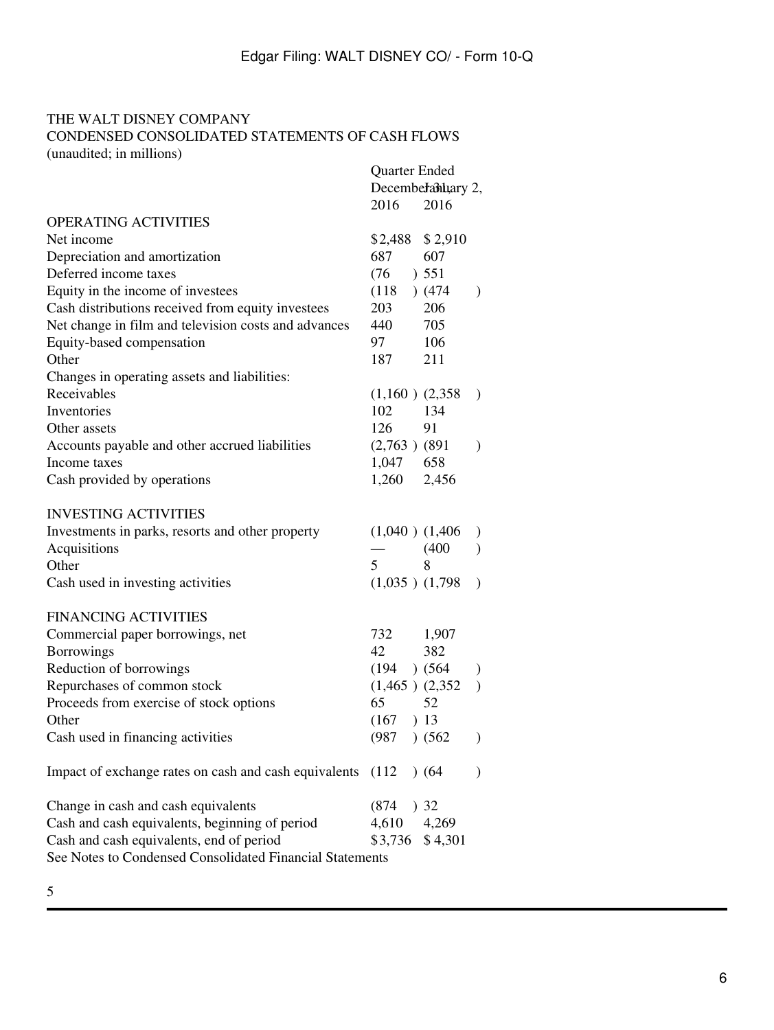THE WALT DISNEY COMPANY
CONDENSED CONSOLIDATED STATEMENTS OF CASH FLOWS
(unaudited; in millions)

| | Quarter Ended | |
|---|---|---|
| | December 31, 2016 | January 2, 2016 |
| OPERATING ACTIVITIES | | |
| Net income | $2,488 | $ 2,910 |
| Depreciation and amortization | 687 | 607 |
| Deferred income taxes | (76) | 551 |
| Equity in the income of investees | (118) | (474) |
| Cash distributions received from equity investees | 203 | 206 |
| Net change in film and television costs and advances | 440 | 705 |
| Equity-based compensation | 97 | 106 |
| Other | 187 | 211 |
| Changes in operating assets and liabilities: | | |
| Receivables | (1,160) | (2,358) |
| Inventories | 102 | 134 |
| Other assets | 126 | 91 |
| Accounts payable and other accrued liabilities | (2,763) | (891) |
| Income taxes | 1,047 | 658 |
| Cash provided by operations | 1,260 | 2,456 |
| | | |
| INVESTING ACTIVITIES | | |
| Investments in parks, resorts and other property | (1,040) | (1,406) |
| Acquisitions | — | (400) |
| Other | 5 | 8 |
| Cash used in investing activities | (1,035) | (1,798) |
| | | |
| FINANCING ACTIVITIES | | |
| Commercial paper borrowings, net | 732 | 1,907 |
| Borrowings | 42 | 382 |
| Reduction of borrowings | (194) | (564) |
| Repurchases of common stock | (1,465) | (2,352) |
| Proceeds from exercise of stock options | 65 | 52 |
| Other | (167) | 13 |
| Cash used in financing activities | (987) | (562) |
| | | |
| Impact of exchange rates on cash and cash equivalents | (112) | (64) |
| | | |
| Change in cash and cash equivalents | (874) | 32 |
| Cash and cash equivalents, beginning of period | 4,610 | 4,269 |
| Cash and cash equivalents, end of period | $3,736 | $ 4,301 |

See Notes to Condensed Consolidated Financial Statements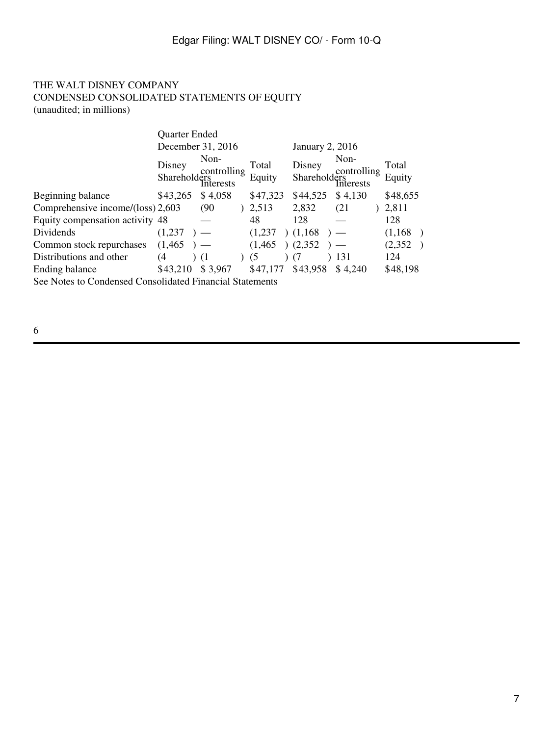THE WALT DISNEY COMPANY
CONDENSED CONSOLIDATED STATEMENTS OF EQUITY
(unaudited; in millions)

| | Quarter Ended | | | | | |
|---|---|---|---|---|---|---|
| | December 31, 2016 | | | January 2, 2016 | | |
| | Disney Shareholders | Non-controlling Interests | Total Equity | Disney Shareholders | Non-controlling Interests | Total Equity |
| Beginning balance | $43,265 | $ 4,058 | $47,323 | $44,525 | $ 4,130 | $48,655 |
| Comprehensive income/(loss) | 2,603 | (90) | 2,513 | 2,832 | (21) | 2,811 |
| Equity compensation activity | 48 | — | 48 | 128 | — | 128 |
| Dividends | (1,237) | — | (1,237) | (1,168) | — | (1,168) |
| Common stock repurchases | (1,465) | — | (1,465) | (2,352) | — | (2,352) |
| Distributions and other | (4) | (1) | (5) | (7) | 131 | 124 |
| Ending balance | $43,210 | $ 3,967 | $47,177 | $43,958 | $ 4,240 | $48,198 |

See Notes to Condensed Consolidated Financial Statements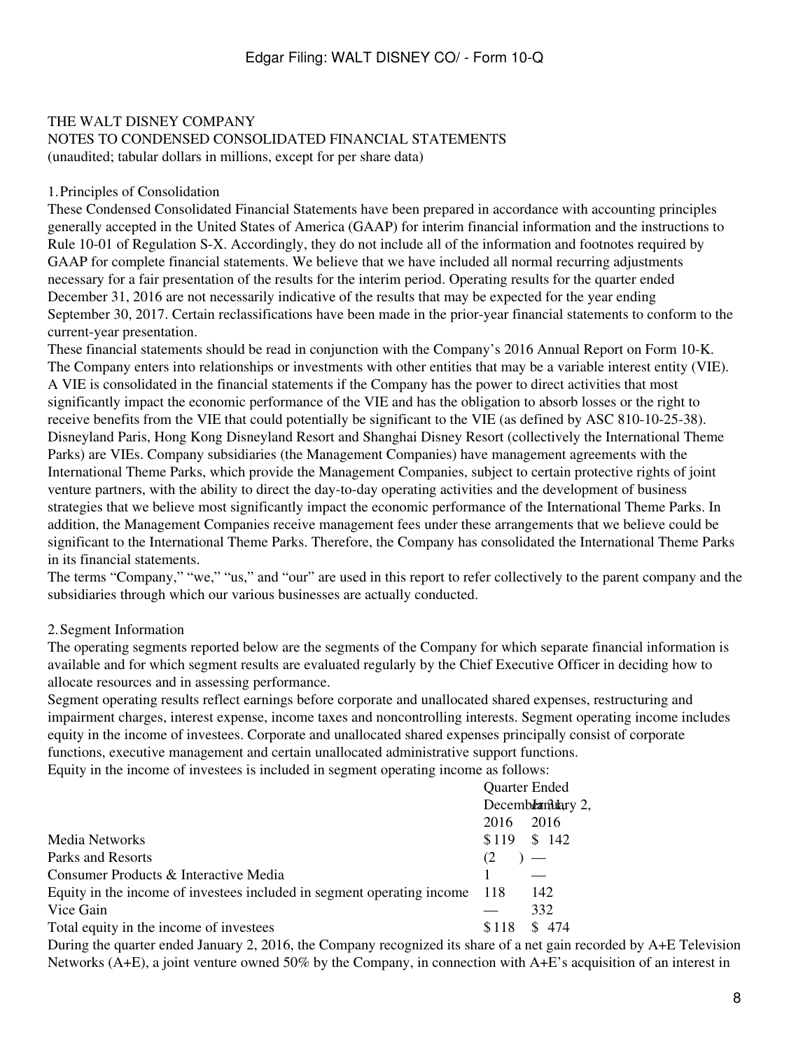THE WALT DISNEY COMPANY
NOTES TO CONDENSED CONSOLIDATED FINANCIAL STATEMENTS
(unaudited; tabular dollars in millions, except for per share data)

1. Principles of Consolidation

These Condensed Consolidated Financial Statements have been prepared in accordance with accounting principles generally accepted in the United States of America (GAAP) for interim financial information and the instructions to Rule 10-01 of Regulation S-X. Accordingly, they do not include all of the information and footnotes required by GAAP for complete financial statements. We believe that we have included all normal recurring adjustments necessary for a fair presentation of the results for the interim period. Operating results for the quarter ended December 31, 2016 are not necessarily indicative of the results that may be expected for the year ending September 30, 2017. Certain reclassifications have been made in the prior-year financial statements to conform to the current-year presentation.

These financial statements should be read in conjunction with the Company's 2016 Annual Report on Form 10-K.

The Company enters into relationships or investments with other entities that may be a variable interest entity (VIE). A VIE is consolidated in the financial statements if the Company has the power to direct activities that most significantly impact the economic performance of the VIE and has the obligation to absorb losses or the right to receive benefits from the VIE that could potentially be significant to the VIE (as defined by ASC 810-10-25-38). Disneyland Paris, Hong Kong Disneyland Resort and Shanghai Disney Resort (collectively the International Theme Parks) are VIEs. Company subsidiaries (the Management Companies) have management agreements with the International Theme Parks, which provide the Management Companies, subject to certain protective rights of joint venture partners, with the ability to direct the day-to-day operating activities and the development of business strategies that we believe most significantly impact the economic performance of the International Theme Parks. In addition, the Management Companies receive management fees under these arrangements that we believe could be significant to the International Theme Parks. Therefore, the Company has consolidated the International Theme Parks in its financial statements.

The terms "Company," "we," "us," and "our" are used in this report to refer collectively to the parent company and the subsidiaries through which our various businesses are actually conducted.

2. Segment Information

The operating segments reported below are the segments of the Company for which separate financial information is available and for which segment results are evaluated regularly by the Chief Executive Officer in deciding how to allocate resources and in assessing performance.

Segment operating results reflect earnings before corporate and unallocated shared expenses, restructuring and impairment charges, interest expense, income taxes and noncontrolling interests. Segment operating income includes equity in the income of investees. Corporate and unallocated shared expenses principally consist of corporate functions, executive management and certain unallocated administrative support functions.

Equity in the income of investees is included in segment operating income as follows:

| | Quarter Ended | |
|---|---|---|
| | December 31, 2016 | January 2, 2016 |
| Media Networks | $ 119 | $ 142 |
| Parks and Resorts | (2 ) | — |
| Consumer Products & Interactive Media | 1 | — |
| Equity in the income of investees included in segment operating income | 118 | 142 |
| Vice Gain | — | 332 |
| Total equity in the income of investees | $ 118 | $ 474 |

During the quarter ended January 2, 2016, the Company recognized its share of a net gain recorded by A+E Television Networks (A+E), a joint venture owned 50% by the Company, in connection with A+E's acquisition of an interest in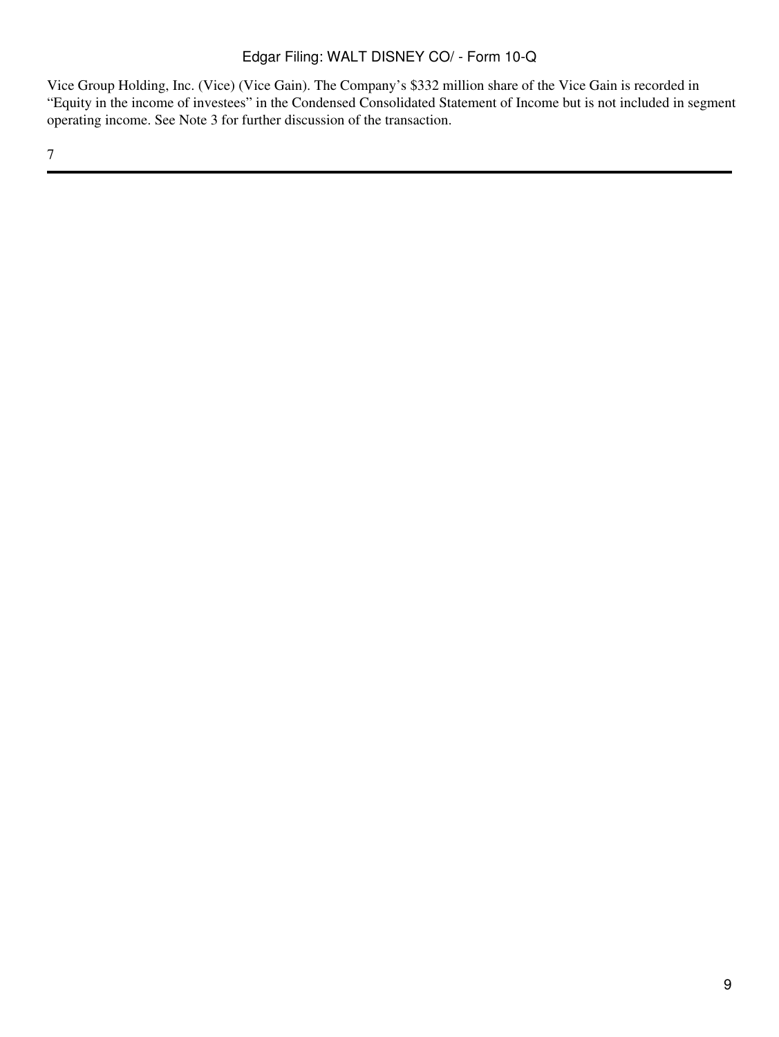Vice Group Holding, Inc. (Vice) (Vice Gain). The Company's $332 million share of the Vice Gain is recorded in "Equity in the income of investees" in the Condensed Consolidated Statement of Income but is not included in segment operating income. See Note 3 for further discussion of the transaction.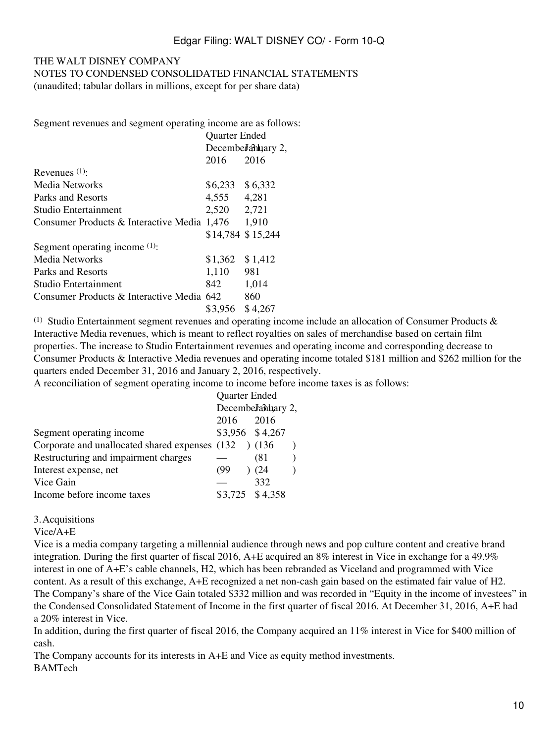THE WALT DISNEY COMPANY
NOTES TO CONDENSED CONSOLIDATED FINANCIAL STATEMENTS
(unaudited; tabular dollars in millions, except for per share data)

Segment revenues and segment operating income are as follows:

| | Quarter Ended | |
|---|---|---|
| | December 31, 2016 | January 2, 2016 |
| Revenues [(1)]: | | |
| Media Networks | $6,233 | $6,332 |
| Parks and Resorts | 4,555 | 4,281 |
| Studio Entertainment | 2,520 | 2,721 |
| Consumer Products & Interactive Media | 1,476 | 1,910 |
| | $14,784 | $15,244 |
| Segment operating income [(1)]: | | |
| Media Networks | $1,362 | $1,412 |
| Parks and Resorts | 1,110 | 981 |
| Studio Entertainment | 842 | 1,014 |
| Consumer Products & Interactive Media | 642 | 860 |
| | $3,956 | $4,267 |

[(1)] Studio Entertainment segment revenues and operating income include an allocation of Consumer Products & Interactive Media revenues, which is meant to reflect royalties on sales of merchandise based on certain film properties. The increase to Studio Entertainment revenues and operating income and corresponding decrease to Consumer Products & Interactive Media revenues and operating income totaled $181 million and $262 million for the quarters ended December 31, 2016 and January 2, 2016, respectively.

A reconciliation of segment operating income to income before income taxes is as follows:

| | Quarter Ended | |
|---|---|---|
| | December 31, 2016 | January 2, 2016 |
| Segment operating income | $3,956 | $4,267 |
| Corporate and unallocated shared expenses | (132) | (136) |
| Restructuring and impairment charges | — | (81) |
| Interest expense, net | (99) | (24) |
| Vice Gain | — | 332 |
| Income before income taxes | $3,725 | $4,358 |

3. Acquisitions

Vice/A+E

Vice is a media company targeting a millennial audience through news and pop culture content and creative brand integration. During the first quarter of fiscal 2016, A+E acquired an 8% interest in Vice in exchange for a 49.9% interest in one of A+E's cable channels, H2, which has been rebranded as Viceland and programmed with Vice content. As a result of this exchange, A+E recognized a net non-cash gain based on the estimated fair value of H2. The Company's share of the Vice Gain totaled $332 million and was recorded in "Equity in the income of investees" in the Condensed Consolidated Statement of Income in the first quarter of fiscal 2016. At December 31, 2016, A+E had a 20% interest in Vice.

In addition, during the first quarter of fiscal 2016, the Company acquired an 11% interest in Vice for $400 million of cash.

The Company accounts for its interests in A+E and Vice as equity method investments.

BAMTech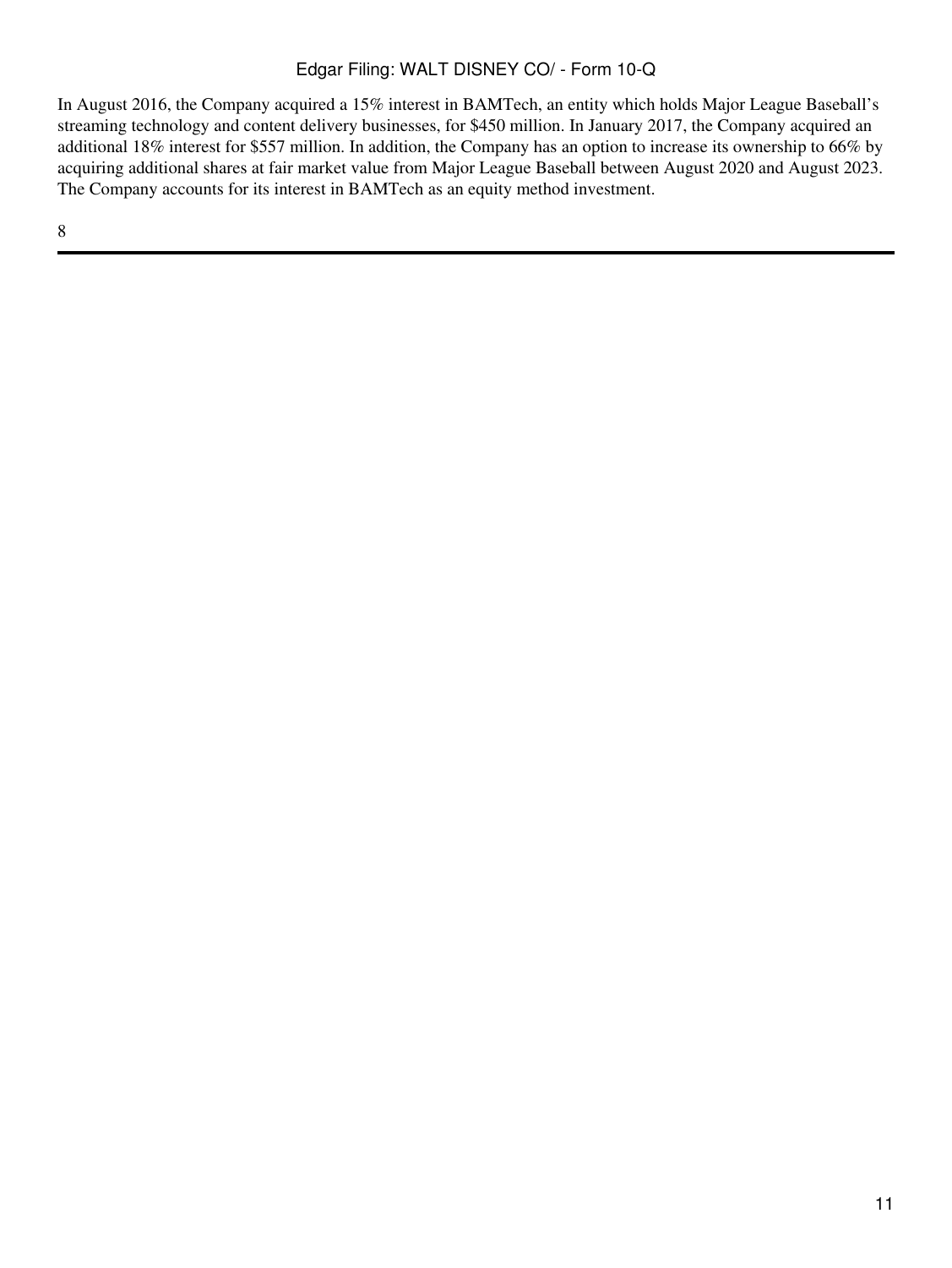In August 2016, the Company acquired a 15% interest in BAMTech, an entity which holds Major League Baseball's streaming technology and content delivery businesses, for $450 million. In January 2017, the Company acquired an additional 18% interest for $557 million. In addition, the Company has an option to increase its ownership to 66% by acquiring additional shares at fair market value from Major League Baseball between August 2020 and August 2023. The Company accounts for its interest in BAMTech as an equity method investment.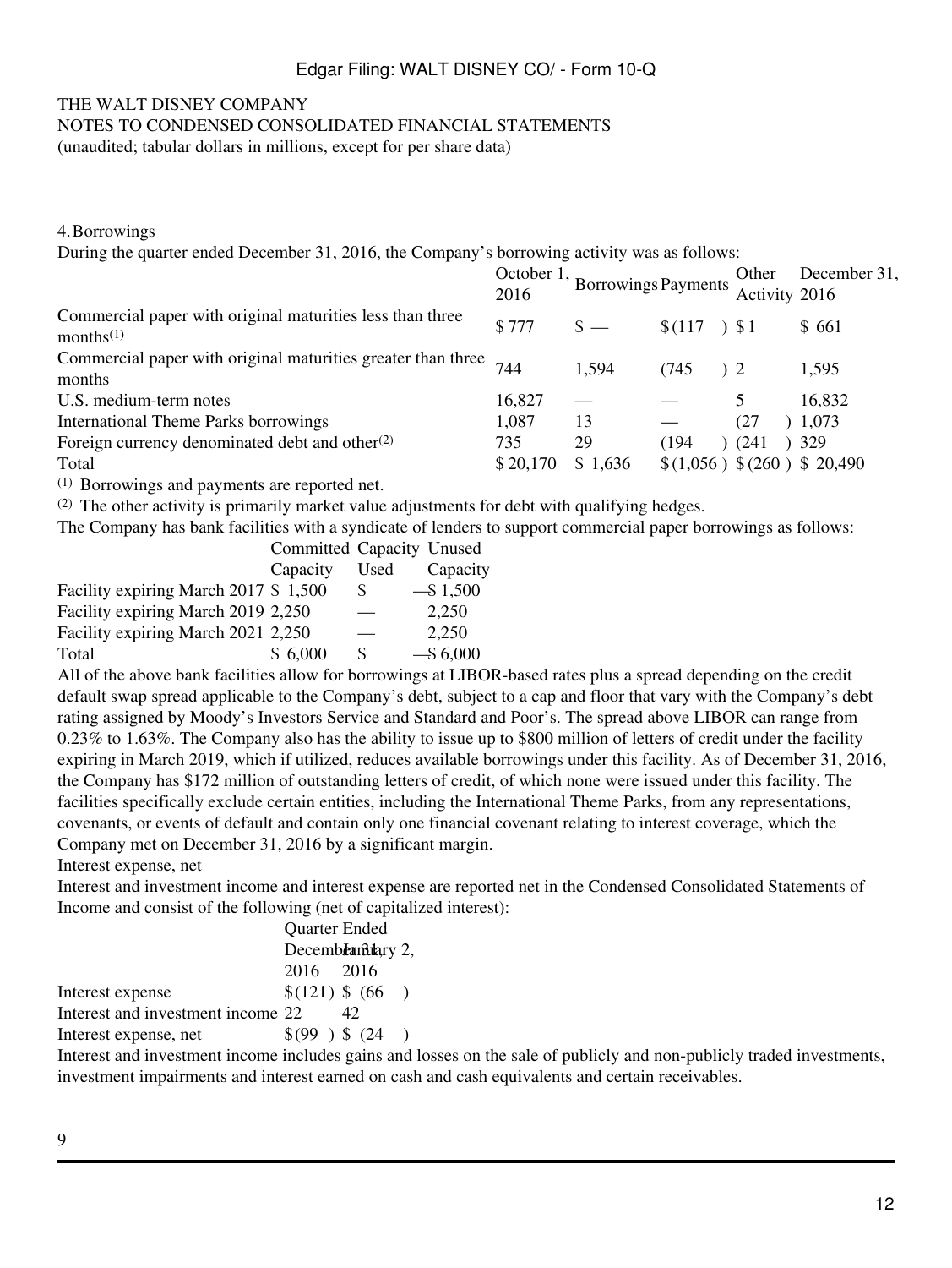THE WALT DISNEY COMPANY
NOTES TO CONDENSED CONSOLIDATED FINANCIAL STATEMENTS
(unaudited; tabular dollars in millions, except for per share data)

4. Borrowings

During the quarter ended December 31, 2016, the Company's borrowing activity was as follows:

| | October 1, 2016 | Borrowings | Payments | Other Activity | December 31, 2016 |
|---|---|---|---|---|---|
| Commercial paper with original maturities less than three months[1] | $ 777 | $ — | $ (117) | $ 1 | $ 661 |
| Commercial paper with original maturities greater than three months | 744 | 1,594 | (745) | 2 | 1,595 |
| U.S. medium-term notes | 16,827 | — | — | 5 | 16,832 |
| International Theme Parks borrowings | 1,087 | 13 | — | (27) | 1,073 |
| Foreign currency denominated debt and other[2] | 735 | 29 | (194) | (241) | 329 |
| Total | $ 20,170 | $ 1,636 | $ (1,056) | $ (260) | $ 20,490 |

[1] Borrowings and payments are reported net.

[2] The other activity is primarily market value adjustments for debt with qualifying hedges.

The Company has bank facilities with a syndicate of lenders to support commercial paper borrowings as follows:

| | Committed Capacity | Capacity Used | Unused Capacity |
|---|---|---|---|
| Facility expiring March 2017 | $ 1,500 | $ — | $ 1,500 |
| Facility expiring March 2019 | 2,250 | — | 2,250 |
| Facility expiring March 2021 | 2,250 | — | 2,250 |
| Total | $ 6,000 | $ — | $ 6,000 |

All of the above bank facilities allow for borrowings at LIBOR-based rates plus a spread depending on the credit default swap spread applicable to the Company's debt, subject to a cap and floor that vary with the Company's debt rating assigned by Moody's Investors Service and Standard and Poor's. The spread above LIBOR can range from 0.23% to 1.63%. The Company also has the ability to issue up to $800 million of letters of credit under the facility expiring in March 2019, which if utilized, reduces available borrowings under this facility. As of December 31, 2016, the Company has $172 million of outstanding letters of credit, of which none were issued under this facility. The facilities specifically exclude certain entities, including the International Theme Parks, from any representations, covenants, or events of default and contain only one financial covenant relating to interest coverage, which the Company met on December 31, 2016 by a significant margin.

Interest expense, net

Interest and investment income and interest expense are reported net in the Condensed Consolidated Statements of Income and consist of the following (net of capitalized interest):

| | Quarter Ended | |
|---|---|---|
| | December 31, 2016 | January 2, 2016 |
| Interest expense | $ (121) | $ (66) |
| Interest and investment income | 22 | 42 |
| Interest expense, net | $ (99) | $ (24) |

Interest and investment income includes gains and losses on the sale of publicly and non-publicly traded investments, investment impairments and interest earned on cash and cash equivalents and certain receivables.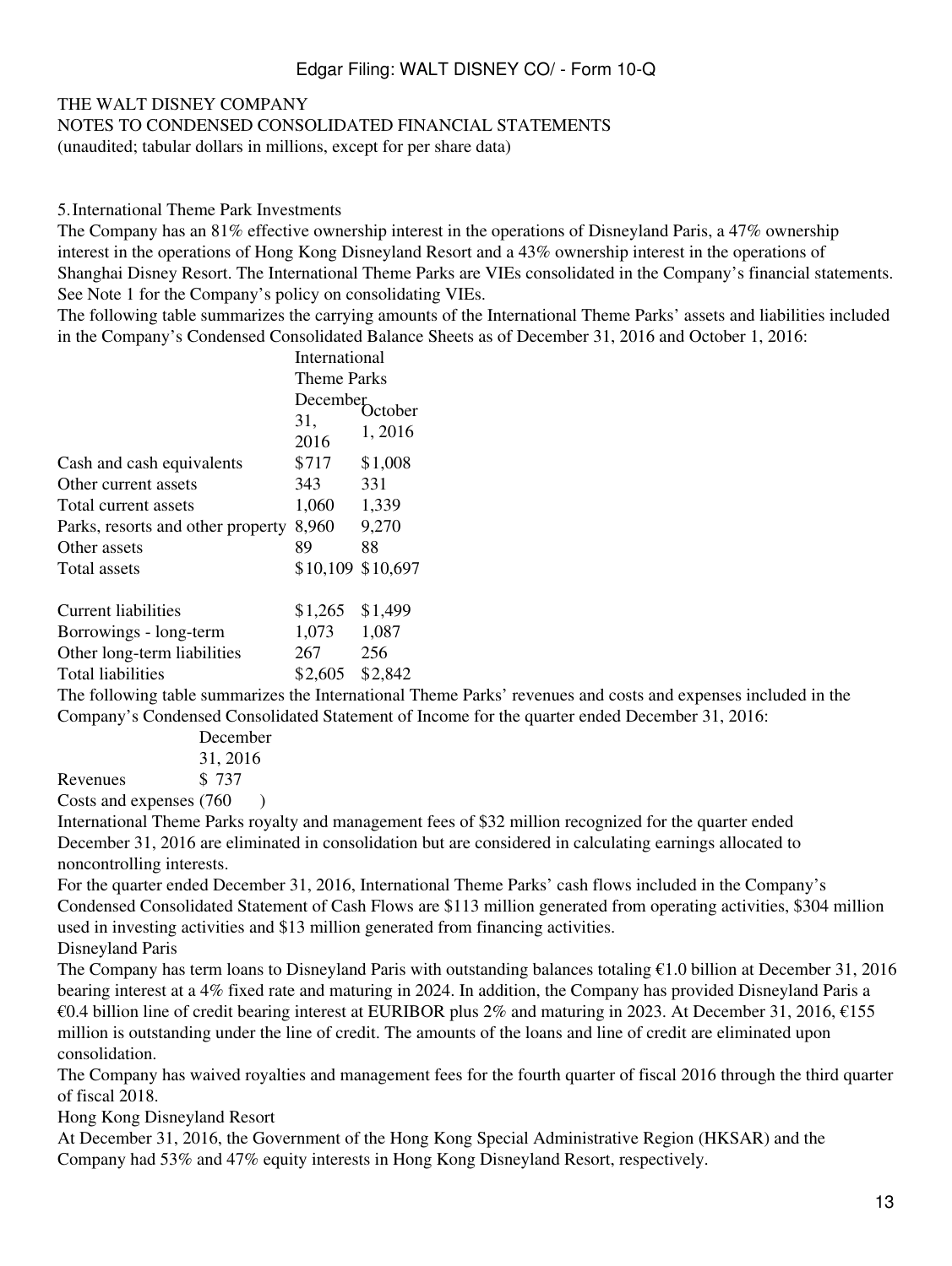THE WALT DISNEY COMPANY
NOTES TO CONDENSED CONSOLIDATED FINANCIAL STATEMENTS
(unaudited; tabular dollars in millions, except for per share data)

5. International Theme Park Investments

The Company has an 81% effective ownership interest in the operations of Disneyland Paris, a 47% ownership interest in the operations of Hong Kong Disneyland Resort and a 43% ownership interest in the operations of Shanghai Disney Resort. The International Theme Parks are VIEs consolidated in the Company's financial statements. See Note 1 for the Company's policy on consolidating VIEs.

The following table summarizes the carrying amounts of the International Theme Parks' assets and liabilities included in the Company's Condensed Consolidated Balance Sheets as of December 31, 2016 and October 1, 2016:

| | International Theme Parks | |
|---|---|---|
| | December 31, 2016 | October 1, 2016 |
| Cash and cash equivalents | $717 | $1,008 |
| Other current assets | 343 | 331 |
| Total current assets | 1,060 | 1,339 |
| Parks, resorts and other property | 8,960 | 9,270 |
| Other assets | 89 | 88 |
| Total assets | $10,109 | $10,697 |
| | | |
| Current liabilities | $1,265 | $1,499 |
| Borrowings - long-term | 1,073 | 1,087 |
| Other long-term liabilities | 267 | 256 |
| Total liabilities | $2,605 | $2,842 |

The following table summarizes the International Theme Parks' revenues and costs and expenses included in the Company's Condensed Consolidated Statement of Income for the quarter ended December 31, 2016:

| | December 31, 2016 |
|---|---|
| Revenues | $ 737 |
| Costs and expenses | (760 ) |

International Theme Parks royalty and management fees of $32 million recognized for the quarter ended December 31, 2016 are eliminated in consolidation but are considered in calculating earnings allocated to noncontrolling interests.

For the quarter ended December 31, 2016, International Theme Parks' cash flows included in the Company's Condensed Consolidated Statement of Cash Flows are $113 million generated from operating activities, $304 million used in investing activities and $13 million generated from financing activities.

Disneyland Paris

The Company has term loans to Disneyland Paris with outstanding balances totaling €1.0 billion at December 31, 2016 bearing interest at a 4% fixed rate and maturing in 2024. In addition, the Company has provided Disneyland Paris a €0.4 billion line of credit bearing interest at EURIBOR plus 2% and maturing in 2023. At December 31, 2016, €155 million is outstanding under the line of credit. The amounts of the loans and line of credit are eliminated upon consolidation.

The Company has waived royalties and management fees for the fourth quarter of fiscal 2016 through the third quarter of fiscal 2018.

Hong Kong Disneyland Resort

At December 31, 2016, the Government of the Hong Kong Special Administrative Region (HKSAR) and the Company had 53% and 47% equity interests in Hong Kong Disneyland Resort, respectively.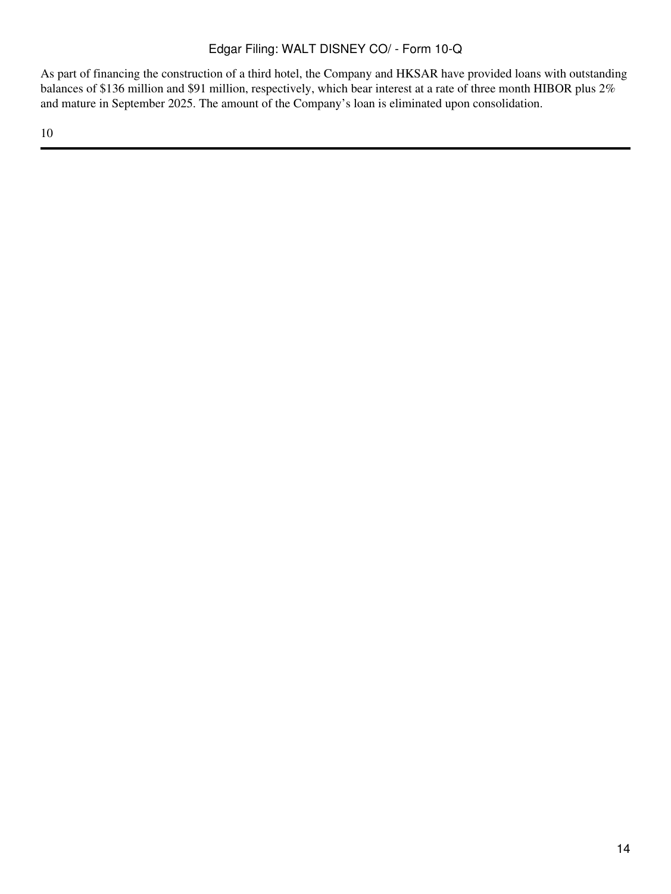As part of financing the construction of a third hotel, the Company and HKSAR have provided loans with outstanding balances of $136 million and $91 million, respectively, which bear interest at a rate of three month HIBOR plus 2% and mature in September 2025. The amount of the Company's loan is eliminated upon consolidation.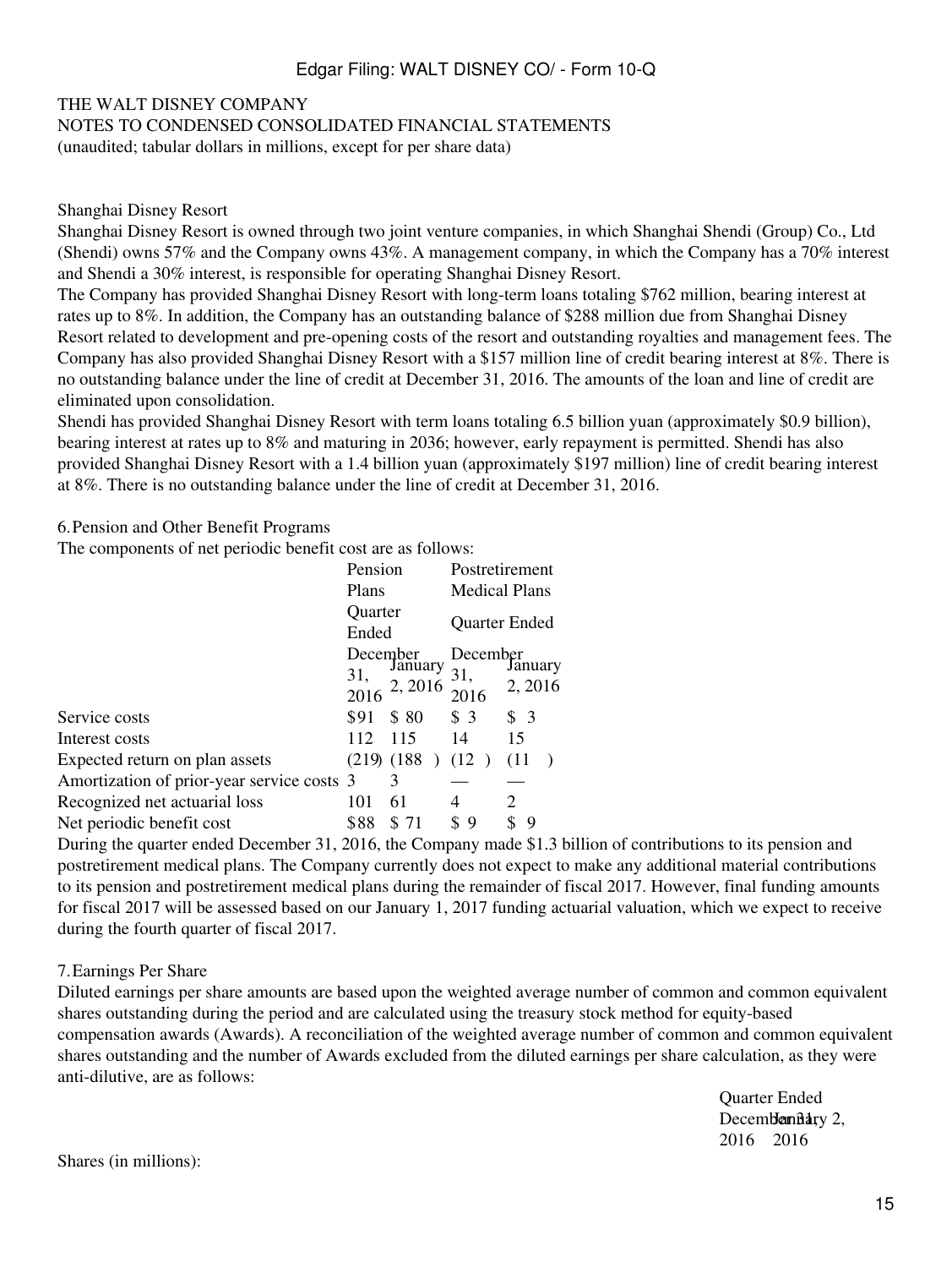THE WALT DISNEY COMPANY
NOTES TO CONDENSED CONSOLIDATED FINANCIAL STATEMENTS
(unaudited; tabular dollars in millions, except for per share data)

Shanghai Disney Resort

Shanghai Disney Resort is owned through two joint venture companies, in which Shanghai Shendi (Group) Co., Ltd (Shendi) owns 57% and the Company owns 43%. A management company, in which the Company has a 70% interest and Shendi a 30% interest, is responsible for operating Shanghai Disney Resort.

The Company has provided Shanghai Disney Resort with long-term loans totaling $762 million, bearing interest at rates up to 8%. In addition, the Company has an outstanding balance of $288 million due from Shanghai Disney Resort related to development and pre-opening costs of the resort and outstanding royalties and management fees. The Company has also provided Shanghai Disney Resort with a $157 million line of credit bearing interest at 8%. There is no outstanding balance under the line of credit at December 31, 2016. The amounts of the loan and line of credit are eliminated upon consolidation.

Shendi has provided Shanghai Disney Resort with term loans totaling 6.5 billion yuan (approximately $0.9 billion), bearing interest at rates up to 8% and maturing in 2036; however, early repayment is permitted. Shendi has also provided Shanghai Disney Resort with a 1.4 billion yuan (approximately $197 million) line of credit bearing interest at 8%. There is no outstanding balance under the line of credit at December 31, 2016.

6. Pension and Other Benefit Programs

The components of net periodic benefit cost are as follows:

| | Pension Plans | | Postretirement Medical Plans | |
|---|---|---|---|---|
| | Quarter Ended | | Quarter Ended | |
| | December 31, 2016 | January 2, 2016 | December 31, 2016 | January 2, 2016 |
| Service costs | $91 | $ 80 | $ 3 | $ 3 |
| Interest costs | 112 | 115 | 14 | 15 |
| Expected return on plan assets | (219) | (188 ) | (12 ) | (11 ) |
| Amortization of prior-year service costs | 3 | 3 | — | — |
| Recognized net actuarial loss | 101 | 61 | 4 | 2 |
| Net periodic benefit cost | $88 | $ 71 | $ 9 | $ 9 |

During the quarter ended December 31, 2016, the Company made $1.3 billion of contributions to its pension and postretirement medical plans. The Company currently does not expect to make any additional material contributions to its pension and postretirement medical plans during the remainder of fiscal 2017. However, final funding amounts for fiscal 2017 will be assessed based on our January 1, 2017 funding actuarial valuation, which we expect to receive during the fourth quarter of fiscal 2017.

7. Earnings Per Share

Diluted earnings per share amounts are based upon the weighted average number of common and common equivalent shares outstanding during the period and are calculated using the treasury stock method for equity-based compensation awards (Awards). A reconciliation of the weighted average number of common and common equivalent shares outstanding and the number of Awards excluded from the diluted earnings per share calculation, as they were anti-dilutive, are as follows:

| | Quarter Ended | |
|---|---|---|
| | December 31, 2016 | January 2, 2016 |
| Shares (in millions): | | |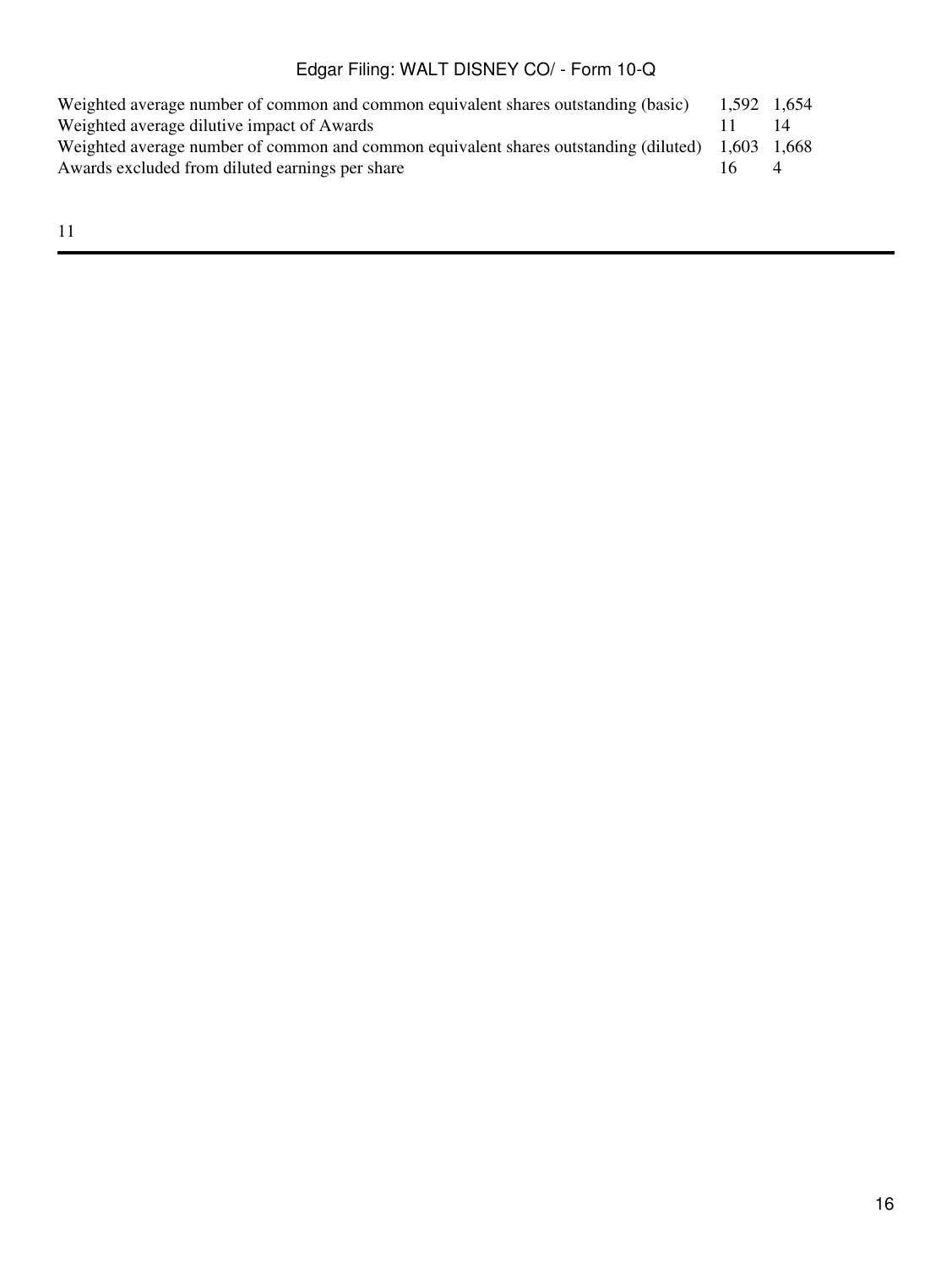| | | |
|---|---|---|
| Weighted average number of common and common equivalent shares outstanding (basic) | 1,592 | 1,654 |
| Weighted average dilutive impact of Awards | 11 | 14 |
| Weighted average number of common and common equivalent shares outstanding (diluted) | 1,603 | 1,668 |
| Awards excluded from diluted earnings per share | 16 | 4 |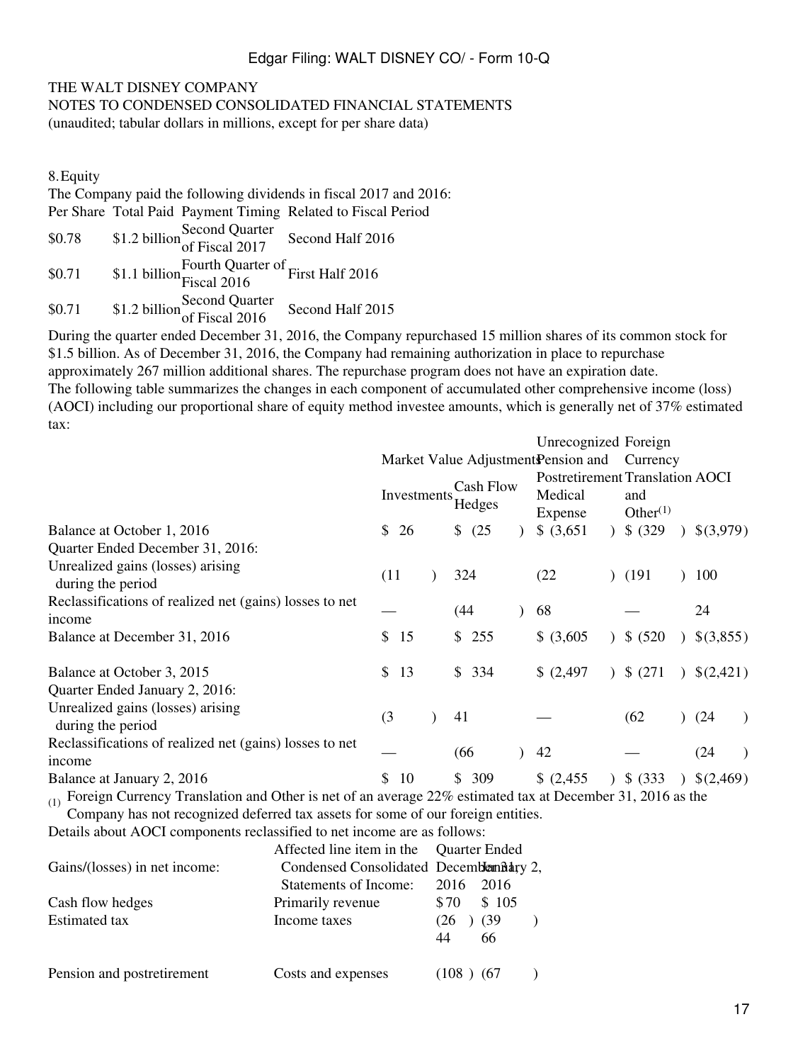THE WALT DISNEY COMPANY
NOTES TO CONDENSED CONSOLIDATED FINANCIAL STATEMENTS
(unaudited; tabular dollars in millions, except for per share data)

## 8. Equity

The Company paid the following dividends in fiscal 2017 and 2016:

| Per Share | Total Paid | Payment Timing | Related to Fiscal Period |
|---|---|---|---|
| $0.78 | $1.2 billion | Second Quarter of Fiscal 2017 | Second Half 2016 |
| $0.71 | $1.1 billion | Fourth Quarter of Fiscal 2016 | First Half 2016 |
| $0.71 | $1.2 billion | Second Quarter of Fiscal 2016 | Second Half 2015 |

During the quarter ended December 31, 2016, the Company repurchased 15 million shares of its common stock for $1.5 billion. As of December 31, 2016, the Company had remaining authorization in place to repurchase approximately 267 million additional shares. The repurchase program does not have an expiration date.

The following table summarizes the changes in each component of accumulated other comprehensive income (loss) (AOCI) including our proportional share of equity method investee amounts, which is generally net of 37% estimated tax:

| | Market Value Adjustments | | Unrecognized Pension and Postretirement Medical Expense | Foreign Currency Translation and Other[(1)] | AOCI |
|---|---|---|---|---|---|
| | Investments | Cash Flow Hedges | | | |
| Balance at October 1, 2016 | $ 26 | $ (25) | $ (3,651) | $ (329) | $(3,979) |
| Quarter Ended December 31, 2016: | | | | | |
| Unrealized gains (losses) arising during the period | (11) | 324 | (22) | (191) | 100 |
| Reclassifications of realized net (gains) losses to net income | — | (44) | 68 | — | 24 |
| Balance at December 31, 2016 | $ 15 | $ 255 | $ (3,605) | $ (520) | $(3,855) |
| | | | | | |
| Balance at October 3, 2015 | $ 13 | $ 334 | $ (2,497) | $ (271) | $(2,421) |
| Quarter Ended January 2, 2016: | | | | | |
| Unrealized gains (losses) arising during the period | (3) | 41 | — | (62) | (24) |
| Reclassifications of realized net (gains) losses to net income | — | (66) | 42 | — | (24) |
| Balance at January 2, 2016 | $ 10 | $ 309 | $ (2,455) | $ (333) | $(2,469) |

(1) Foreign Currency Translation and Other is net of an average 22% estimated tax at December 31, 2016 as the Company has not recognized deferred tax assets for some of our foreign entities.

Details about AOCI components reclassified to net income are as follows:

| Gains/(losses) in net income: | Affected line item in the Condensed Consolidated Statements of Income: | Quarter Ended December 31, 2016 | January 2, 2016 |
|---|---|---|---|
| Cash flow hedges | Primarily revenue | $70 | $ 105 |
| Estimated tax | Income taxes | (26) | (39) |
| | | 44 | 66 |
| | | | |
| Pension and postretirement | Costs and expenses | (108) | (67) |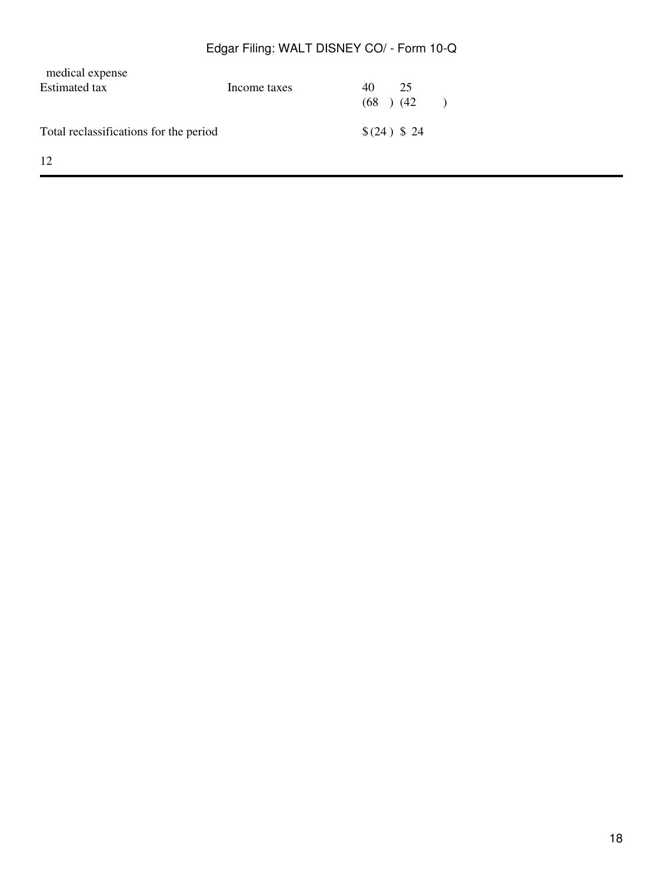| | | | |
|---|---|---|---|
| medical expense | | | |
| Estimated tax | Income taxes | 40 | 25 |
| | | (68) | (42) |
| Total reclassifications for the period | | $ (24) | $ 24 |

12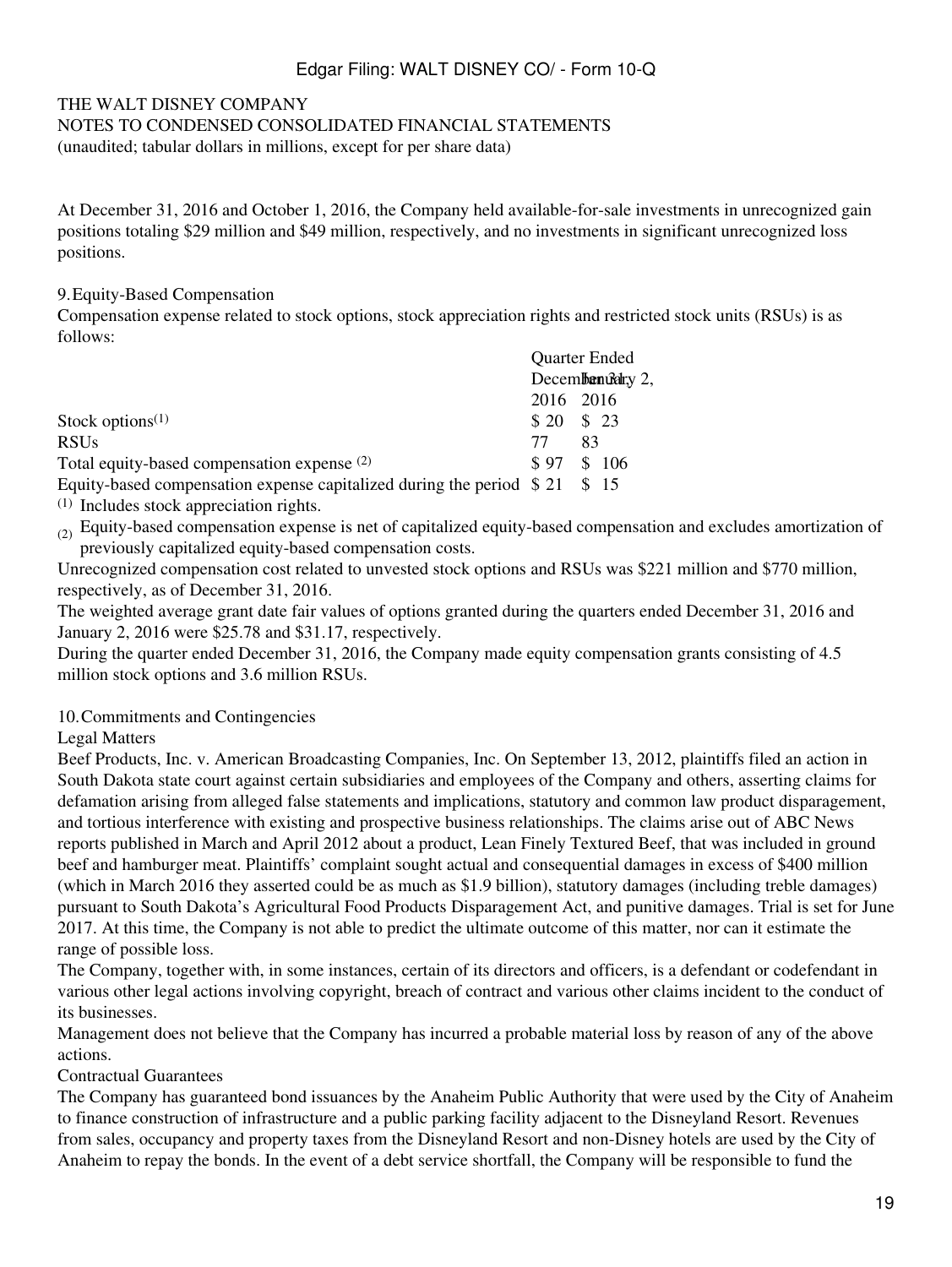THE WALT DISNEY COMPANY
NOTES TO CONDENSED CONSOLIDATED FINANCIAL STATEMENTS
(unaudited; tabular dollars in millions, except for per share data)

At December 31, 2016 and October 1, 2016, the Company held available-for-sale investments in unrecognized gain positions totaling $29 million and $49 million, respectively, and no investments in significant unrecognized loss positions.

## 9. Equity-Based Compensation

Compensation expense related to stock options, stock appreciation rights and restricted stock units (RSUs) is as follows:

| | Quarter Ended | |
|---|---|---|
| | December 31, 2016 | January 2, 2016 |
| Stock options[(1)] | $ 20 | $ 23 |
| RSUs | 77 | 83 |
| Total equity-based compensation expense [(2)] | $ 97 | $ 106 |
| Equity-based compensation expense capitalized during the period | $ 21 | $ 15 |

(1) Includes stock appreciation rights.

(2) Equity-based compensation expense is net of capitalized equity-based compensation and excludes amortization of previously capitalized equity-based compensation costs.

Unrecognized compensation cost related to unvested stock options and RSUs was $221 million and $770 million, respectively, as of December 31, 2016.

The weighted average grant date fair values of options granted during the quarters ended December 31, 2016 and January 2, 2016 were $25.78 and $31.17, respectively.

During the quarter ended December 31, 2016, the Company made equity compensation grants consisting of 4.5 million stock options and 3.6 million RSUs.

## 10. Commitments and Contingencies

### Legal Matters

Beef Products, Inc. v. American Broadcasting Companies, Inc. On September 13, 2012, plaintiffs filed an action in South Dakota state court against certain subsidiaries and employees of the Company and others, asserting claims for defamation arising from alleged false statements and implications, statutory and common law product disparagement, and tortious interference with existing and prospective business relationships. The claims arise out of ABC News reports published in March and April 2012 about a product, Lean Finely Textured Beef, that was included in ground beef and hamburger meat. Plaintiffs' complaint sought actual and consequential damages in excess of $400 million (which in March 2016 they asserted could be as much as $1.9 billion), statutory damages (including treble damages) pursuant to South Dakota's Agricultural Food Products Disparagement Act, and punitive damages. Trial is set for June 2017. At this time, the Company is not able to predict the ultimate outcome of this matter, nor can it estimate the range of possible loss.

The Company, together with, in some instances, certain of its directors and officers, is a defendant or codefendant in various other legal actions involving copyright, breach of contract and various other claims incident to the conduct of its businesses.

Management does not believe that the Company has incurred a probable material loss by reason of any of the above actions.

### Contractual Guarantees

The Company has guaranteed bond issuances by the Anaheim Public Authority that were used by the City of Anaheim to finance construction of infrastructure and a public parking facility adjacent to the Disneyland Resort. Revenues from sales, occupancy and property taxes from the Disneyland Resort and non-Disney hotels are used by the City of Anaheim to repay the bonds. In the event of a debt service shortfall, the Company will be responsible to fund the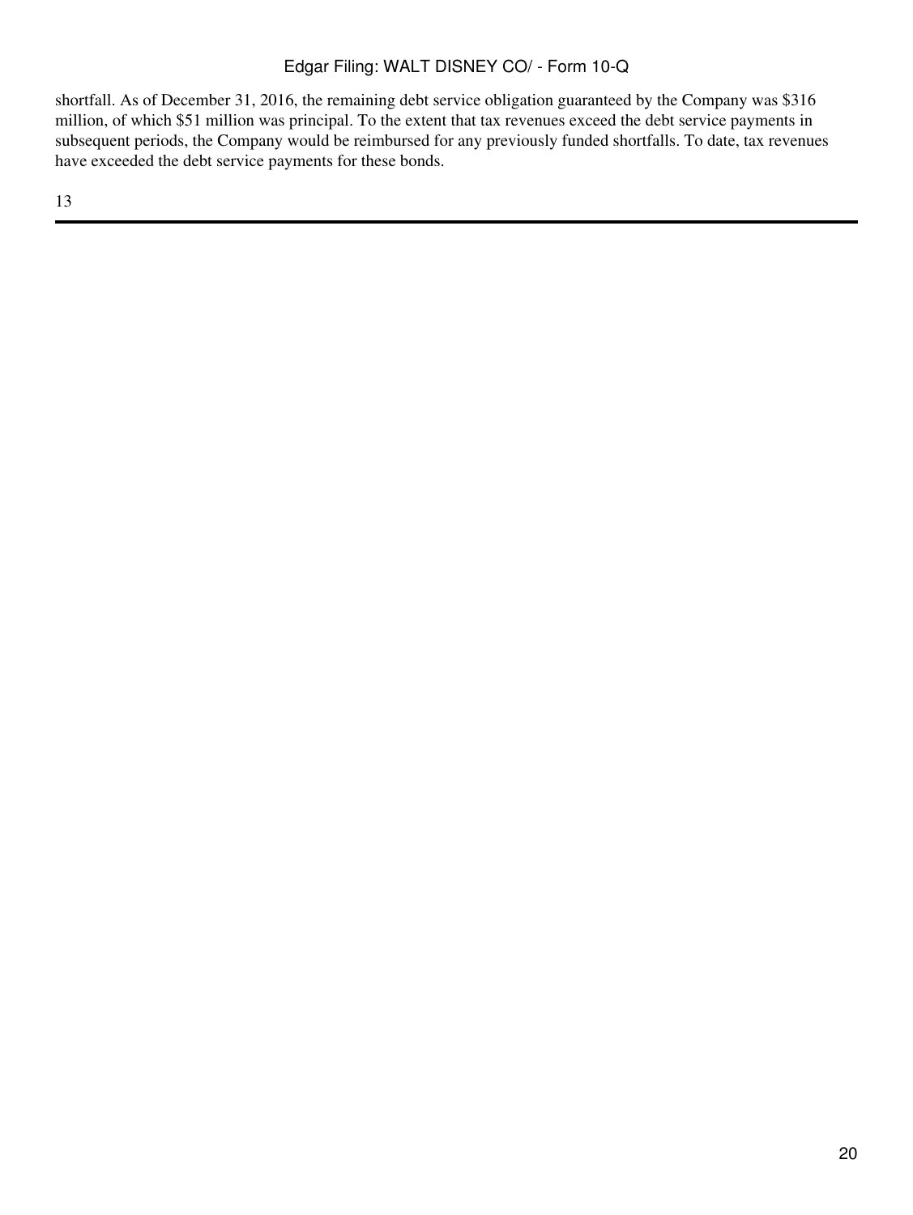shortfall. As of December 31, 2016, the remaining debt service obligation guaranteed by the Company was $316 million, of which $51 million was principal. To the extent that tax revenues exceed the debt service payments in subsequent periods, the Company would be reimbursed for any previously funded shortfalls. To date, tax revenues have exceeded the debt service payments for these bonds.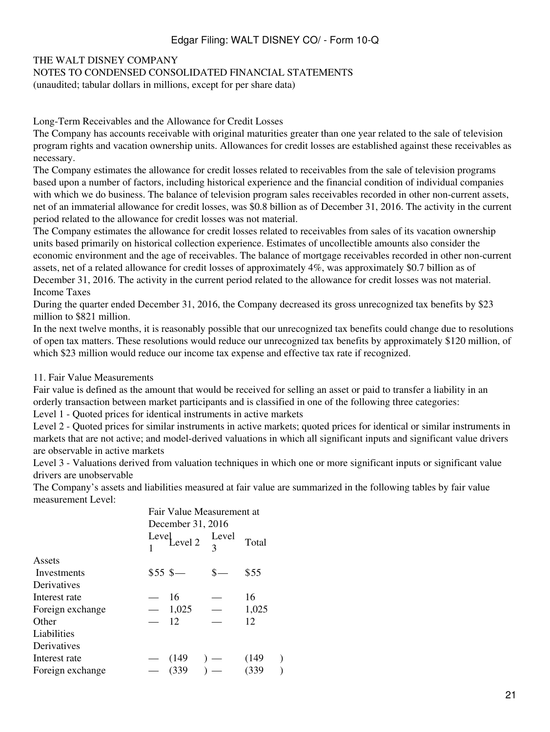THE WALT DISNEY COMPANY
NOTES TO CONDENSED CONSOLIDATED FINANCIAL STATEMENTS
(unaudited; tabular dollars in millions, except for per share data)

Long-Term Receivables and the Allowance for Credit Losses

The Company has accounts receivable with original maturities greater than one year related to the sale of television program rights and vacation ownership units. Allowances for credit losses are established against these receivables as necessary.

The Company estimates the allowance for credit losses related to receivables from the sale of television programs based upon a number of factors, including historical experience and the financial condition of individual companies with which we do business. The balance of television program sales receivables recorded in other non-current assets, net of an immaterial allowance for credit losses, was $0.8 billion as of December 31, 2016. The activity in the current period related to the allowance for credit losses was not material.

The Company estimates the allowance for credit losses related to receivables from sales of its vacation ownership units based primarily on historical collection experience. Estimates of uncollectible amounts also consider the economic environment and the age of receivables. The balance of mortgage receivables recorded in other non-current assets, net of a related allowance for credit losses of approximately 4%, was approximately $0.7 billion as of December 31, 2016. The activity in the current period related to the allowance for credit losses was not material.

Income Taxes

During the quarter ended December 31, 2016, the Company decreased its gross unrecognized tax benefits by $23 million to $821 million.

In the next twelve months, it is reasonably possible that our unrecognized tax benefits could change due to resolutions of open tax matters. These resolutions would reduce our unrecognized tax benefits by approximately $120 million, of which $23 million would reduce our income tax expense and effective tax rate if recognized.

## 11. Fair Value Measurements

Fair value is defined as the amount that would be received for selling an asset or paid to transfer a liability in an orderly transaction between market participants and is classified in one of the following three categories:

Level 1 - Quoted prices for identical instruments in active markets

Level 2 - Quoted prices for similar instruments in active markets; quoted prices for identical or similar instruments in markets that are not active; and model-derived valuations in which all significant inputs and significant value drivers are observable in active markets

Level 3 - Valuations derived from valuation techniques in which one or more significant inputs or significant value drivers are unobservable

The Company's assets and liabilities measured at fair value are summarized in the following tables by fair value measurement Level:

| | Fair Value Measurement at December 31, 2016 | | | |
|---|---|---|---|---|
| | Level 1 | Level 2 | Level 3 | Total |
| **Assets** | | | | |
| Investments | $55 | $— | $— | $55 |
| Derivatives | | | | |
| Interest rate | — | 16 | — | 16 |
| Foreign exchange | — | 1,025 | — | 1,025 |
| Other | — | 12 | — | 12 |
| **Liabilities** | | | | |
| Derivatives | | | | |
| Interest rate | — | (149) | — | (149) |
| Foreign exchange | — | (339) | — | (339) |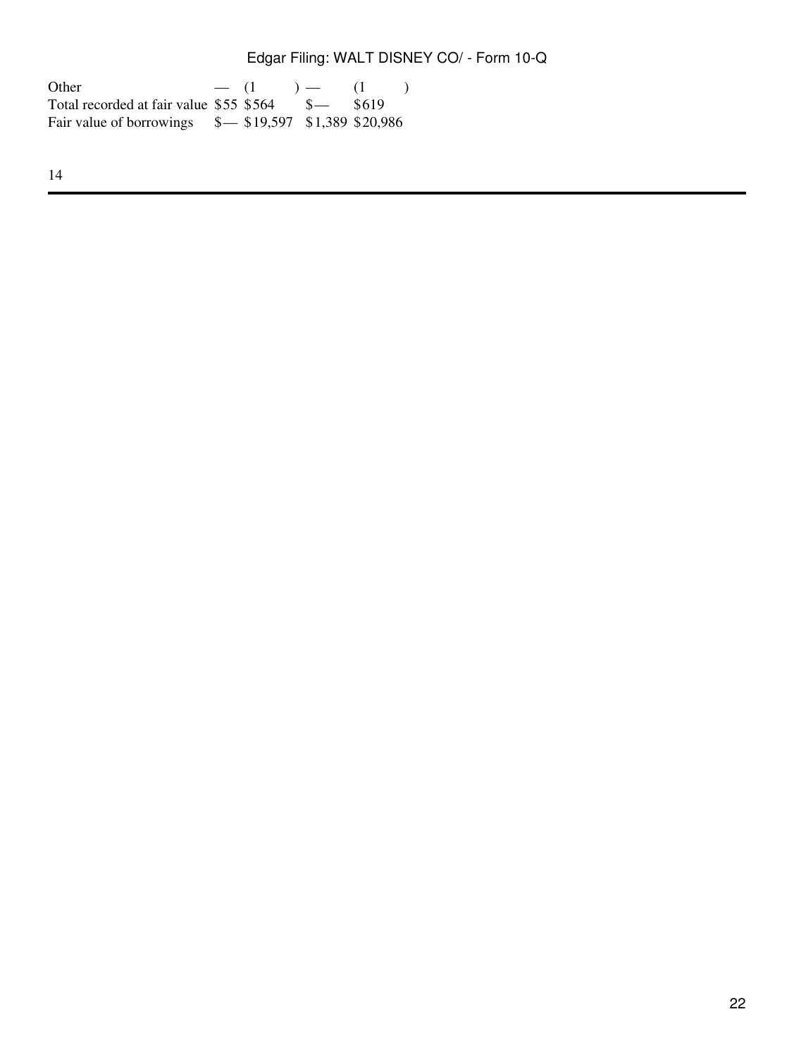| | | | | |
|---|---|---|---|---|
| Other | — | (1) | — | (1) |
| Total recorded at fair value | $55 | $564 | $— | $619 |
| Fair value of borrowings | $— | $19,597 | $1,389 | $20,986 |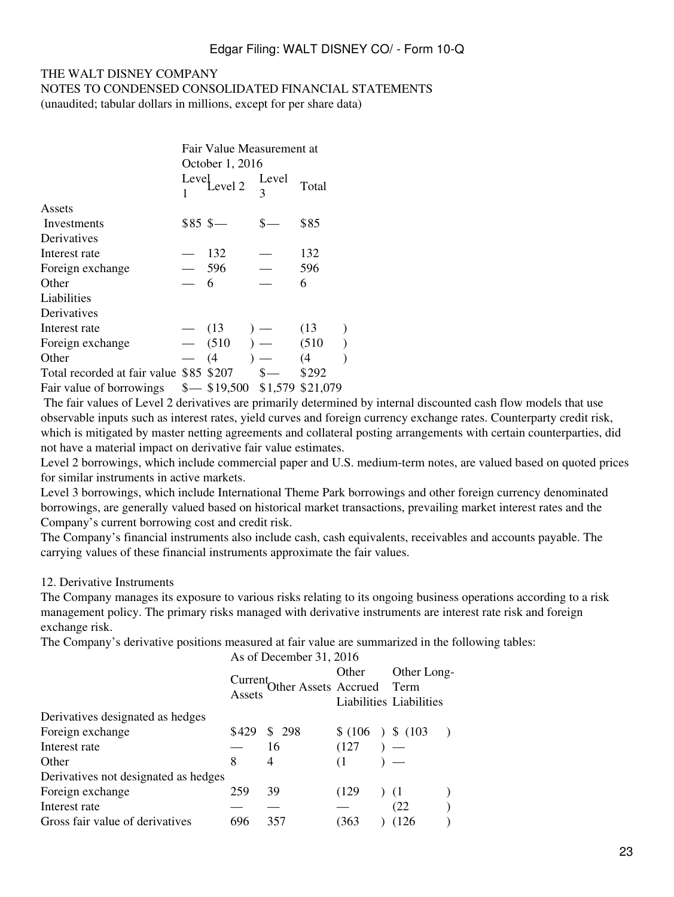THE WALT DISNEY COMPANY
NOTES TO CONDENSED CONSOLIDATED FINANCIAL STATEMENTS
(unaudited; tabular dollars in millions, except for per share data)

| | Fair Value Measurement at October 1, 2016 | | | |
|---|---|---|---|---|
| | Level 1 | Level 2 | Level 3 | Total |
| Assets | | | | |
| Investments | $85 | $— | $— | $85 |
| Derivatives | | | | |
| Interest rate | — | 132 | — | 132 |
| Foreign exchange | — | 596 | — | 596 |
| Other | — | 6 | — | 6 |
| Liabilities | | | | |
| Derivatives | | | | |
| Interest rate | — | (13) | — | (13) |
| Foreign exchange | — | (510) | — | (510) |
| Other | — | (4) | — | (4) |
| Total recorded at fair value | $85 | $207 | $— | $292 |
| Fair value of borrowings | $— | $19,500 | $1,579 | $21,079 |

The fair values of Level 2 derivatives are primarily determined by internal discounted cash flow models that use observable inputs such as interest rates, yield curves and foreign currency exchange rates. Counterparty credit risk, which is mitigated by master netting agreements and collateral posting arrangements with certain counterparties, did not have a material impact on derivative fair value estimates.

Level 2 borrowings, which include commercial paper and U.S. medium-term notes, are valued based on quoted prices for similar instruments in active markets.

Level 3 borrowings, which include International Theme Park borrowings and other foreign currency denominated borrowings, are generally valued based on historical market transactions, prevailing market interest rates and the Company's current borrowing cost and credit risk.

The Company's financial instruments also include cash, cash equivalents, receivables and accounts payable. The carrying values of these financial instruments approximate the fair values.

12. Derivative Instruments

The Company manages its exposure to various risks relating to its ongoing business operations according to a risk management policy. The primary risks managed with derivative instruments are interest rate risk and foreign exchange risk.

The Company's derivative positions measured at fair value are summarized in the following tables:

| | As of December 31, 2016 | | | |
|---|---|---|---|---|
| | Current Assets | Other Assets | Other Accrued Liabilities | Other Long-Term Liabilities |
| Derivatives designated as hedges | | | | |
| Foreign exchange | $429 | $ 298 | $ (106) | $ (103) |
| Interest rate | — | 16 | (127) | — |
| Other | 8 | 4 | (1) | — |
| Derivatives not designated as hedges | | | | |
| Foreign exchange | 259 | 39 | (129) | (1) |
| Interest rate | — | — | — | (22) |
| Gross fair value of derivatives | 696 | 357 | (363) | (126) |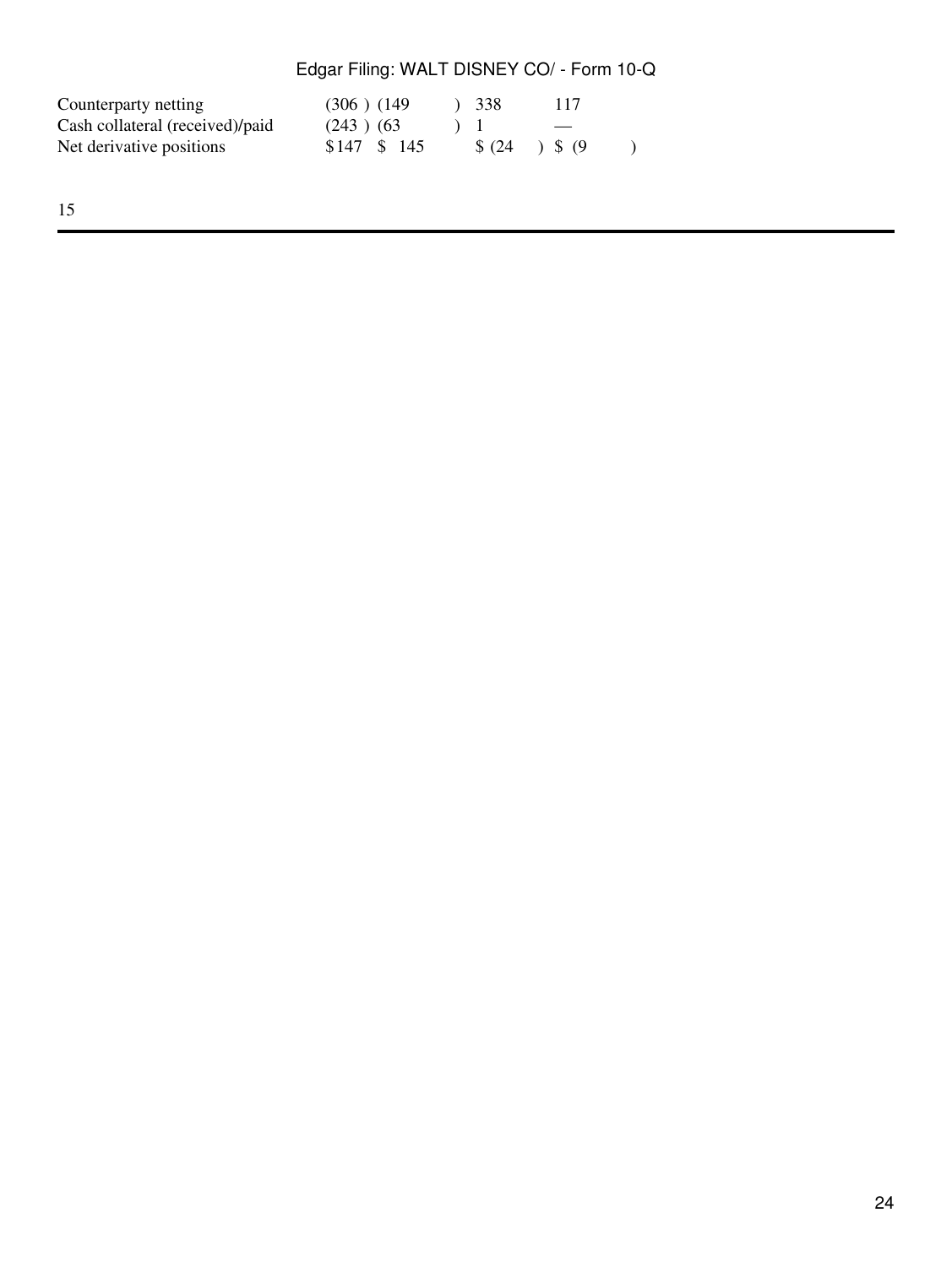| | | | | |
|---|---|---|---|---|
| Counterparty netting | (306) | (149) | 338 | 117 |
| Cash collateral (received)/paid | (243) | (63) | 1 | — |
| Net derivative positions | $147 | $ 145 | $ (24) | $ (9) |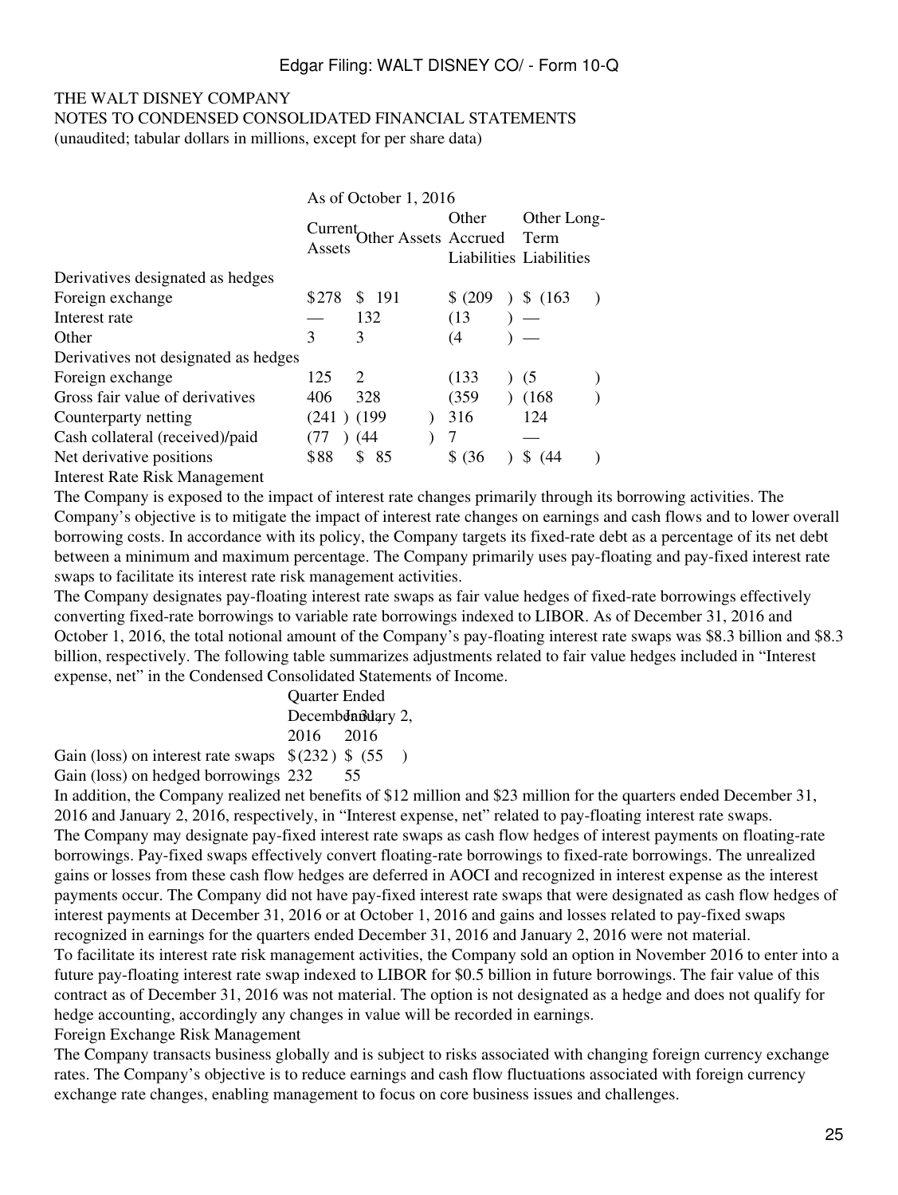THE WALT DISNEY COMPANY
NOTES TO CONDENSED CONSOLIDATED FINANCIAL STATEMENTS
(unaudited; tabular dollars in millions, except for per share data)

| | As of October 1, 2016 | | | |
|---|---|---|---|---|
| | Current Assets | Other Assets | Other Accrued Liabilities | Other Long-Term Liabilities |
| Derivatives designated as hedges | | | | |
| Foreign exchange | $278 | $ 191 | $ (209 ) | $ (163 ) |
| Interest rate | — | 132 | (13 ) | — |
| Other | 3 | 3 | (4 ) | — |
| Derivatives not designated as hedges | | | | |
| Foreign exchange | 125 | 2 | (133 ) | (5 ) |
| Gross fair value of derivatives | 406 | 328 | (359 ) | (168 ) |
| Counterparty netting | (241 ) | (199 ) | 316 | 124 |
| Cash collateral (received)/paid | (77 ) | (44 ) | 7 | — |
| Net derivative positions | $88 | $ 85 | $ (36 ) | $ (44 ) |

Interest Rate Risk Management

The Company is exposed to the impact of interest rate changes primarily through its borrowing activities. The Company's objective is to mitigate the impact of interest rate changes on earnings and cash flows and to lower overall borrowing costs. In accordance with its policy, the Company targets its fixed-rate debt as a percentage of its net debt between a minimum and maximum percentage. The Company primarily uses pay-floating and pay-fixed interest rate swaps to facilitate its interest rate risk management activities.

The Company designates pay-floating interest rate swaps as fair value hedges of fixed-rate borrowings effectively converting fixed-rate borrowings to variable rate borrowings indexed to LIBOR. As of December 31, 2016 and October 1, 2016, the total notional amount of the Company's pay-floating interest rate swaps was $8.3 billion and $8.3 billion, respectively. The following table summarizes adjustments related to fair value hedges included in "Interest expense, net" in the Condensed Consolidated Statements of Income.

| | Quarter Ended | |
|---|---|---|
| | December 31, 2016 | January 2, 2016 |
| Gain (loss) on interest rate swaps | $(232 ) | $ (55 ) |
| Gain (loss) on hedged borrowings | 232 | 55 |

In addition, the Company realized net benefits of $12 million and $23 million for the quarters ended December 31, 2016 and January 2, 2016, respectively, in "Interest expense, net" related to pay-floating interest rate swaps.

The Company may designate pay-fixed interest rate swaps as cash flow hedges of interest payments on floating-rate borrowings. Pay-fixed swaps effectively convert floating-rate borrowings to fixed-rate borrowings. The unrealized gains or losses from these cash flow hedges are deferred in AOCI and recognized in interest expense as the interest payments occur. The Company did not have pay-fixed interest rate swaps that were designated as cash flow hedges of interest payments at December 31, 2016 or at October 1, 2016 and gains and losses related to pay-fixed swaps recognized in earnings for the quarters ended December 31, 2016 and January 2, 2016 were not material.

To facilitate its interest rate risk management activities, the Company sold an option in November 2016 to enter into a future pay-floating interest rate swap indexed to LIBOR for $0.5 billion in future borrowings. The fair value of this contract as of December 31, 2016 was not material. The option is not designated as a hedge and does not qualify for hedge accounting, accordingly any changes in value will be recorded in earnings.

Foreign Exchange Risk Management

The Company transacts business globally and is subject to risks associated with changing foreign currency exchange rates. The Company's objective is to reduce earnings and cash flow fluctuations associated with foreign currency exchange rate changes, enabling management to focus on core business issues and challenges.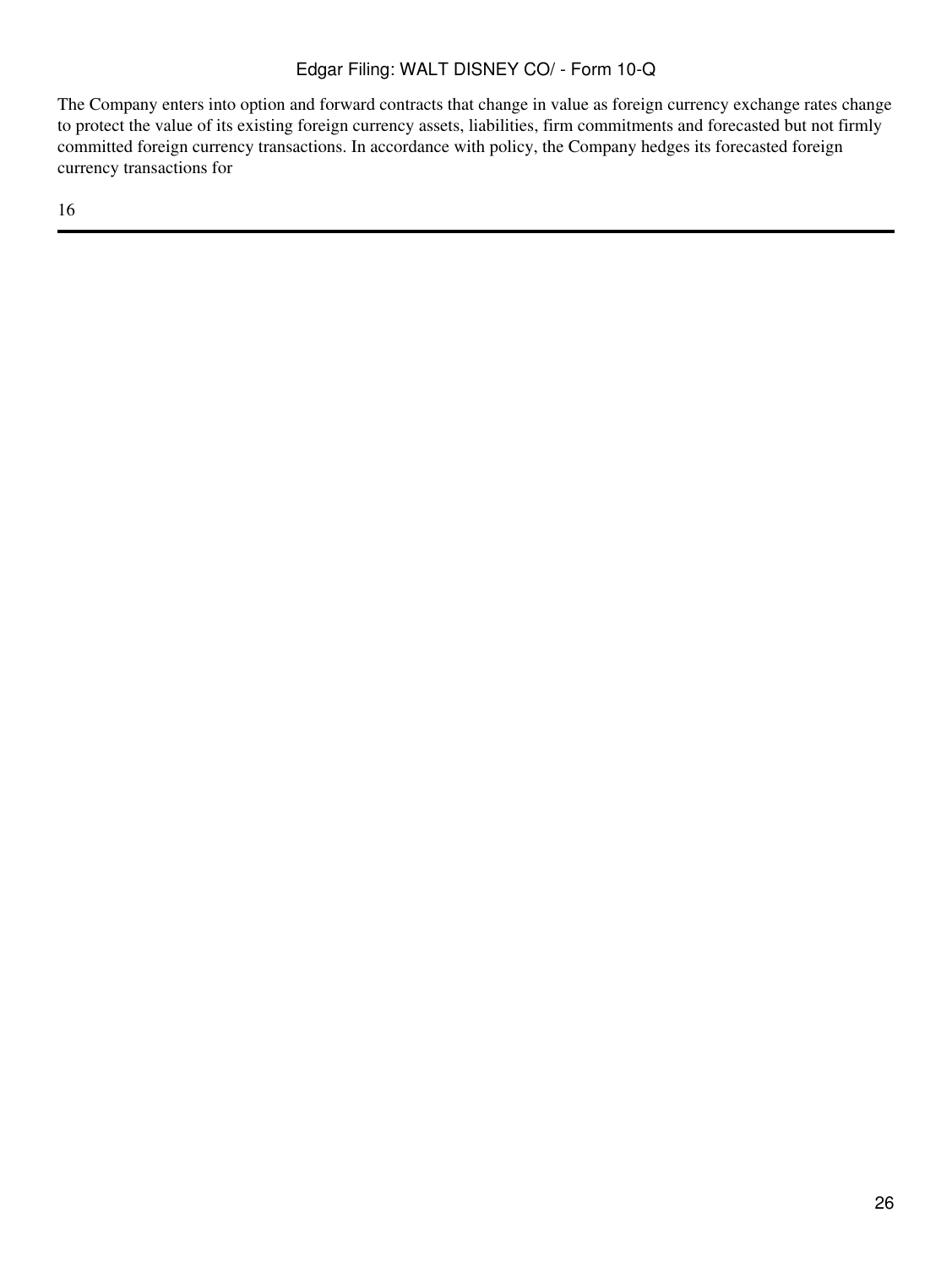The Company enters into option and forward contracts that change in value as foreign currency exchange rates change to protect the value of its existing foreign currency assets, liabilities, firm commitments and forecasted but not firmly committed foreign currency transactions. In accordance with policy, the Company hedges its forecasted foreign currency transactions for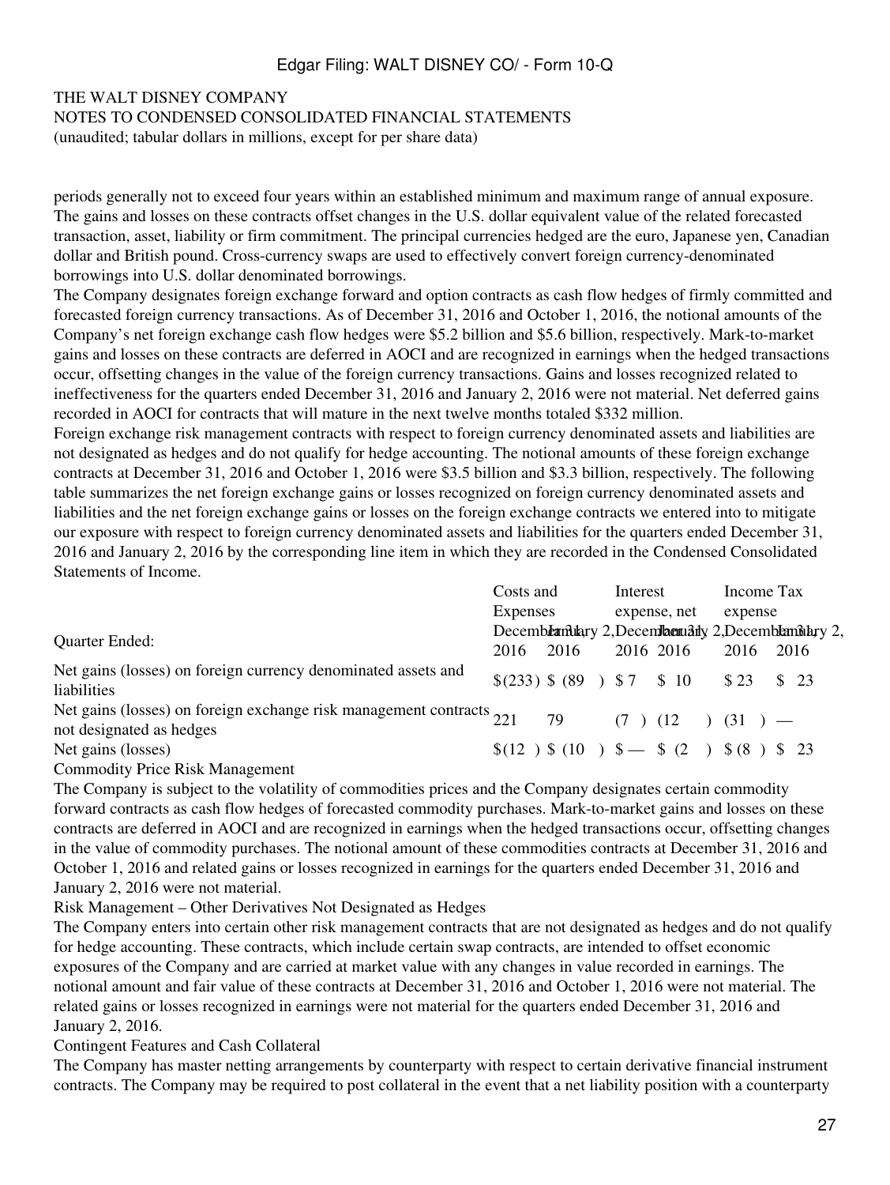THE WALT DISNEY COMPANY
NOTES TO CONDENSED CONSOLIDATED FINANCIAL STATEMENTS
(unaudited; tabular dollars in millions, except for per share data)

periods generally not to exceed four years within an established minimum and maximum range of annual exposure. The gains and losses on these contracts offset changes in the U.S. dollar equivalent value of the related forecasted transaction, asset, liability or firm commitment. The principal currencies hedged are the euro, Japanese yen, Canadian dollar and British pound. Cross-currency swaps are used to effectively convert foreign currency-denominated borrowings into U.S. dollar denominated borrowings.

The Company designates foreign exchange forward and option contracts as cash flow hedges of firmly committed and forecasted foreign currency transactions. As of December 31, 2016 and October 1, 2016, the notional amounts of the Company's net foreign exchange cash flow hedges were $5.2 billion and $5.6 billion, respectively. Mark-to-market gains and losses on these contracts are deferred in AOCI and are recognized in earnings when the hedged transactions occur, offsetting changes in the value of the foreign currency transactions. Gains and losses recognized related to ineffectiveness for the quarters ended December 31, 2016 and January 2, 2016 were not material. Net deferred gains recorded in AOCI for contracts that will mature in the next twelve months totaled $332 million.

Foreign exchange risk management contracts with respect to foreign currency denominated assets and liabilities are not designated as hedges and do not qualify for hedge accounting. The notional amounts of these foreign exchange contracts at December 31, 2016 and October 1, 2016 were $3.5 billion and $3.3 billion, respectively. The following table summarizes the net foreign exchange gains or losses recognized on foreign currency denominated assets and liabilities and the net foreign exchange gains or losses on the foreign exchange contracts we entered into to mitigate our exposure with respect to foreign currency denominated assets and liabilities for the quarters ended December 31, 2016 and January 2, 2016 by the corresponding line item in which they are recorded in the Condensed Consolidated Statements of Income.

| | Costs and Expenses | | Interest expense, net | | Income Tax expense | |
|---|---|---|---|---|---|---|
| Quarter Ended: | December 31, 2016 | January 2, 2016 | December 31, 2016 | January 2, 2016 | December 31, 2016 | January 2, 2016 |
| Net gains (losses) on foreign currency denominated assets and liabilities | $(233) | $ (89) | $ 7 | $ 10 | $ 23 | $ 23 |
| Net gains (losses) on foreign exchange risk management contracts not designated as hedges | 221 | 79 | (7) | (12) | (31) | — |
| Net gains (losses) | $(12) | $ (10) | $ — | $ (2) | $ (8) | $ 23 |

Commodity Price Risk Management

The Company is subject to the volatility of commodities prices and the Company designates certain commodity forward contracts as cash flow hedges of forecasted commodity purchases. Mark-to-market gains and losses on these contracts are deferred in AOCI and are recognized in earnings when the hedged transactions occur, offsetting changes in the value of commodity purchases. The notional amount of these commodities contracts at December 31, 2016 and October 1, 2016 and related gains or losses recognized in earnings for the quarters ended December 31, 2016 and January 2, 2016 were not material.

Risk Management – Other Derivatives Not Designated as Hedges

The Company enters into certain other risk management contracts that are not designated as hedges and do not qualify for hedge accounting. These contracts, which include certain swap contracts, are intended to offset economic exposures of the Company and are carried at market value with any changes in value recorded in earnings. The notional amount and fair value of these contracts at December 31, 2016 and October 1, 2016 were not material. The related gains or losses recognized in earnings were not material for the quarters ended December 31, 2016 and January 2, 2016.

Contingent Features and Cash Collateral

The Company has master netting arrangements by counterparty with respect to certain derivative financial instrument contracts. The Company may be required to post collateral in the event that a net liability position with a counterparty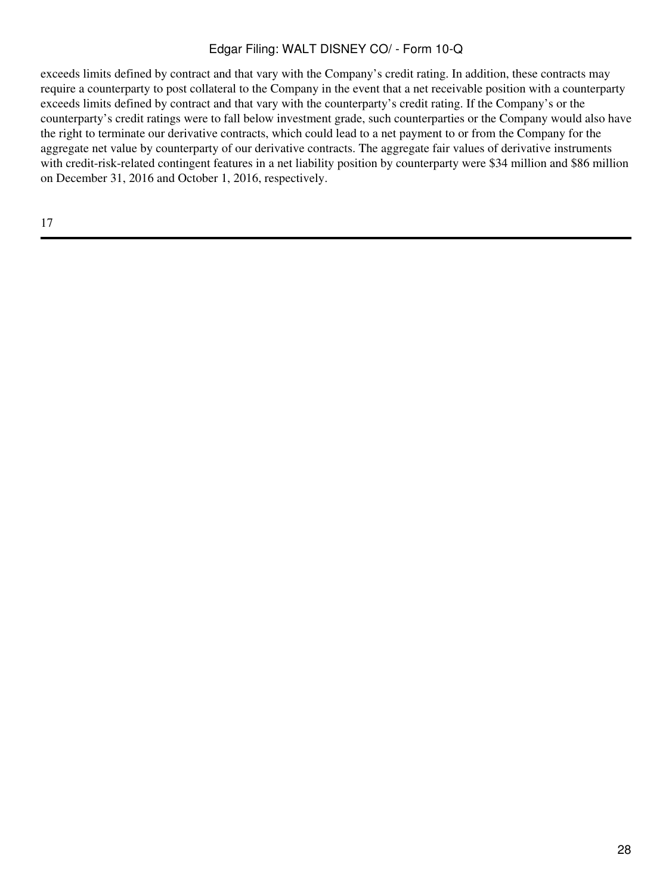exceeds limits defined by contract and that vary with the Company's credit rating. In addition, these contracts may require a counterparty to post collateral to the Company in the event that a net receivable position with a counterparty exceeds limits defined by contract and that vary with the counterparty's credit rating. If the Company's or the counterparty's credit ratings were to fall below investment grade, such counterparties or the Company would also have the right to terminate our derivative contracts, which could lead to a net payment to or from the Company for the aggregate net value by counterparty of our derivative contracts. The aggregate fair values of derivative instruments with credit-risk-related contingent features in a net liability position by counterparty were $34 million and $86 million on December 31, 2016 and October 1, 2016, respectively.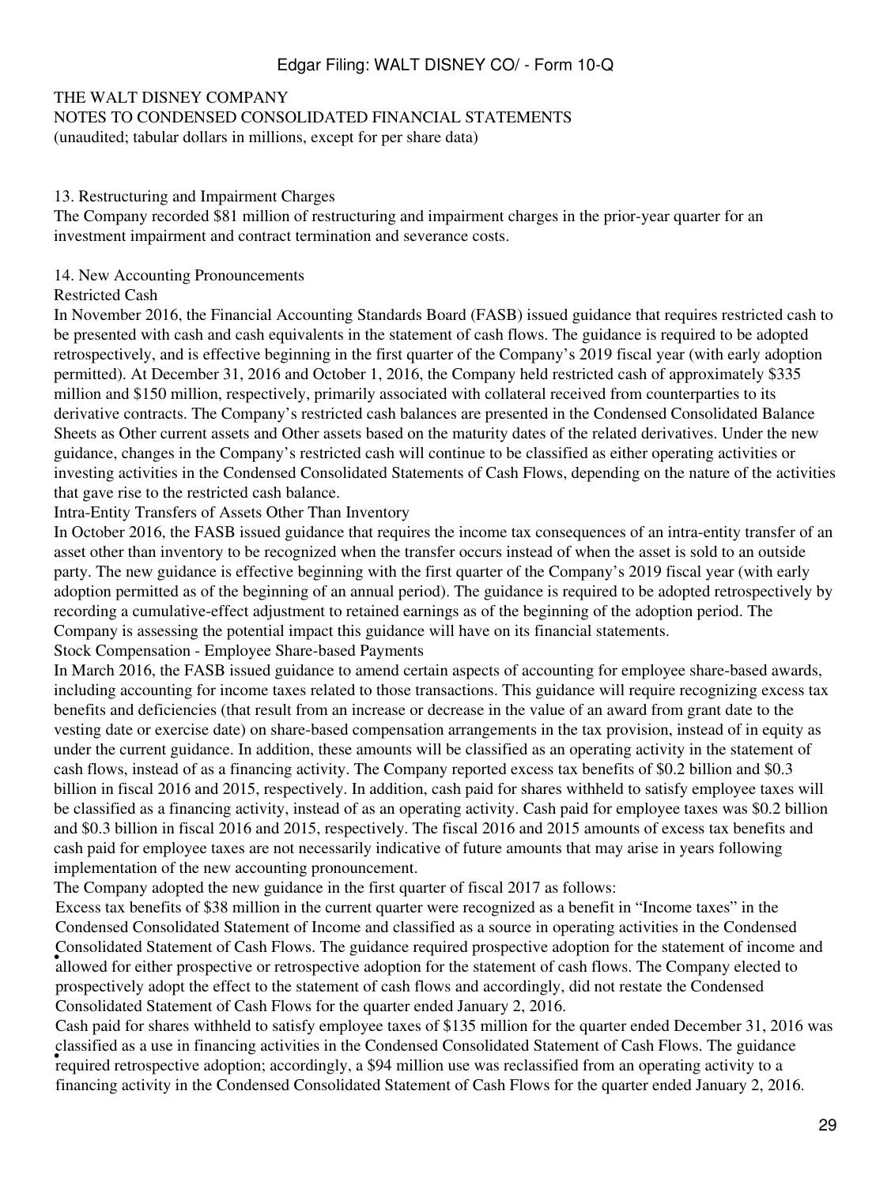THE WALT DISNEY COMPANY
NOTES TO CONDENSED CONSOLIDATED FINANCIAL STATEMENTS
(unaudited; tabular dollars in millions, except for per share data)

## 13. Restructuring and Impairment Charges

The Company recorded $81 million of restructuring and impairment charges in the prior-year quarter for an investment impairment and contract termination and severance costs.

## 14. New Accounting Pronouncements

### Restricted Cash

In November 2016, the Financial Accounting Standards Board (FASB) issued guidance that requires restricted cash to be presented with cash and cash equivalents in the statement of cash flows. The guidance is required to be adopted retrospectively, and is effective beginning in the first quarter of the Company's 2019 fiscal year (with early adoption permitted). At December 31, 2016 and October 1, 2016, the Company held restricted cash of approximately $335 million and $150 million, respectively, primarily associated with collateral received from counterparties to its derivative contracts. The Company's restricted cash balances are presented in the Condensed Consolidated Balance Sheets as Other current assets and Other assets based on the maturity dates of the related derivatives. Under the new guidance, changes in the Company's restricted cash will continue to be classified as either operating activities or investing activities in the Condensed Consolidated Statements of Cash Flows, depending on the nature of the activities that gave rise to the restricted cash balance.

### Intra-Entity Transfers of Assets Other Than Inventory

In October 2016, the FASB issued guidance that requires the income tax consequences of an intra-entity transfer of an asset other than inventory to be recognized when the transfer occurs instead of when the asset is sold to an outside party. The new guidance is effective beginning with the first quarter of the Company's 2019 fiscal year (with early adoption permitted as of the beginning of an annual period). The guidance is required to be adopted retrospectively by recording a cumulative-effect adjustment to retained earnings as of the beginning of the adoption period. The Company is assessing the potential impact this guidance will have on its financial statements.

### Stock Compensation - Employee Share-based Payments

In March 2016, the FASB issued guidance to amend certain aspects of accounting for employee share-based awards, including accounting for income taxes related to those transactions. This guidance will require recognizing excess tax benefits and deficiencies (that result from an increase or decrease in the value of an award from grant date to the vesting date or exercise date) on share-based compensation arrangements in the tax provision, instead of in equity as under the current guidance. In addition, these amounts will be classified as an operating activity in the statement of cash flows, instead of as a financing activity. The Company reported excess tax benefits of $0.2 billion and $0.3 billion in fiscal 2016 and 2015, respectively. In addition, cash paid for shares withheld to satisfy employee taxes will be classified as a financing activity, instead of as an operating activity. Cash paid for employee taxes was $0.2 billion and $0.3 billion in fiscal 2016 and 2015, respectively. The fiscal 2016 and 2015 amounts of excess tax benefits and cash paid for employee taxes are not necessarily indicative of future amounts that may arise in years following implementation of the new accounting pronouncement.

The Company adopted the new guidance in the first quarter of fiscal 2017 as follows:

- Excess tax benefits of $38 million in the current quarter were recognized as a benefit in "Income taxes" in the Condensed Consolidated Statement of Income and classified as a source in operating activities in the Condensed Consolidated Statement of Cash Flows. The guidance required prospective adoption for the statement of income and allowed for either prospective or retrospective adoption for the statement of cash flows. The Company elected to prospectively adopt the effect to the statement of cash flows and accordingly, did not restate the Condensed Consolidated Statement of Cash Flows for the quarter ended January 2, 2016.
- Cash paid for shares withheld to satisfy employee taxes of $135 million for the quarter ended December 31, 2016 was classified as a use in financing activities in the Condensed Consolidated Statement of Cash Flows. The guidance required retrospective adoption; accordingly, a $94 million use was reclassified from an operating activity to a financing activity in the Condensed Consolidated Statement of Cash Flows for the quarter ended January 2, 2016.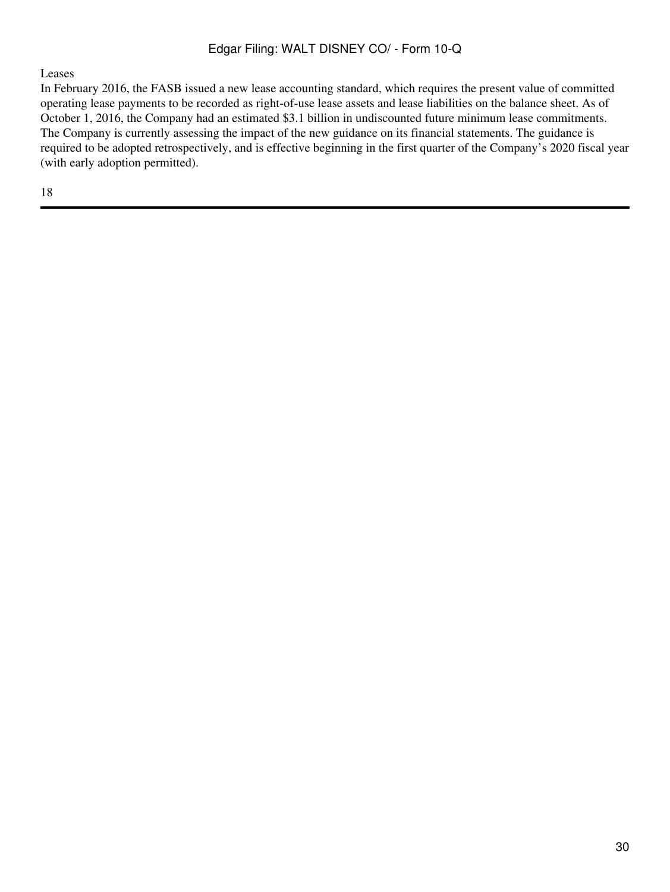Leases

In February 2016, the FASB issued a new lease accounting standard, which requires the present value of committed operating lease payments to be recorded as right-of-use lease assets and lease liabilities on the balance sheet. As of October 1, 2016, the Company had an estimated $3.1 billion in undiscounted future minimum lease commitments. The Company is currently assessing the impact of the new guidance on its financial statements. The guidance is required to be adopted retrospectively, and is effective beginning in the first quarter of the Company's 2020 fiscal year (with early adoption permitted).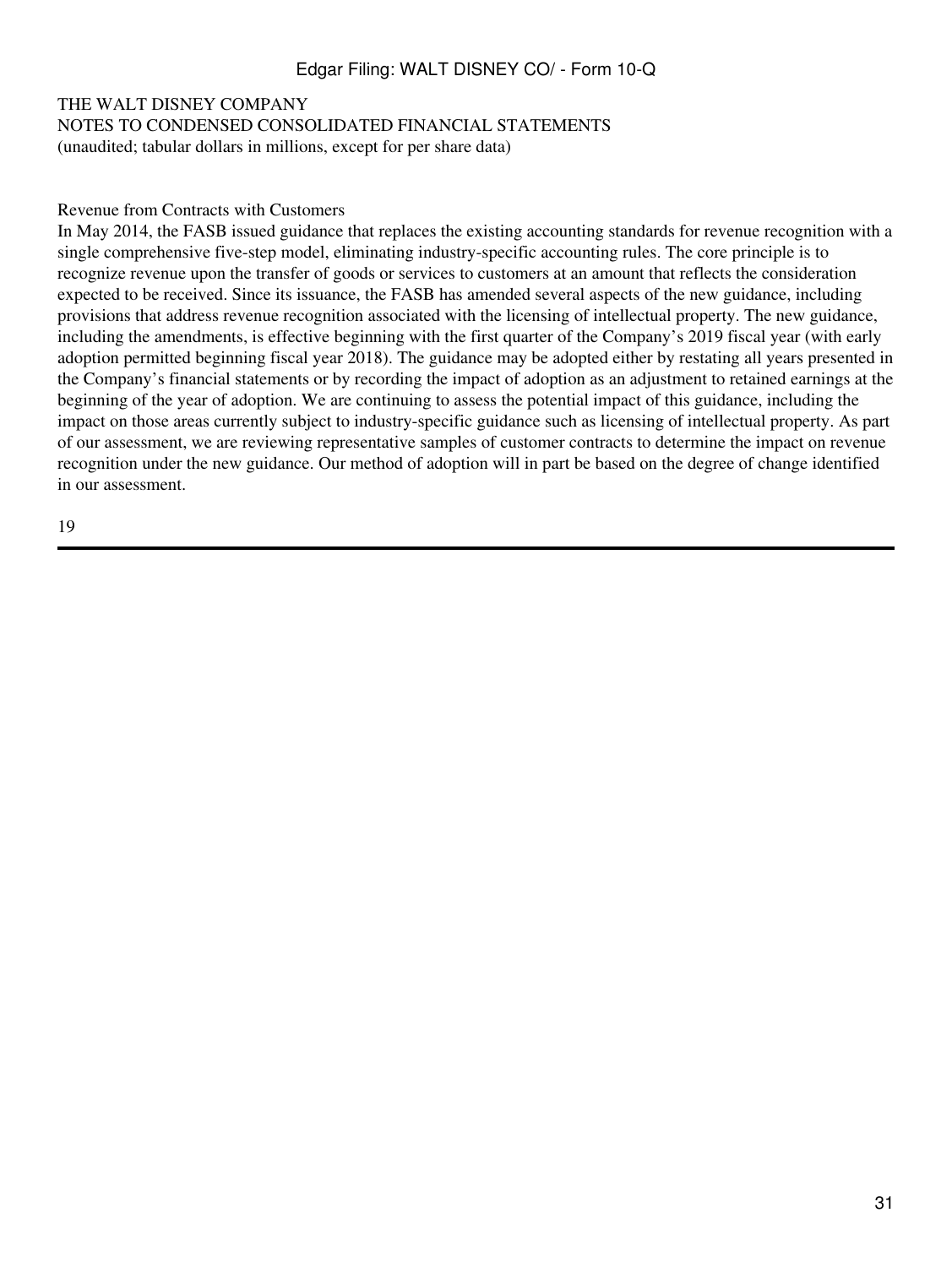THE WALT DISNEY COMPANY
NOTES TO CONDENSED CONSOLIDATED FINANCIAL STATEMENTS
(unaudited; tabular dollars in millions, except for per share data)

Revenue from Contracts with Customers

In May 2014, the FASB issued guidance that replaces the existing accounting standards for revenue recognition with a single comprehensive five-step model, eliminating industry-specific accounting rules. The core principle is to recognize revenue upon the transfer of goods or services to customers at an amount that reflects the consideration expected to be received. Since its issuance, the FASB has amended several aspects of the new guidance, including provisions that address revenue recognition associated with the licensing of intellectual property. The new guidance, including the amendments, is effective beginning with the first quarter of the Company's 2019 fiscal year (with early adoption permitted beginning fiscal year 2018). The guidance may be adopted either by restating all years presented in the Company's financial statements or by recording the impact of adoption as an adjustment to retained earnings at the beginning of the year of adoption. We are continuing to assess the potential impact of this guidance, including the impact on those areas currently subject to industry-specific guidance such as licensing of intellectual property. As part of our assessment, we are reviewing representative samples of customer contracts to determine the impact on revenue recognition under the new guidance. Our method of adoption will in part be based on the degree of change identified in our assessment.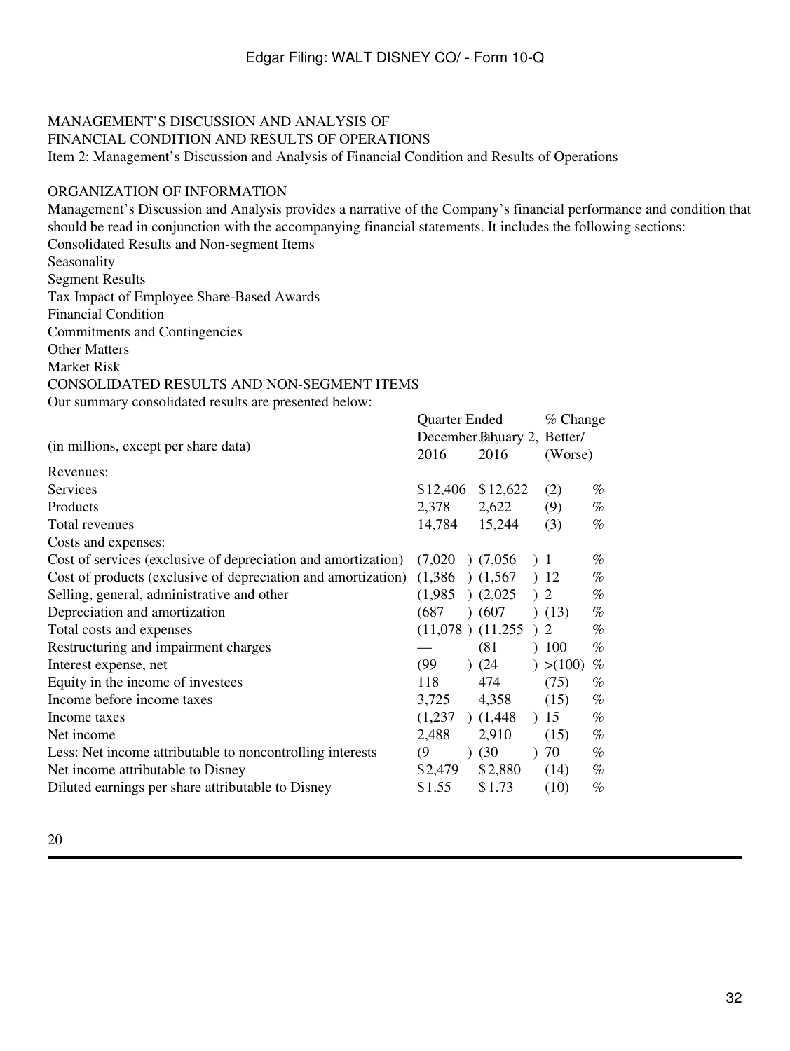# MANAGEMENT'S DISCUSSION AND ANALYSIS OF FINANCIAL CONDITION AND RESULTS OF OPERATIONS

Item 2: Management's Discussion and Analysis of Financial Condition and Results of Operations

## ORGANIZATION OF INFORMATION

Management's Discussion and Analysis provides a narrative of the Company's financial performance and condition that should be read in conjunction with the accompanying financial statements. It includes the following sections:

Consolidated Results and Non-segment Items
Seasonality
Segment Results
Tax Impact of Employee Share-Based Awards
Financial Condition
Commitments and Contingencies
Other Matters
Market Risk

## CONSOLIDATED RESULTS AND NON-SEGMENT ITEMS

Our summary consolidated results are presented below:

| (in millions, except per share data) | Quarter Ended December 31, 2016 | Quarter Ended January 2, 2016 | % Change Better/ (Worse) |
|---|---|---|---|
| Revenues: | | | |
| Services | $12,406 | $12,622 | (2) % |
| Products | 2,378 | 2,622 | (9) % |
| Total revenues | 14,784 | 15,244 | (3) % |
| Costs and expenses: | | | |
| Cost of services (exclusive of depreciation and amortization) | (7,020) | (7,056) | 1 % |
| Cost of products (exclusive of depreciation and amortization) | (1,386) | (1,567) | 12 % |
| Selling, general, administrative and other | (1,985) | (2,025) | 2 % |
| Depreciation and amortization | (687) | (607) | (13) % |
| Total costs and expenses | (11,078) | (11,255) | 2 % |
| Restructuring and impairment charges | — | (81) | 100 % |
| Interest expense, net | (99) | (24) | >(100) % |
| Equity in the income of investees | 118 | 474 | (75) % |
| Income before income taxes | 3,725 | 4,358 | (15) % |
| Income taxes | (1,237) | (1,448) | 15 % |
| Net income | 2,488 | 2,910 | (15) % |
| Less: Net income attributable to noncontrolling interests | (9) | (30) | 70 % |
| Net income attributable to Disney | $2,479 | $2,880 | (14) % |
| Diluted earnings per share attributable to Disney | $1.55 | $1.73 | (10) % |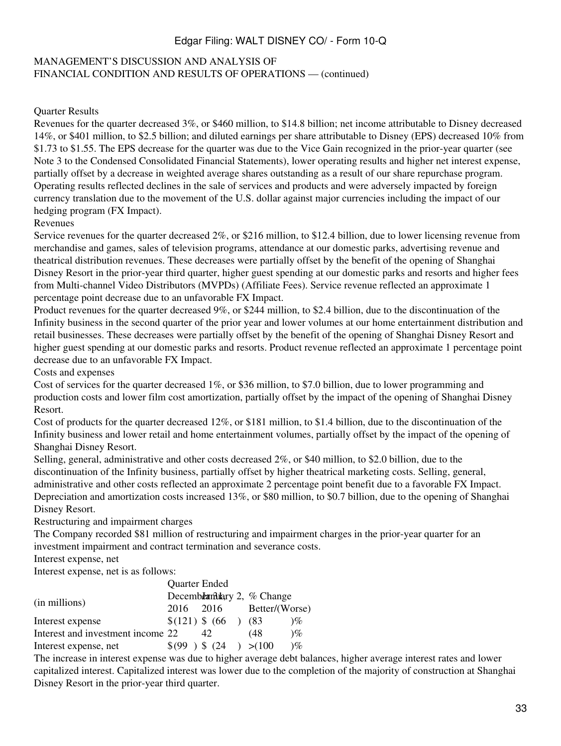MANAGEMENT'S DISCUSSION AND ANALYSIS OF
FINANCIAL CONDITION AND RESULTS OF OPERATIONS — (continued)

Quarter Results

Revenues for the quarter decreased 3%, or $460 million, to $14.8 billion; net income attributable to Disney decreased 14%, or $401 million, to $2.5 billion; and diluted earnings per share attributable to Disney (EPS) decreased 10% from $1.73 to $1.55. The EPS decrease for the quarter was due to the Vice Gain recognized in the prior-year quarter (see Note 3 to the Condensed Consolidated Financial Statements), lower operating results and higher net interest expense, partially offset by a decrease in weighted average shares outstanding as a result of our share repurchase program. Operating results reflected declines in the sale of services and products and were adversely impacted by foreign currency translation due to the movement of the U.S. dollar against major currencies including the impact of our hedging program (FX Impact).

Revenues

Service revenues for the quarter decreased 2%, or $216 million, to $12.4 billion, due to lower licensing revenue from merchandise and games, sales of television programs, attendance at our domestic parks, advertising revenue and theatrical distribution revenues. These decreases were partially offset by the benefit of the opening of Shanghai Disney Resort in the prior-year third quarter, higher guest spending at our domestic parks and resorts and higher fees from Multi-channel Video Distributors (MVPDs) (Affiliate Fees). Service revenue reflected an approximate 1 percentage point decrease due to an unfavorable FX Impact.

Product revenues for the quarter decreased 9%, or $244 million, to $2.4 billion, due to the discontinuation of the Infinity business in the second quarter of the prior year and lower volumes at our home entertainment distribution and retail businesses. These decreases were partially offset by the benefit of the opening of Shanghai Disney Resort and higher guest spending at our domestic parks and resorts. Product revenue reflected an approximate 1 percentage point decrease due to an unfavorable FX Impact.

Costs and expenses

Cost of services for the quarter decreased 1%, or $36 million, to $7.0 billion, due to lower programming and production costs and lower film cost amortization, partially offset by the impact of the opening of Shanghai Disney Resort.

Cost of products for the quarter decreased 12%, or $181 million, to $1.4 billion, due to the discontinuation of the Infinity business and lower retail and home entertainment volumes, partially offset by the impact of the opening of Shanghai Disney Resort.

Selling, general, administrative and other costs decreased 2%, or $40 million, to $2.0 billion, due to the discontinuation of the Infinity business, partially offset by higher theatrical marketing costs. Selling, general, administrative and other costs reflected an approximate 2 percentage point benefit due to a favorable FX Impact.

Depreciation and amortization costs increased 13%, or $80 million, to $0.7 billion, due to the opening of Shanghai Disney Resort.

Restructuring and impairment charges

The Company recorded $81 million of restructuring and impairment charges in the prior-year quarter for an investment impairment and contract termination and severance costs.

Interest expense, net

Interest expense, net is as follows:

| (in millions) | Quarter Ended December 31, 2016 | Quarter Ended January 2, 2016 | % Change Better/(Worse) |
|---|---|---|---|
| Interest expense | $(121) | $(66) | (83)% |
| Interest and investment income | 22 | 42 | (48)% |
| Interest expense, net | $(99) | $(24) | >(100)% |

The increase in interest expense was due to higher average debt balances, higher average interest rates and lower capitalized interest. Capitalized interest was lower due to the completion of the majority of construction at Shanghai Disney Resort in the prior-year third quarter.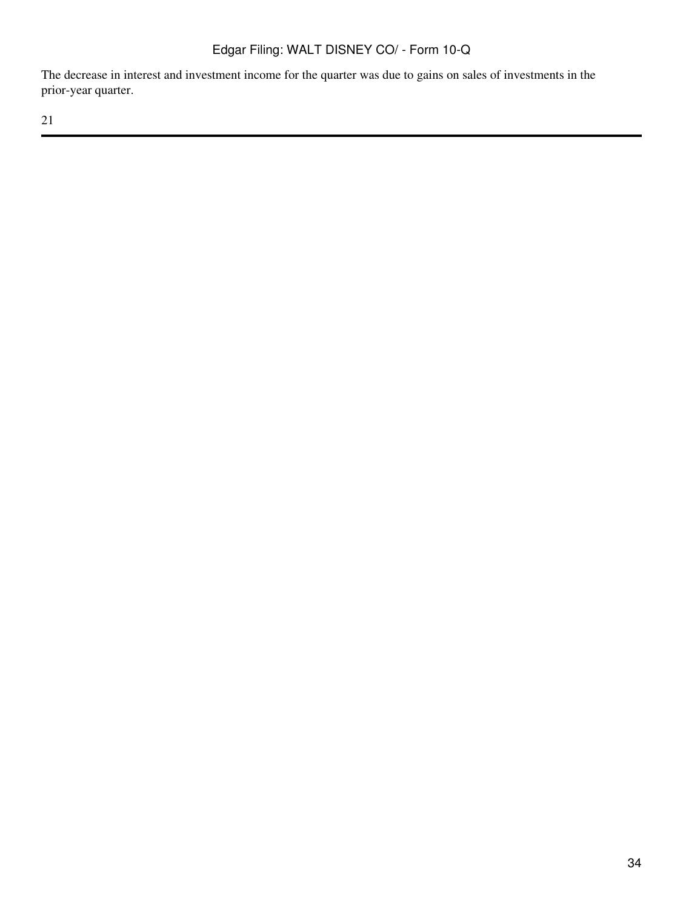The decrease in interest and investment income for the quarter was due to gains on sales of investments in the prior-year quarter.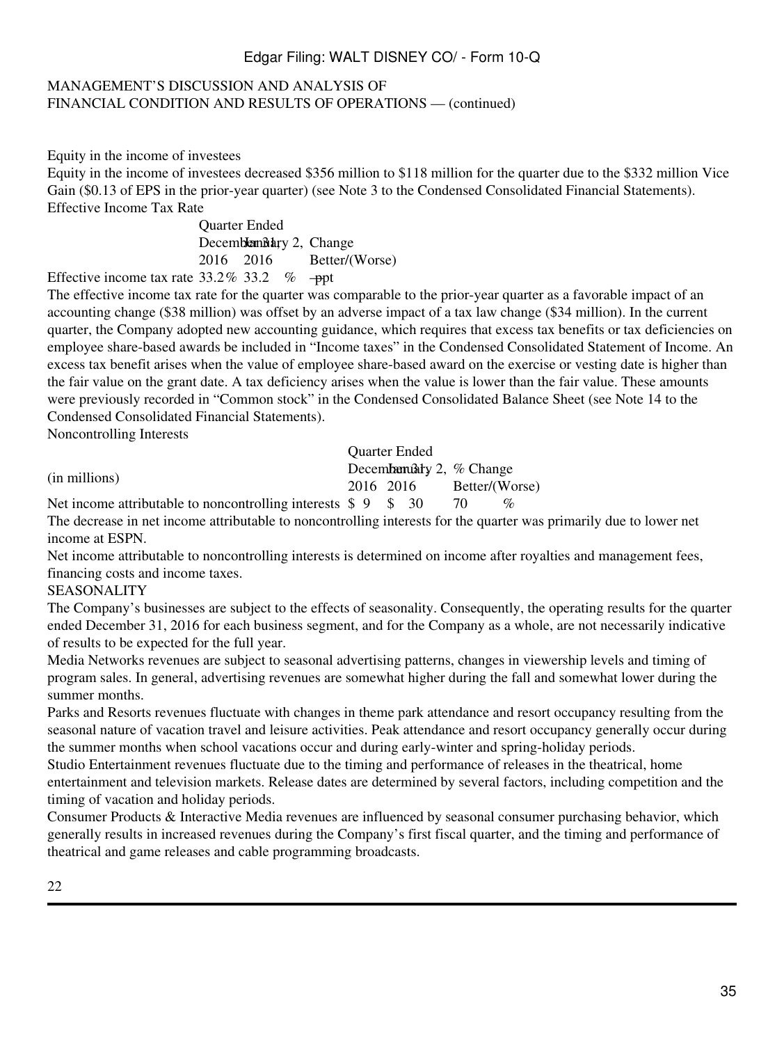MANAGEMENT'S DISCUSSION AND ANALYSIS OF
FINANCIAL CONDITION AND RESULTS OF OPERATIONS — (continued)

Equity in the income of investees

Equity in the income of investees decreased $356 million to $118 million for the quarter due to the $332 million Vice Gain ($0.13 of EPS in the prior-year quarter) (see Note 3 to the Condensed Consolidated Financial Statements).

Effective Income Tax Rate

| | Quarter Ended | | |
|---|---|---|---|
| | December 31, 2016 | January 2, 2016 | Change Better/(Worse) |
| Effective income tax rate | 33.2 % | 33.2 % | — ppt |

The effective income tax rate for the quarter was comparable to the prior-year quarter as a favorable impact of an accounting change ($38 million) was offset by an adverse impact of a tax law change ($34 million). In the current quarter, the Company adopted new accounting guidance, which requires that excess tax benefits or tax deficiencies on employee share-based awards be included in "Income taxes" in the Condensed Consolidated Statement of Income. An excess tax benefit arises when the value of employee share-based award on the exercise or vesting date is higher than the fair value on the grant date. A tax deficiency arises when the value is lower than the fair value. These amounts were previously recorded in "Common stock" in the Condensed Consolidated Balance Sheet (see Note 14 to the Condensed Consolidated Financial Statements).

Noncontrolling Interests

| (in millions) | Quarter Ended | | |
|---|---|---|---|
| | December 31, 2016 | January 2, 2016 | % Change Better/(Worse) |
| Net income attributable to noncontrolling interests | $ 9 | $ 30 | 70 % |

The decrease in net income attributable to noncontrolling interests for the quarter was primarily due to lower net income at ESPN.

Net income attributable to noncontrolling interests is determined on income after royalties and management fees, financing costs and income taxes.

SEASONALITY

The Company's businesses are subject to the effects of seasonality. Consequently, the operating results for the quarter ended December 31, 2016 for each business segment, and for the Company as a whole, are not necessarily indicative of results to be expected for the full year.

Media Networks revenues are subject to seasonal advertising patterns, changes in viewership levels and timing of program sales. In general, advertising revenues are somewhat higher during the fall and somewhat lower during the summer months.

Parks and Resorts revenues fluctuate with changes in theme park attendance and resort occupancy resulting from the seasonal nature of vacation travel and leisure activities. Peak attendance and resort occupancy generally occur during the summer months when school vacations occur and during early-winter and spring-holiday periods.

Studio Entertainment revenues fluctuate due to the timing and performance of releases in the theatrical, home entertainment and television markets. Release dates are determined by several factors, including competition and the timing of vacation and holiday periods.

Consumer Products & Interactive Media revenues are influenced by seasonal consumer purchasing behavior, which generally results in increased revenues during the Company's first fiscal quarter, and the timing and performance of theatrical and game releases and cable programming broadcasts.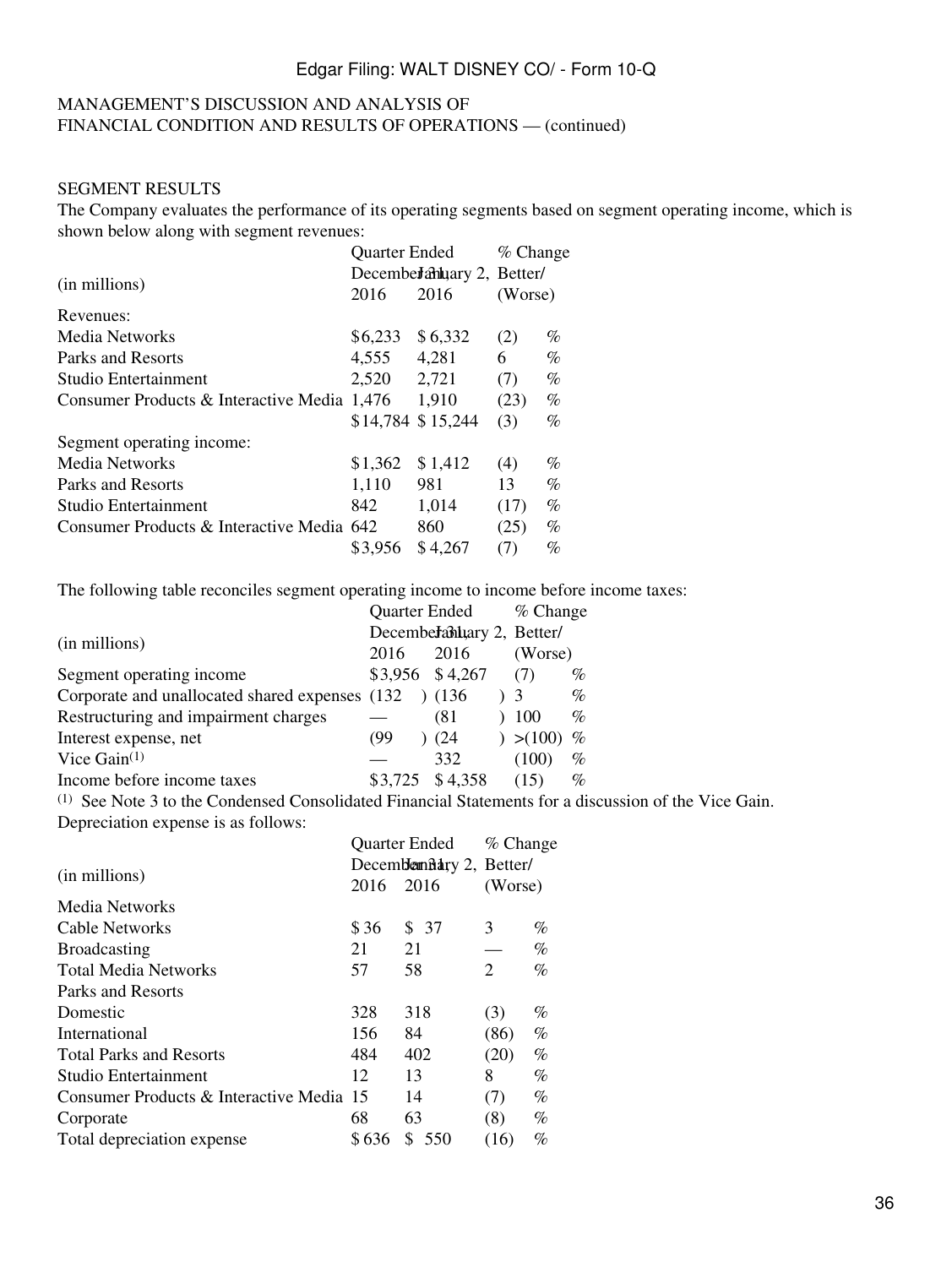MANAGEMENT'S DISCUSSION AND ANALYSIS OF
FINANCIAL CONDITION AND RESULTS OF OPERATIONS — (continued)

SEGMENT RESULTS

The Company evaluates the performance of its operating segments based on segment operating income, which is shown below along with segment revenues:

| (in millions) | Quarter Ended December 31, 2016 | January 2, 2016 | % Change Better/ (Worse) |
|---|---|---|---|
| Revenues: | | | |
| Media Networks | $6,233 | $6,332 | (2) % |
| Parks and Resorts | 4,555 | 4,281 | 6 % |
| Studio Entertainment | 2,520 | 2,721 | (7) % |
| Consumer Products & Interactive Media | 1,476 | 1,910 | (23) % |
| | $14,784 | $15,244 | (3) % |
| Segment operating income: | | | |
| Media Networks | $1,362 | $1,412 | (4) % |
| Parks and Resorts | 1,110 | 981 | 13 % |
| Studio Entertainment | 842 | 1,014 | (17) % |
| Consumer Products & Interactive Media | 642 | 860 | (25) % |
| | $3,956 | $4,267 | (7) % |

The following table reconciles segment operating income to income before income taxes:

| (in millions) | Quarter Ended December 31, 2016 | January 2, 2016 | % Change Better/ (Worse) |
|---|---|---|---|
| Segment operating income | $3,956 | $4,267 | (7) % |
| Corporate and unallocated shared expenses | (132) | (136) | 3 % |
| Restructuring and impairment charges | — | (81) | 100 % |
| Interest expense, net | (99) | (24) | >(100) % |
| Vice Gain[1] | — | 332 | (100) % |
| Income before income taxes | $3,725 | $4,358 | (15) % |

[1] See Note 3 to the Condensed Consolidated Financial Statements for a discussion of the Vice Gain.

Depreciation expense is as follows:

| (in millions) | Quarter Ended December 31, 2016 | January 2, 2016 | % Change Better/ (Worse) |
|---|---|---|---|
| Media Networks | | | |
| Cable Networks | $36 | $37 | 3 % |
| Broadcasting | 21 | 21 | — % |
| Total Media Networks | 57 | 58 | 2 % |
| Parks and Resorts | | | |
| Domestic | 328 | 318 | (3) % |
| International | 156 | 84 | (86) % |
| Total Parks and Resorts | 484 | 402 | (20) % |
| Studio Entertainment | 12 | 13 | 8 % |
| Consumer Products & Interactive Media | 15 | 14 | (7) % |
| Corporate | 68 | 63 | (8) % |
| Total depreciation expense | $636 | $550 | (16) % |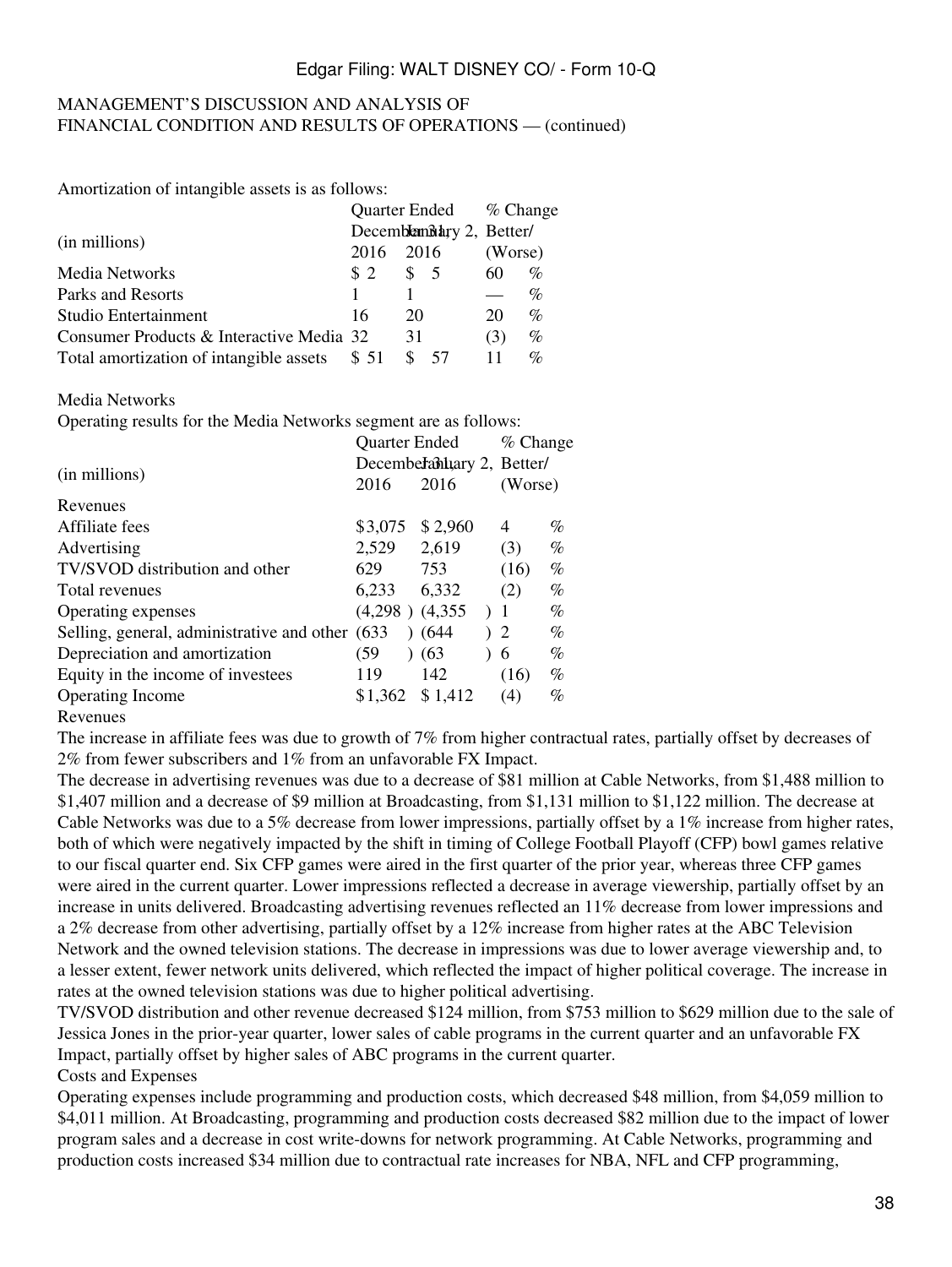MANAGEMENT'S DISCUSSION AND ANALYSIS OF
FINANCIAL CONDITION AND RESULTS OF OPERATIONS — (continued)

Amortization of intangible assets is as follows:

| (in millions) | Quarter Ended December 31, 2016 | January 2, 2016 | % Change Better/ (Worse) |
|---|---|---|---|
| Media Networks | $ 2 | $ 5 | 60 % |
| Parks and Resorts | 1 | 1 | — % |
| Studio Entertainment | 16 | 20 | 20 % |
| Consumer Products & Interactive Media | 32 | 31 | (3) % |
| Total amortization of intangible assets | $ 51 | $ 57 | 11 % |

Media Networks

Operating results for the Media Networks segment are as follows:

| (in millions) | Quarter Ended December 31, 2016 | January 2, 2016 | % Change Better/ (Worse) |
|---|---|---|---|
| Revenues | | | |
| Affiliate fees | $3,075 | $ 2,960 | 4 % |
| Advertising | 2,529 | 2,619 | (3) % |
| TV/SVOD distribution and other | 629 | 753 | (16) % |
| Total revenues | 6,233 | 6,332 | (2) % |
| Operating expenses | (4,298 ) | (4,355 ) | 1 % |
| Selling, general, administrative and other | (633 ) | (644 ) | 2 % |
| Depreciation and amortization | (59 ) | (63 ) | 6 % |
| Equity in the income of investees | 119 | 142 | (16) % |
| Operating Income | $1,362 | $ 1,412 | (4) % |

Revenues

The increase in affiliate fees was due to growth of 7% from higher contractual rates, partially offset by decreases of 2% from fewer subscribers and 1% from an unfavorable FX Impact.

The decrease in advertising revenues was due to a decrease of $81 million at Cable Networks, from $1,488 million to $1,407 million and a decrease of $9 million at Broadcasting, from $1,131 million to $1,122 million. The decrease at Cable Networks was due to a 5% decrease from lower impressions, partially offset by a 1% increase from higher rates, both of which were negatively impacted by the shift in timing of College Football Playoff (CFP) bowl games relative to our fiscal quarter end. Six CFP games were aired in the first quarter of the prior year, whereas three CFP games were aired in the current quarter. Lower impressions reflected a decrease in average viewership, partially offset by an increase in units delivered. Broadcasting advertising revenues reflected an 11% decrease from lower impressions and a 2% decrease from other advertising, partially offset by a 12% increase from higher rates at the ABC Television Network and the owned television stations. The decrease in impressions was due to lower average viewership and, to a lesser extent, fewer network units delivered, which reflected the impact of higher political coverage. The increase in rates at the owned television stations was due to higher political advertising.

TV/SVOD distribution and other revenue decreased $124 million, from $753 million to $629 million due to the sale of Jessica Jones in the prior-year quarter, lower sales of cable programs in the current quarter and an unfavorable FX Impact, partially offset by higher sales of ABC programs in the current quarter.

Costs and Expenses

Operating expenses include programming and production costs, which decreased $48 million, from $4,059 million to $4,011 million. At Broadcasting, programming and production costs decreased $82 million due to the impact of lower program sales and a decrease in cost write-downs for network programming. At Cable Networks, programming and production costs increased $34 million due to contractual rate increases for NBA, NFL and CFP programming,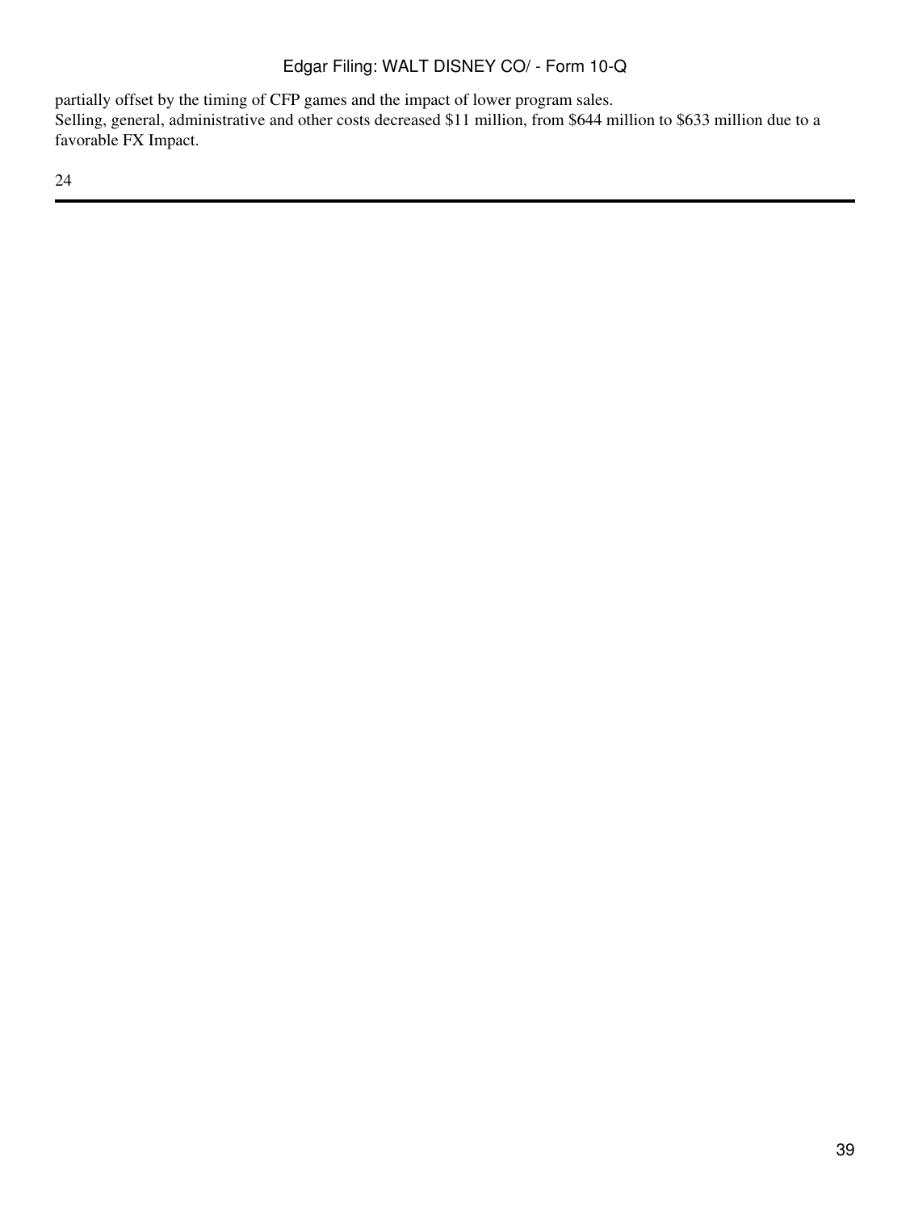partially offset by the timing of CFP games and the impact of lower program sales.

Selling, general, administrative and other costs decreased $11 million, from $644 million to $633 million due to a favorable FX Impact.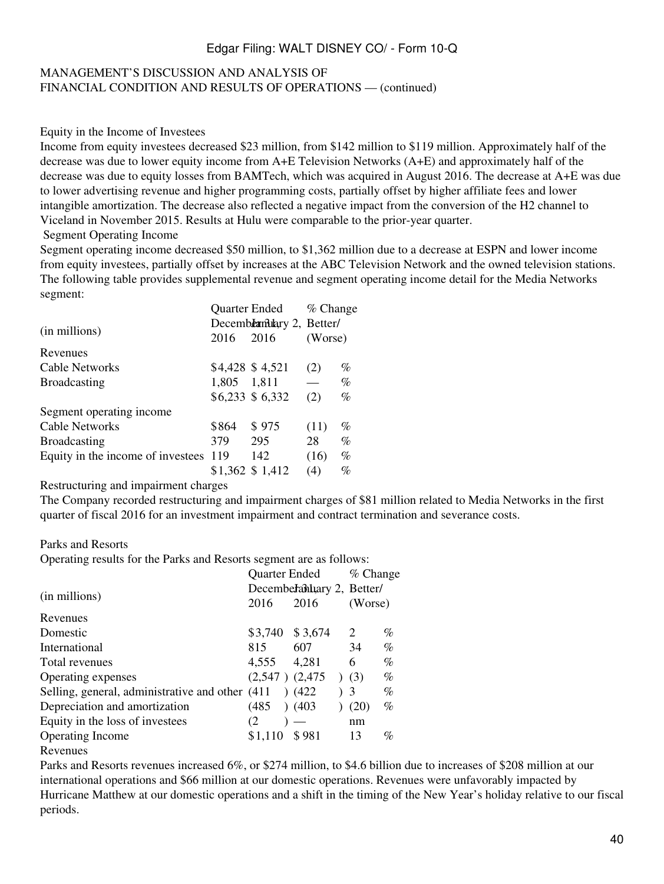MANAGEMENT'S DISCUSSION AND ANALYSIS OF
FINANCIAL CONDITION AND RESULTS OF OPERATIONS — (continued)

Equity in the Income of Investees

Income from equity investees decreased $23 million, from $142 million to $119 million. Approximately half of the decrease was due to lower equity income from A+E Television Networks (A+E) and approximately half of the decrease was due to equity losses from BAMTech, which was acquired in August 2016. The decrease at A+E was due to lower advertising revenue and higher programming costs, partially offset by higher affiliate fees and lower intangible amortization. The decrease also reflected a negative impact from the conversion of the H2 channel to Viceland in November 2015. Results at Hulu were comparable to the prior-year quarter.

Segment Operating Income

Segment operating income decreased $50 million, to $1,362 million due to a decrease at ESPN and lower income from equity investees, partially offset by increases at the ABC Television Network and the owned television stations.

The following table provides supplemental revenue and segment operating income detail for the Media Networks segment:

| (in millions) | Quarter Ended December 31, 2016 | Quarter Ended January 2, 2016 | % Change Better/ (Worse) |
|---|---|---|---|
| Revenues | | | |
| Cable Networks | $4,428 | $ 4,521 | (2) % |
| Broadcasting | 1,805 | 1,811 | — % |
| | $6,233 | $ 6,332 | (2) % |
| Segment operating income | | | |
| Cable Networks | $864 | $ 975 | (11) % |
| Broadcasting | 379 | 295 | 28 % |
| Equity in the income of investees | 119 | 142 | (16) % |
| | $1,362 | $ 1,412 | (4) % |

Restructuring and impairment charges

The Company recorded restructuring and impairment charges of $81 million related to Media Networks in the first quarter of fiscal 2016 for an investment impairment and contract termination and severance costs.

Parks and Resorts

Operating results for the Parks and Resorts segment are as follows:

| (in millions) | Quarter Ended December 31, 2016 | Quarter Ended January 2, 2016 | % Change Better/ (Worse) |
|---|---|---|---|
| Revenues | | | |
| Domestic | $3,740 | $ 3,674 | 2 % |
| International | 815 | 607 | 34 % |
| Total revenues | 4,555 | 4,281 | 6 % |
| Operating expenses | (2,547) | (2,475) | (3) % |
| Selling, general, administrative and other | (411) | (422) | 3 % |
| Depreciation and amortization | (485) | (403) | (20) % |
| Equity in the loss of investees | (2) | — | nm |
| Operating Income | $1,110 | $ 981 | 13 % |

Revenues

Parks and Resorts revenues increased 6%, or $274 million, to $4.6 billion due to increases of $208 million at our international operations and $66 million at our domestic operations. Revenues were unfavorably impacted by Hurricane Matthew at our domestic operations and a shift in the timing of the New Year's holiday relative to our fiscal periods.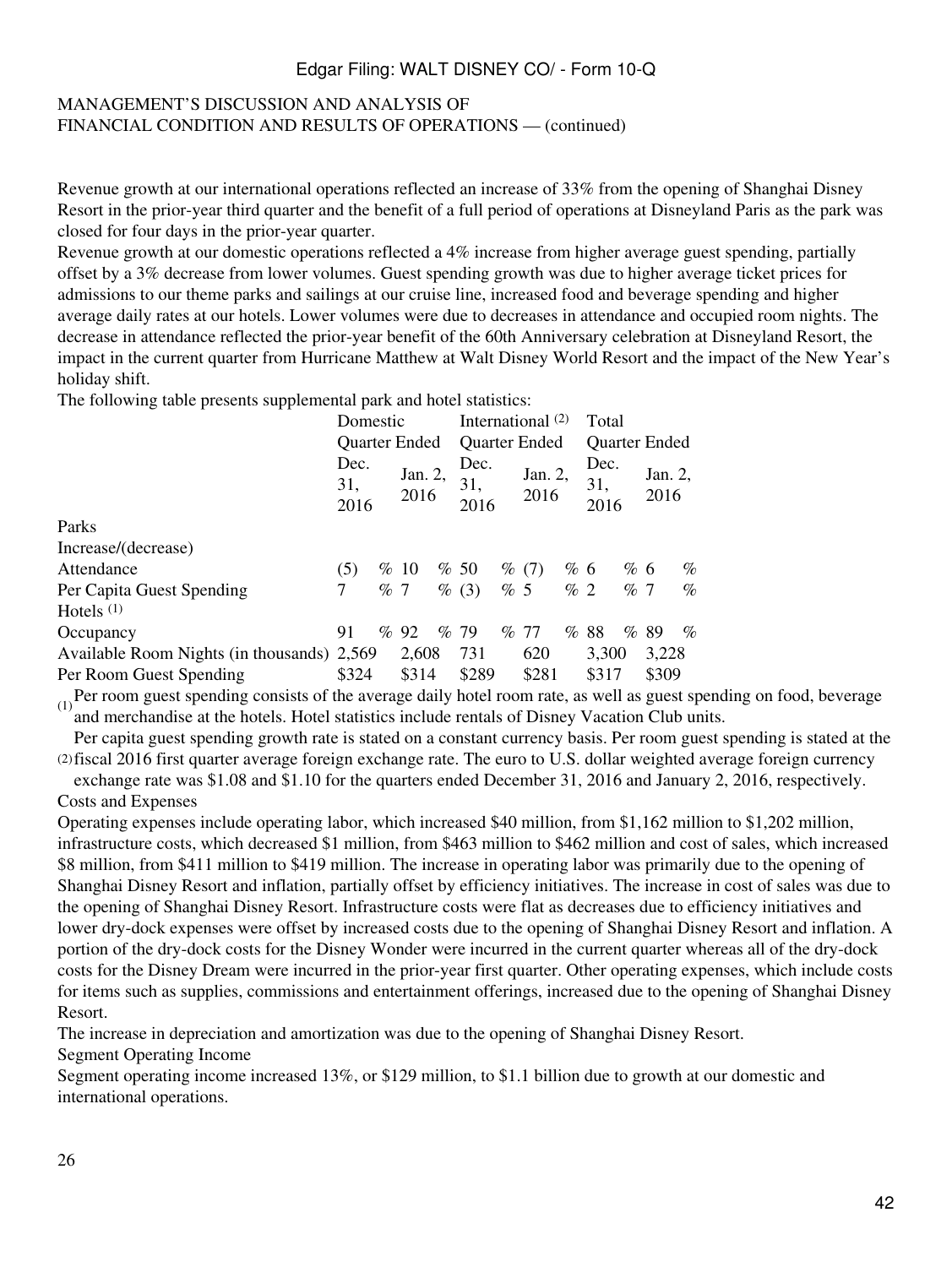MANAGEMENT'S DISCUSSION AND ANALYSIS OF
FINANCIAL CONDITION AND RESULTS OF OPERATIONS — (continued)

Revenue growth at our international operations reflected an increase of 33% from the opening of Shanghai Disney Resort in the prior-year third quarter and the benefit of a full period of operations at Disneyland Paris as the park was closed for four days in the prior-year quarter.

Revenue growth at our domestic operations reflected a 4% increase from higher average guest spending, partially offset by a 3% decrease from lower volumes. Guest spending growth was due to higher average ticket prices for admissions to our theme parks and sailings at our cruise line, increased food and beverage spending and higher average daily rates at our hotels. Lower volumes were due to decreases in attendance and occupied room nights. The decrease in attendance reflected the prior-year benefit of the 60th Anniversary celebration at Disneyland Resort, the impact in the current quarter from Hurricane Matthew at Walt Disney World Resort and the impact of the New Year's holiday shift.

The following table presents supplemental park and hotel statistics:

| | Domestic | | International [(2)] | | Total | |
|---|---|---|---|---|---|---|
| | Quarter Ended | | Quarter Ended | | Quarter Ended | |
| | Dec. 31, 2016 | Jan. 2, 2016 | Dec. 31, 2016 | Jan. 2, 2016 | Dec. 31, 2016 | Jan. 2, 2016 |
| Parks | | | | | | |
| Increase/(decrease) | | | | | | |
| Attendance | (5) % | 10 % | 50 % | (7) % | 6 % | 6 % |
| Per Capita Guest Spending | 7 % | 7 % | (3) % | 5 % | 2 % | 7 % |
| Hotels [(1)] | | | | | | |
| Occupancy | 91 % | 92 % | 79 % | 77 % | 88 % | 89 % |
| Available Room Nights (in thousands) | 2,569 | 2,608 | 731 | 620 | 3,300 | 3,228 |
| Per Room Guest Spending | $324 | $314 | $289 | $281 | $317 | $309 |

(1) Per room guest spending consists of the average daily hotel room rate, as well as guest spending on food, beverage and merchandise at the hotels. Hotel statistics include rentals of Disney Vacation Club units.

(2) Per capita guest spending growth rate is stated on a constant currency basis. Per room guest spending is stated at the fiscal 2016 first quarter average foreign exchange rate. The euro to U.S. dollar weighted average foreign currency exchange rate was $1.08 and $1.10 for the quarters ended December 31, 2016 and January 2, 2016, respectively.

Costs and Expenses

Operating expenses include operating labor, which increased $40 million, from $1,162 million to $1,202 million, infrastructure costs, which decreased $1 million, from $463 million to $462 million and cost of sales, which increased $8 million, from $411 million to $419 million. The increase in operating labor was primarily due to the opening of Shanghai Disney Resort and inflation, partially offset by efficiency initiatives. The increase in cost of sales was due to the opening of Shanghai Disney Resort. Infrastructure costs were flat as decreases due to efficiency initiatives and lower dry-dock expenses were offset by increased costs due to the opening of Shanghai Disney Resort and inflation. A portion of the dry-dock costs for the Disney Wonder were incurred in the current quarter whereas all of the dry-dock costs for the Disney Dream were incurred in the prior-year first quarter. Other operating expenses, which include costs for items such as supplies, commissions and entertainment offerings, increased due to the opening of Shanghai Disney Resort.

The increase in depreciation and amortization was due to the opening of Shanghai Disney Resort.

Segment Operating Income

Segment operating income increased 13%, or $129 million, to $1.1 billion due to growth at our domestic and international operations.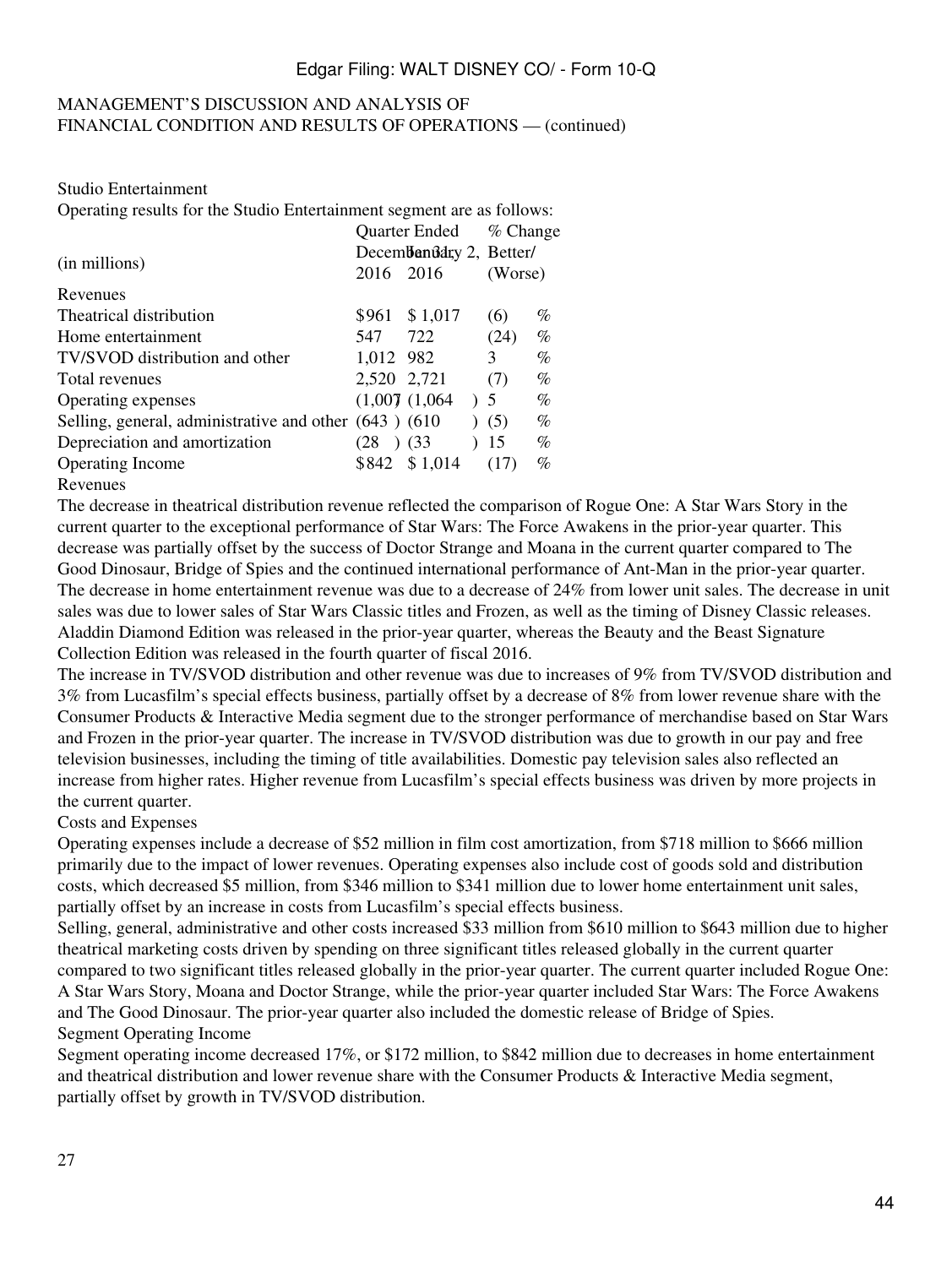MANAGEMENT'S DISCUSSION AND ANALYSIS OF
FINANCIAL CONDITION AND RESULTS OF OPERATIONS — (continued)

Studio Entertainment

Operating results for the Studio Entertainment segment are as follows:

| (in millions) | Quarter Ended December 31, 2016 | January 2, 2016 | % Change Better/ (Worse) |
|---|---|---|---|
| Revenues | | | |
| Theatrical distribution | $961 | $1,017 | (6) % |
| Home entertainment | 547 | 722 | (24) % |
| TV/SVOD distribution and other | 1,012 | 982 | 3 % |
| Total revenues | 2,520 | 2,721 | (7) % |
| Operating expenses | (1,007) | (1,064) | 5 % |
| Selling, general, administrative and other | (643) | (610) | (5) % |
| Depreciation and amortization | (28) | (33) | 15 % |
| Operating Income | $842 | $1,014 | (17) % |

Revenues

The decrease in theatrical distribution revenue reflected the comparison of Rogue One: A Star Wars Story in the current quarter to the exceptional performance of Star Wars: The Force Awakens in the prior-year quarter. This decrease was partially offset by the success of Doctor Strange and Moana in the current quarter compared to The Good Dinosaur, Bridge of Spies and the continued international performance of Ant-Man in the prior-year quarter.

The decrease in home entertainment revenue was due to a decrease of 24% from lower unit sales. The decrease in unit sales was due to lower sales of Star Wars Classic titles and Frozen, as well as the timing of Disney Classic releases. Aladdin Diamond Edition was released in the prior-year quarter, whereas the Beauty and the Beast Signature Collection Edition was released in the fourth quarter of fiscal 2016.

The increase in TV/SVOD distribution and other revenue was due to increases of 9% from TV/SVOD distribution and 3% from Lucasfilm's special effects business, partially offset by a decrease of 8% from lower revenue share with the Consumer Products & Interactive Media segment due to the stronger performance of merchandise based on Star Wars and Frozen in the prior-year quarter. The increase in TV/SVOD distribution was due to growth in our pay and free television businesses, including the timing of title availabilities. Domestic pay television sales also reflected an increase from higher rates. Higher revenue from Lucasfilm's special effects business was driven by more projects in the current quarter.

Costs and Expenses

Operating expenses include a decrease of $52 million in film cost amortization, from $718 million to $666 million primarily due to the impact of lower revenues. Operating expenses also include cost of goods sold and distribution costs, which decreased $5 million, from $346 million to $341 million due to lower home entertainment unit sales, partially offset by an increase in costs from Lucasfilm's special effects business.

Selling, general, administrative and other costs increased $33 million from $610 million to $643 million due to higher theatrical marketing costs driven by spending on three significant titles released globally in the current quarter compared to two significant titles released globally in the prior-year quarter. The current quarter included Rogue One: A Star Wars Story, Moana and Doctor Strange, while the prior-year quarter included Star Wars: The Force Awakens and The Good Dinosaur. The prior-year quarter also included the domestic release of Bridge of Spies.

Segment Operating Income

Segment operating income decreased 17%, or $172 million, to $842 million due to decreases in home entertainment and theatrical distribution and lower revenue share with the Consumer Products & Interactive Media segment, partially offset by growth in TV/SVOD distribution.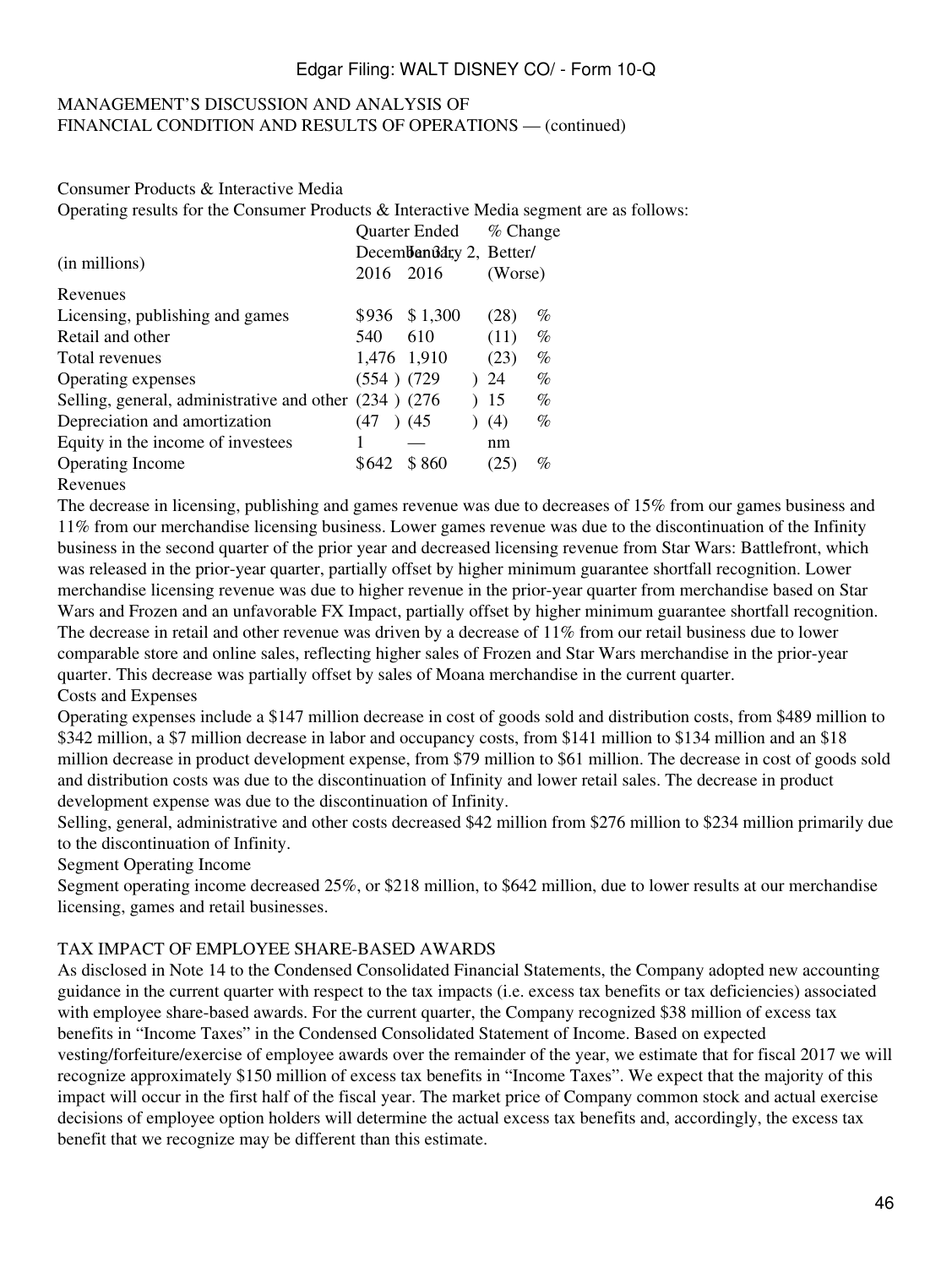MANAGEMENT'S DISCUSSION AND ANALYSIS OF
FINANCIAL CONDITION AND RESULTS OF OPERATIONS — (continued)

Consumer Products & Interactive Media

Operating results for the Consumer Products & Interactive Media segment are as follows:

| (in millions) | Quarter Ended December 31, 2016 | Quarter Ended January 2, 2016 | % Change Better/ (Worse) |
|---|---|---|---|
| Revenues | | | |
| Licensing, publishing and games | $936 | $ 1,300 | (28) % |
| Retail and other | 540 | 610 | (11) % |
| Total revenues | 1,476 | 1,910 | (23) % |
| Operating expenses | (554 ) | (729 ) | 24 % |
| Selling, general, administrative and other | (234 ) | (276 ) | 15 % |
| Depreciation and amortization | (47 ) | (45 ) | (4) % |
| Equity in the income of investees | 1 | — | nm |
| Operating Income | $642 | $ 860 | (25) % |

Revenues

The decrease in licensing, publishing and games revenue was due to decreases of 15% from our games business and 11% from our merchandise licensing business. Lower games revenue was due to the discontinuation of the Infinity business in the second quarter of the prior year and decreased licensing revenue from Star Wars: Battlefront, which was released in the prior-year quarter, partially offset by higher minimum guarantee shortfall recognition. Lower merchandise licensing revenue was due to higher revenue in the prior-year quarter from merchandise based on Star Wars and Frozen and an unfavorable FX Impact, partially offset by higher minimum guarantee shortfall recognition. The decrease in retail and other revenue was driven by a decrease of 11% from our retail business due to lower comparable store and online sales, reflecting higher sales of Frozen and Star Wars merchandise in the prior-year quarter. This decrease was partially offset by sales of Moana merchandise in the current quarter.

Costs and Expenses

Operating expenses include a $147 million decrease in cost of goods sold and distribution costs, from $489 million to $342 million, a $7 million decrease in labor and occupancy costs, from $141 million to $134 million and an $18 million decrease in product development expense, from $79 million to $61 million. The decrease in cost of goods sold and distribution costs was due to the discontinuation of Infinity and lower retail sales. The decrease in product development expense was due to the discontinuation of Infinity.

Selling, general, administrative and other costs decreased $42 million from $276 million to $234 million primarily due to the discontinuation of Infinity.

Segment Operating Income

Segment operating income decreased 25%, or $218 million, to $642 million, due to lower results at our merchandise licensing, games and retail businesses.

TAX IMPACT OF EMPLOYEE SHARE-BASED AWARDS

As disclosed in Note 14 to the Condensed Consolidated Financial Statements, the Company adopted new accounting guidance in the current quarter with respect to the tax impacts (i.e. excess tax benefits or tax deficiencies) associated with employee share-based awards. For the current quarter, the Company recognized $38 million of excess tax benefits in "Income Taxes" in the Condensed Consolidated Statement of Income. Based on expected vesting/forfeiture/exercise of employee awards over the remainder of the year, we estimate that for fiscal 2017 we will recognize approximately $150 million of excess tax benefits in "Income Taxes". We expect that the majority of this impact will occur in the first half of the fiscal year. The market price of Company common stock and actual exercise decisions of employee option holders will determine the actual excess tax benefits and, accordingly, the excess tax benefit that we recognize may be different than this estimate.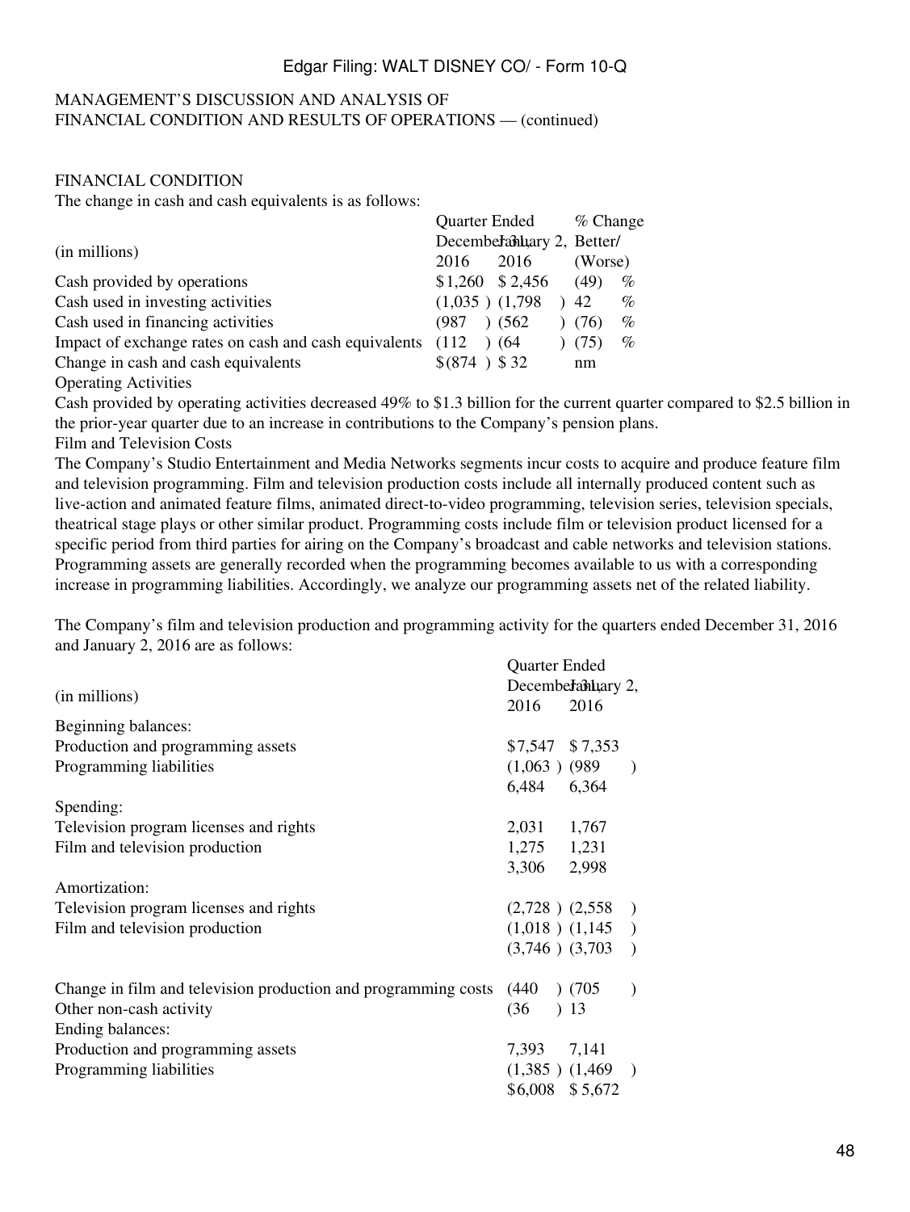MANAGEMENT'S DISCUSSION AND ANALYSIS OF
FINANCIAL CONDITION AND RESULTS OF OPERATIONS — (continued)

FINANCIAL CONDITION

The change in cash and cash equivalents is as follows:

| (in millions) | Quarter Ended December 31, 2016 | Quarter Ended January 2, 2016 | % Change Better/ (Worse) |
|---|---|---|---|
| Cash provided by operations | $1,260 | $ 2,456 | (49) % |
| Cash used in investing activities | (1,035 ) | (1,798 ) | 42 % |
| Cash used in financing activities | (987 ) | (562 ) | (76) % |
| Impact of exchange rates on cash and cash equivalents | (112 ) | (64 ) | (75) % |
| Change in cash and cash equivalents | $(874 ) | $ 32 | nm |

Operating Activities

Cash provided by operating activities decreased 49% to $1.3 billion for the current quarter compared to $2.5 billion in the prior-year quarter due to an increase in contributions to the Company's pension plans.

Film and Television Costs

The Company's Studio Entertainment and Media Networks segments incur costs to acquire and produce feature film and television programming. Film and television production costs include all internally produced content such as live-action and animated feature films, animated direct-to-video programming, television series, television specials, theatrical stage plays or other similar product. Programming costs include film or television product licensed for a specific period from third parties for airing on the Company's broadcast and cable networks and television stations. Programming assets are generally recorded when the programming becomes available to us with a corresponding increase in programming liabilities. Accordingly, we analyze our programming assets net of the related liability.

The Company's film and television production and programming activity for the quarters ended December 31, 2016 and January 2, 2016 are as follows:

| (in millions) | Quarter Ended December 31, 2016 | Quarter Ended January 2, 2016 |
|---|---|---|
| Beginning balances: | | |
| Production and programming assets | $7,547 | $ 7,353 |
| Programming liabilities | (1,063 ) | (989 ) |
| | 6,484 | 6,364 |
| Spending: | | |
| Television program licenses and rights | 2,031 | 1,767 |
| Film and television production | 1,275 | 1,231 |
| | 3,306 | 2,998 |
| Amortization: | | |
| Television program licenses and rights | (2,728 ) | (2,558 ) |
| Film and television production | (1,018 ) | (1,145 ) |
| | (3,746 ) | (3,703 ) |
| Change in film and television production and programming costs | (440 ) | (705 ) |
| Other non-cash activity | (36 ) | 13 |
| Ending balances: | | |
| Production and programming assets | 7,393 | 7,141 |
| Programming liabilities | (1,385 ) | (1,469 ) |
| | $6,008 | $ 5,672 |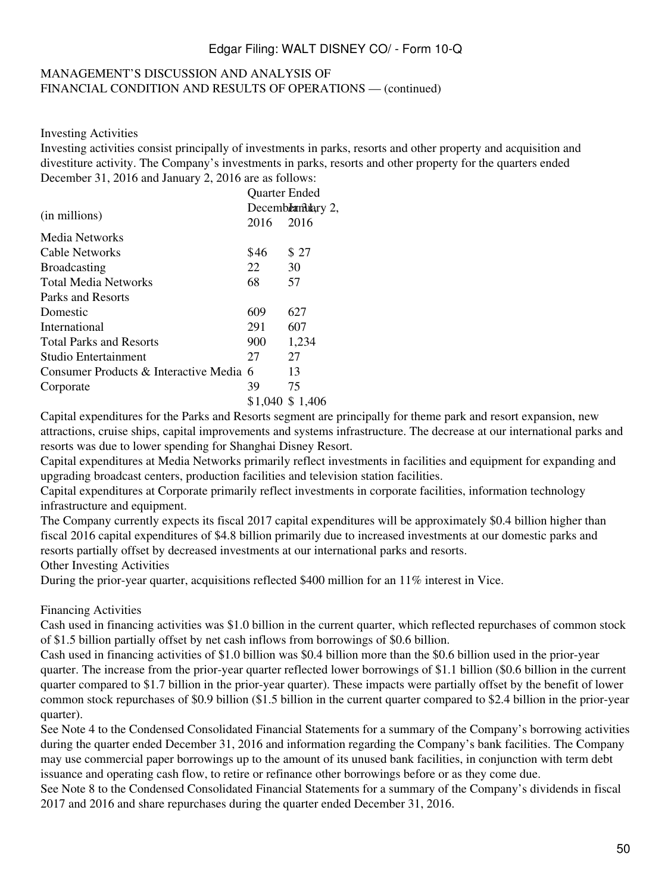MANAGEMENT'S DISCUSSION AND ANALYSIS OF FINANCIAL CONDITION AND RESULTS OF OPERATIONS — (continued)

Investing Activities

Investing activities consist principally of investments in parks, resorts and other property and acquisition and divestiture activity. The Company's investments in parks, resorts and other property for the quarters ended December 31, 2016 and January 2, 2016 are as follows:

| (in millions) | Quarter Ended | |
|---|---|---|
| | December 31, 2016 | January 2, 2016 |
| Media Networks | | |
| Cable Networks | $46 | $ 27 |
| Broadcasting | 22 | 30 |
| Total Media Networks | 68 | 57 |
| Parks and Resorts | | |
| Domestic | 609 | 627 |
| International | 291 | 607 |
| Total Parks and Resorts | 900 | 1,234 |
| Studio Entertainment | 27 | 27 |
| Consumer Products & Interactive Media | 6 | 13 |
| Corporate | 39 | 75 |
| | $1,040 | $ 1,406 |

Capital expenditures for the Parks and Resorts segment are principally for theme park and resort expansion, new attractions, cruise ships, capital improvements and systems infrastructure. The decrease at our international parks and resorts was due to lower spending for Shanghai Disney Resort.

Capital expenditures at Media Networks primarily reflect investments in facilities and equipment for expanding and upgrading broadcast centers, production facilities and television station facilities.

Capital expenditures at Corporate primarily reflect investments in corporate facilities, information technology infrastructure and equipment.

The Company currently expects its fiscal 2017 capital expenditures will be approximately $0.4 billion higher than fiscal 2016 capital expenditures of $4.8 billion primarily due to increased investments at our domestic parks and resorts partially offset by decreased investments at our international parks and resorts.

Other Investing Activities

During the prior-year quarter, acquisitions reflected $400 million for an 11% interest in Vice.

Financing Activities

Cash used in financing activities was $1.0 billion in the current quarter, which reflected repurchases of common stock of $1.5 billion partially offset by net cash inflows from borrowings of $0.6 billion.

Cash used in financing activities of $1.0 billion was $0.4 billion more than the $0.6 billion used in the prior-year quarter. The increase from the prior-year quarter reflected lower borrowings of $1.1 billion ($0.6 billion in the current quarter compared to $1.7 billion in the prior-year quarter). These impacts were partially offset by the benefit of lower common stock repurchases of $0.9 billion ($1.5 billion in the current quarter compared to $2.4 billion in the prior-year quarter).

See Note 4 to the Condensed Consolidated Financial Statements for a summary of the Company's borrowing activities during the quarter ended December 31, 2016 and information regarding the Company's bank facilities. The Company may use commercial paper borrowings up to the amount of its unused bank facilities, in conjunction with term debt issuance and operating cash flow, to retire or refinance other borrowings before or as they come due.

See Note 8 to the Condensed Consolidated Financial Statements for a summary of the Company's dividends in fiscal 2017 and 2016 and share repurchases during the quarter ended December 31, 2016.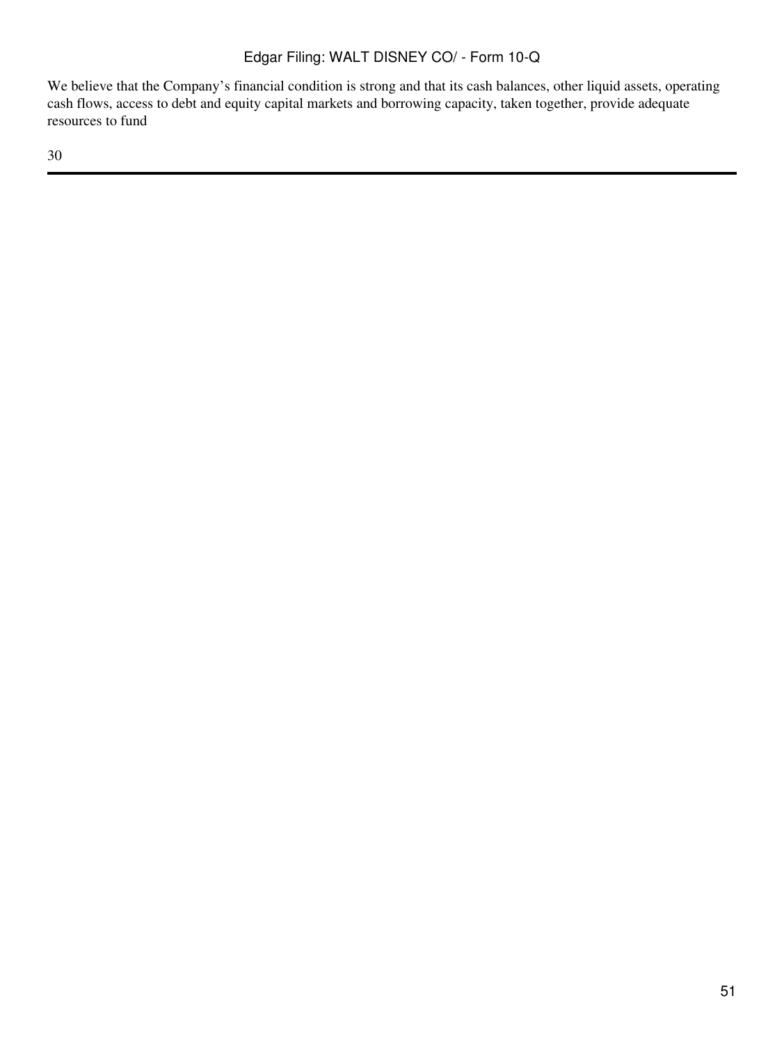We believe that the Company’s financial condition is strong and that its cash balances, other liquid assets, operating cash flows, access to debt and equity capital markets and borrowing capacity, taken together, provide adequate resources to fund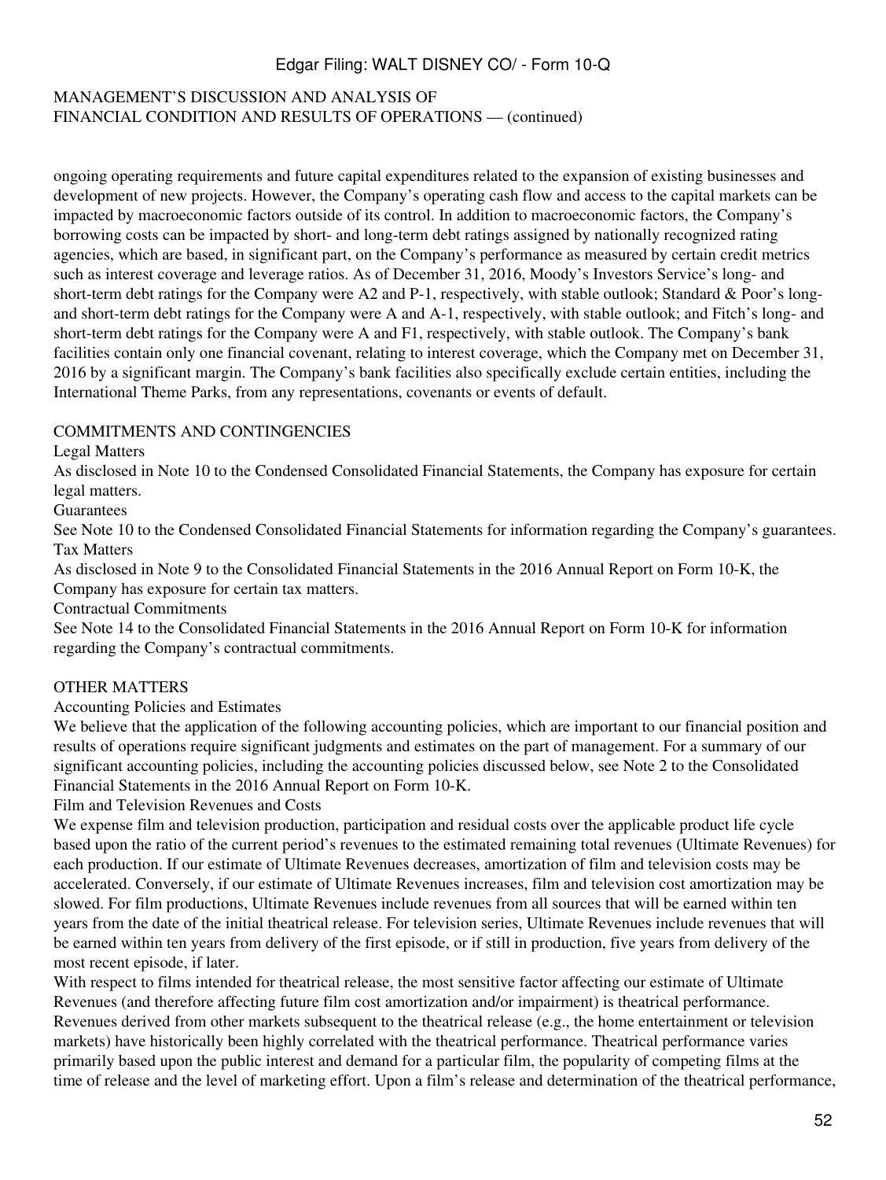ongoing operating requirements and future capital expenditures related to the expansion of existing businesses and development of new projects. However, the Company's operating cash flow and access to the capital markets can be impacted by macroeconomic factors outside of its control. In addition to macroeconomic factors, the Company's borrowing costs can be impacted by short- and long-term debt ratings assigned by nationally recognized rating agencies, which are based, in significant part, on the Company's performance as measured by certain credit metrics such as interest coverage and leverage ratios. As of December 31, 2016, Moody's Investors Service's long- and short-term debt ratings for the Company were A2 and P-1, respectively, with stable outlook; Standard & Poor's long- and short-term debt ratings for the Company were A and A-1, respectively, with stable outlook; and Fitch's long- and short-term debt ratings for the Company were A and F1, respectively, with stable outlook. The Company's bank facilities contain only one financial covenant, relating to interest coverage, which the Company met on December 31, 2016 by a significant margin. The Company's bank facilities also specifically exclude certain entities, including the International Theme Parks, from any representations, covenants or events of default.

## COMMITMENTS AND CONTINGENCIES

### Legal Matters

As disclosed in Note 10 to the Condensed Consolidated Financial Statements, the Company has exposure for certain legal matters.

### Guarantees

See Note 10 to the Condensed Consolidated Financial Statements for information regarding the Company's guarantees.

### Tax Matters

As disclosed in Note 9 to the Consolidated Financial Statements in the 2016 Annual Report on Form 10-K, the Company has exposure for certain tax matters.

### Contractual Commitments

See Note 14 to the Consolidated Financial Statements in the 2016 Annual Report on Form 10-K for information regarding the Company's contractual commitments.

## OTHER MATTERS

### Accounting Policies and Estimates

We believe that the application of the following accounting policies, which are important to our financial position and results of operations require significant judgments and estimates on the part of management. For a summary of our significant accounting policies, including the accounting policies discussed below, see Note 2 to the Consolidated Financial Statements in the 2016 Annual Report on Form 10-K.

### Film and Television Revenues and Costs

We expense film and television production, participation and residual costs over the applicable product life cycle based upon the ratio of the current period's revenues to the estimated remaining total revenues (Ultimate Revenues) for each production. If our estimate of Ultimate Revenues decreases, amortization of film and television costs may be accelerated. Conversely, if our estimate of Ultimate Revenues increases, film and television cost amortization may be slowed. For film productions, Ultimate Revenues include revenues from all sources that will be earned within ten years from the date of the initial theatrical release. For television series, Ultimate Revenues include revenues that will be earned within ten years from delivery of the first episode, or if still in production, five years from delivery of the most recent episode, if later.

With respect to films intended for theatrical release, the most sensitive factor affecting our estimate of Ultimate Revenues (and therefore affecting future film cost amortization and/or impairment) is theatrical performance. Revenues derived from other markets subsequent to the theatrical release (e.g., the home entertainment or television markets) have historically been highly correlated with the theatrical performance. Theatrical performance varies primarily based upon the public interest and demand for a particular film, the popularity of competing films at the time of release and the level of marketing effort. Upon a film's release and determination of the theatrical performance,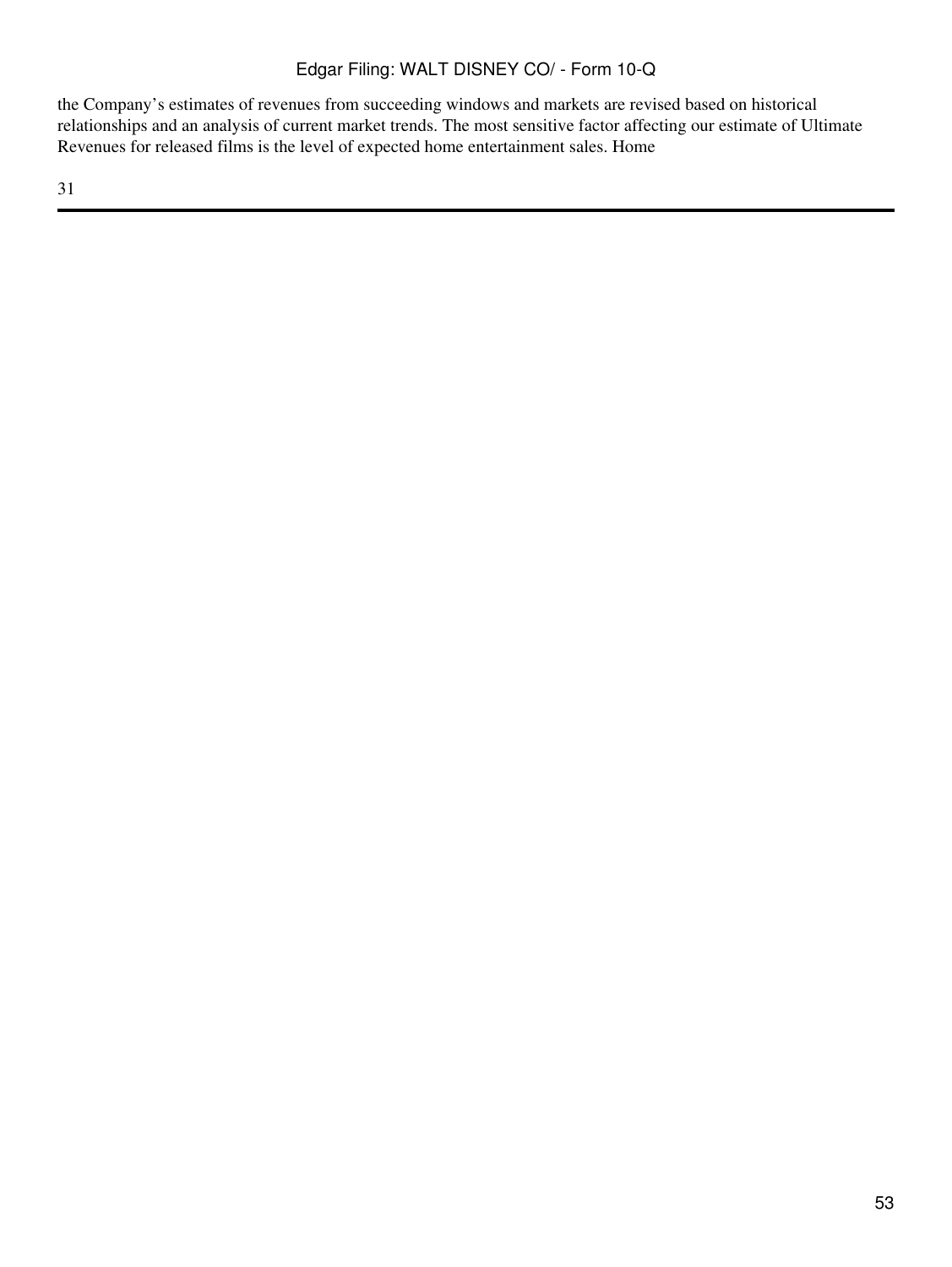the Company's estimates of revenues from succeeding windows and markets are revised based on historical relationships and an analysis of current market trends. The most sensitive factor affecting our estimate of Ultimate Revenues for released films is the level of expected home entertainment sales. Home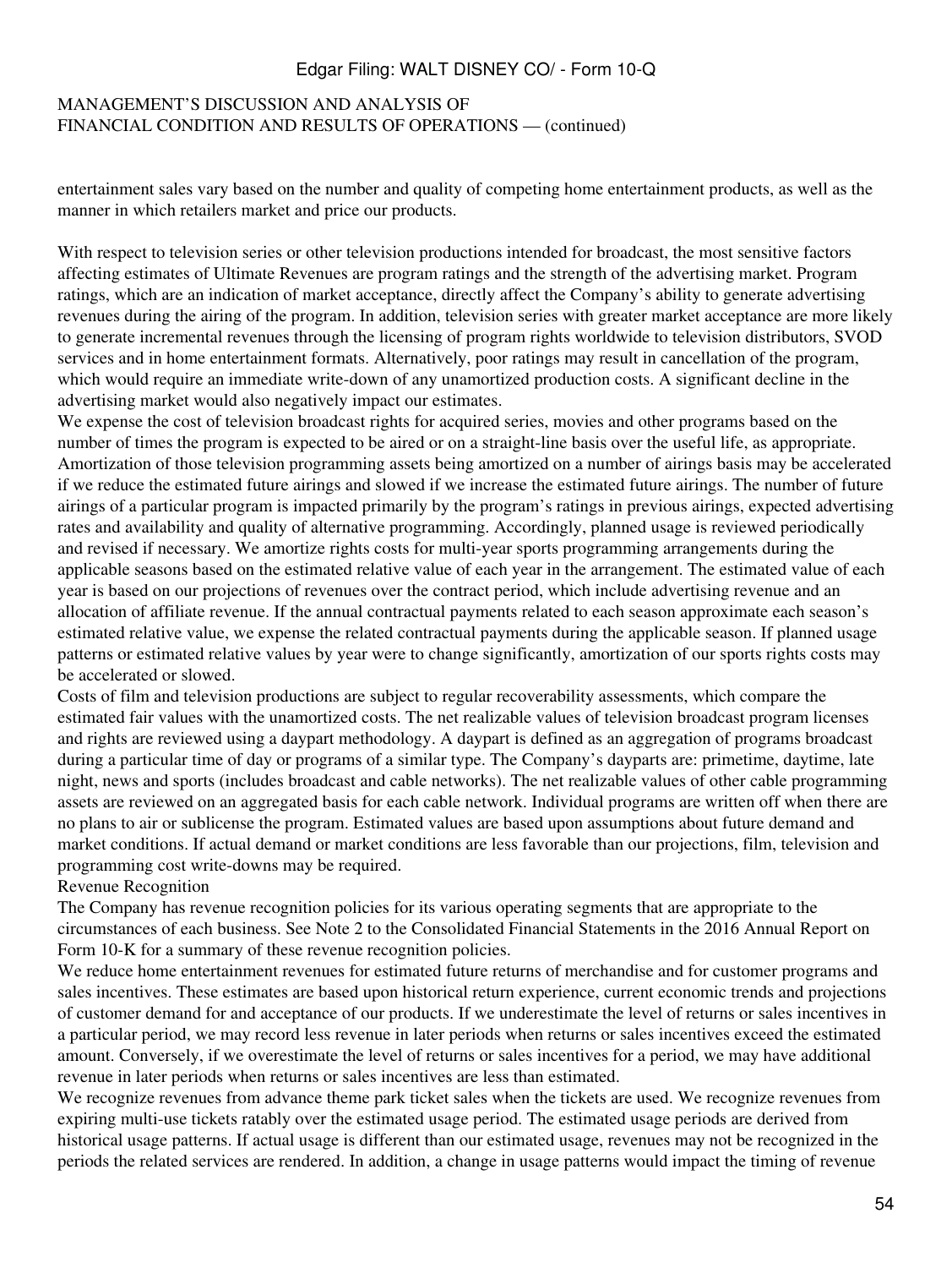entertainment sales vary based on the number and quality of competing home entertainment products, as well as the manner in which retailers market and price our products.

With respect to television series or other television productions intended for broadcast, the most sensitive factors affecting estimates of Ultimate Revenues are program ratings and the strength of the advertising market. Program ratings, which are an indication of market acceptance, directly affect the Company's ability to generate advertising revenues during the airing of the program. In addition, television series with greater market acceptance are more likely to generate incremental revenues through the licensing of program rights worldwide to television distributors, SVOD services and in home entertainment formats. Alternatively, poor ratings may result in cancellation of the program, which would require an immediate write-down of any unamortized production costs. A significant decline in the advertising market would also negatively impact our estimates.

We expense the cost of television broadcast rights for acquired series, movies and other programs based on the number of times the program is expected to be aired or on a straight-line basis over the useful life, as appropriate. Amortization of those television programming assets being amortized on a number of airings basis may be accelerated if we reduce the estimated future airings and slowed if we increase the estimated future airings. The number of future airings of a particular program is impacted primarily by the program's ratings in previous airings, expected advertising rates and availability and quality of alternative programming. Accordingly, planned usage is reviewed periodically and revised if necessary. We amortize rights costs for multi-year sports programming arrangements during the applicable seasons based on the estimated relative value of each year in the arrangement. The estimated value of each year is based on our projections of revenues over the contract period, which include advertising revenue and an allocation of affiliate revenue. If the annual contractual payments related to each season approximate each season's estimated relative value, we expense the related contractual payments during the applicable season. If planned usage patterns or estimated relative values by year were to change significantly, amortization of our sports rights costs may be accelerated or slowed.

Costs of film and television productions are subject to regular recoverability assessments, which compare the estimated fair values with the unamortized costs. The net realizable values of television broadcast program licenses and rights are reviewed using a daypart methodology. A daypart is defined as an aggregation of programs broadcast during a particular time of day or programs of a similar type. The Company's dayparts are: primetime, daytime, late night, news and sports (includes broadcast and cable networks). The net realizable values of other cable programming assets are reviewed on an aggregated basis for each cable network. Individual programs are written off when there are no plans to air or sublicense the program. Estimated values are based upon assumptions about future demand and market conditions. If actual demand or market conditions are less favorable than our projections, film, television and programming cost write-downs may be required.

Revenue Recognition

The Company has revenue recognition policies for its various operating segments that are appropriate to the circumstances of each business. See Note 2 to the Consolidated Financial Statements in the 2016 Annual Report on Form 10-K for a summary of these revenue recognition policies.

We reduce home entertainment revenues for estimated future returns of merchandise and for customer programs and sales incentives. These estimates are based upon historical return experience, current economic trends and projections of customer demand for and acceptance of our products. If we underestimate the level of returns or sales incentives in a particular period, we may record less revenue in later periods when returns or sales incentives exceed the estimated amount. Conversely, if we overestimate the level of returns or sales incentives for a period, we may have additional revenue in later periods when returns or sales incentives are less than estimated.

We recognize revenues from advance theme park ticket sales when the tickets are used. We recognize revenues from expiring multi-use tickets ratably over the estimated usage period. The estimated usage periods are derived from historical usage patterns. If actual usage is different than our estimated usage, revenues may not be recognized in the periods the related services are rendered. In addition, a change in usage patterns would impact the timing of revenue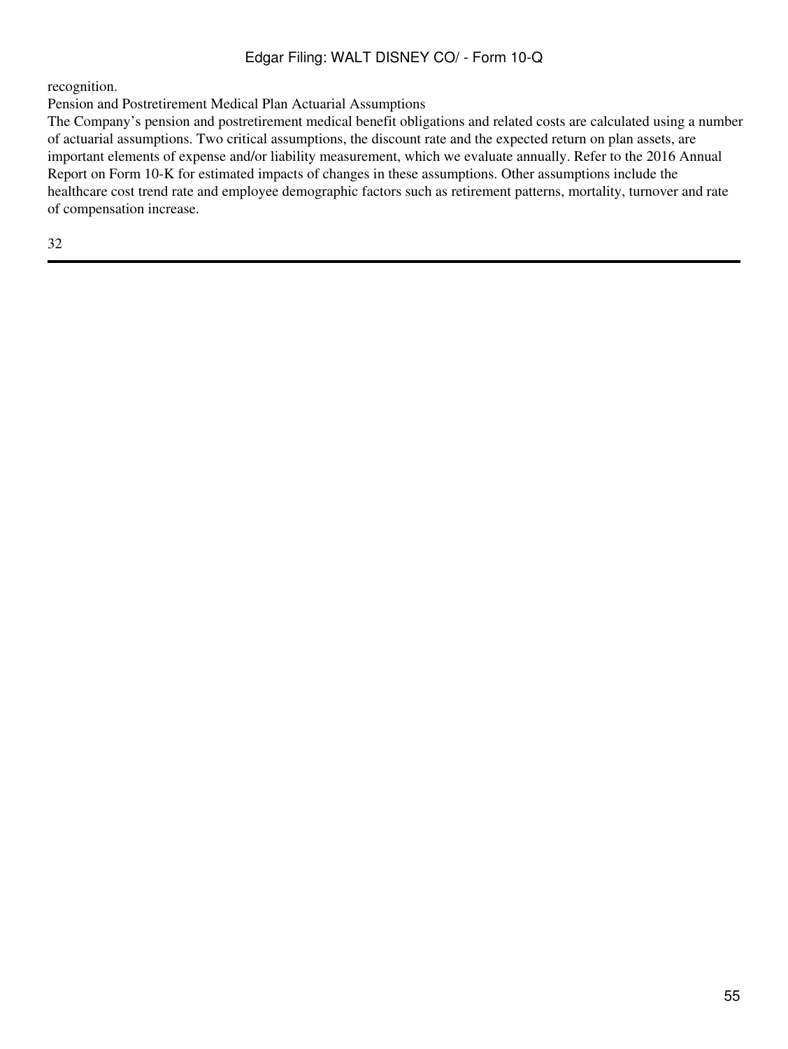recognition.

Pension and Postretirement Medical Plan Actuarial Assumptions

The Company’s pension and postretirement medical benefit obligations and related costs are calculated using a number of actuarial assumptions. Two critical assumptions, the discount rate and the expected return on plan assets, are important elements of expense and/or liability measurement, which we evaluate annually. Refer to the 2016 Annual Report on Form 10-K for estimated impacts of changes in these assumptions. Other assumptions include the healthcare cost trend rate and employee demographic factors such as retirement patterns, mortality, turnover and rate of compensation increase.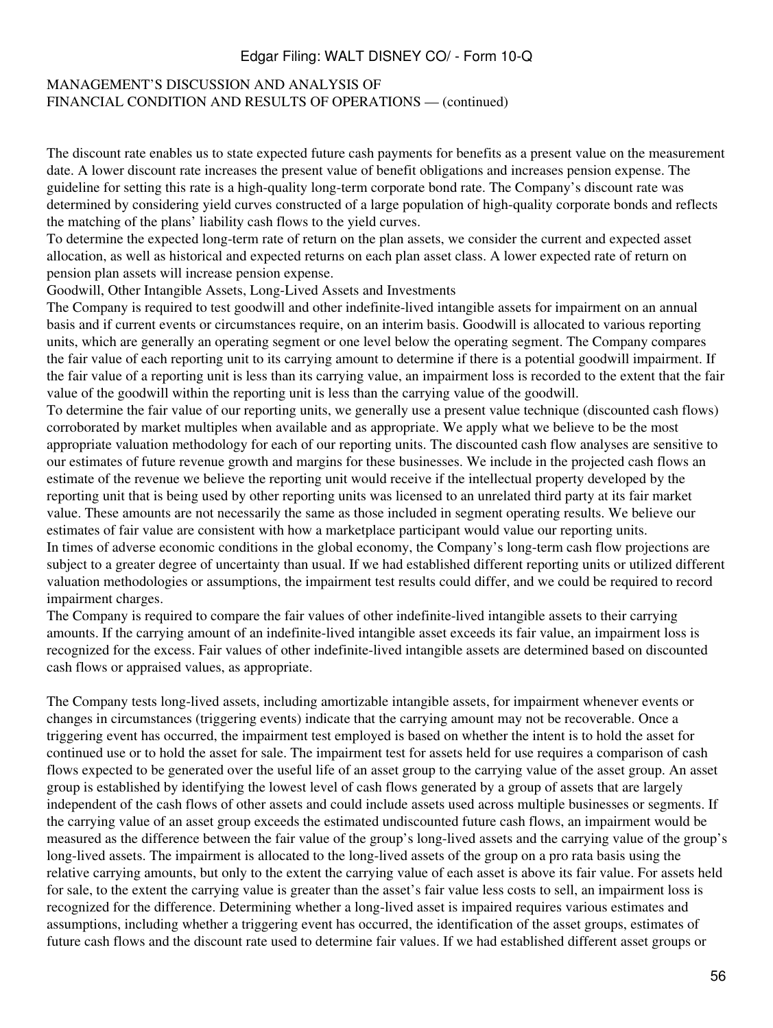The discount rate enables us to state expected future cash payments for benefits as a present value on the measurement date. A lower discount rate increases the present value of benefit obligations and increases pension expense. The guideline for setting this rate is a high-quality long-term corporate bond rate. The Company's discount rate was determined by considering yield curves constructed of a large population of high-quality corporate bonds and reflects the matching of the plans' liability cash flows to the yield curves.

To determine the expected long-term rate of return on the plan assets, we consider the current and expected asset allocation, as well as historical and expected returns on each plan asset class. A lower expected rate of return on pension plan assets will increase pension expense.

### Goodwill, Other Intangible Assets, Long-Lived Assets and Investments

The Company is required to test goodwill and other indefinite-lived intangible assets for impairment on an annual basis and if current events or circumstances require, on an interim basis. Goodwill is allocated to various reporting units, which are generally an operating segment or one level below the operating segment. The Company compares the fair value of each reporting unit to its carrying amount to determine if there is a potential goodwill impairment. If the fair value of a reporting unit is less than its carrying value, an impairment loss is recorded to the extent that the fair value of the goodwill within the reporting unit is less than the carrying value of the goodwill.

To determine the fair value of our reporting units, we generally use a present value technique (discounted cash flows) corroborated by market multiples when available and as appropriate. We apply what we believe to be the most appropriate valuation methodology for each of our reporting units. The discounted cash flow analyses are sensitive to our estimates of future revenue growth and margins for these businesses. We include in the projected cash flows an estimate of the revenue we believe the reporting unit would receive if the intellectual property developed by the reporting unit that is being used by other reporting units was licensed to an unrelated third party at its fair market value. These amounts are not necessarily the same as those included in segment operating results. We believe our estimates of fair value are consistent with how a marketplace participant would value our reporting units.

In times of adverse economic conditions in the global economy, the Company's long-term cash flow projections are subject to a greater degree of uncertainty than usual. If we had established different reporting units or utilized different valuation methodologies or assumptions, the impairment test results could differ, and we could be required to record impairment charges.

The Company is required to compare the fair values of other indefinite-lived intangible assets to their carrying amounts. If the carrying amount of an indefinite-lived intangible asset exceeds its fair value, an impairment loss is recognized for the excess. Fair values of other indefinite-lived intangible assets are determined based on discounted cash flows or appraised values, as appropriate.

The Company tests long-lived assets, including amortizable intangible assets, for impairment whenever events or changes in circumstances (triggering events) indicate that the carrying amount may not be recoverable. Once a triggering event has occurred, the impairment test employed is based on whether the intent is to hold the asset for continued use or to hold the asset for sale. The impairment test for assets held for use requires a comparison of cash flows expected to be generated over the useful life of an asset group to the carrying value of the asset group. An asset group is established by identifying the lowest level of cash flows generated by a group of assets that are largely independent of the cash flows of other assets and could include assets used across multiple businesses or segments. If the carrying value of an asset group exceeds the estimated undiscounted future cash flows, an impairment would be measured as the difference between the fair value of the group's long-lived assets and the carrying value of the group's long-lived assets. The impairment is allocated to the long-lived assets of the group on a pro rata basis using the relative carrying amounts, but only to the extent the carrying value of each asset is above its fair value. For assets held for sale, to the extent the carrying value is greater than the asset's fair value less costs to sell, an impairment loss is recognized for the difference. Determining whether a long-lived asset is impaired requires various estimates and assumptions, including whether a triggering event has occurred, the identification of the asset groups, estimates of future cash flows and the discount rate used to determine fair values. If we had established different asset groups or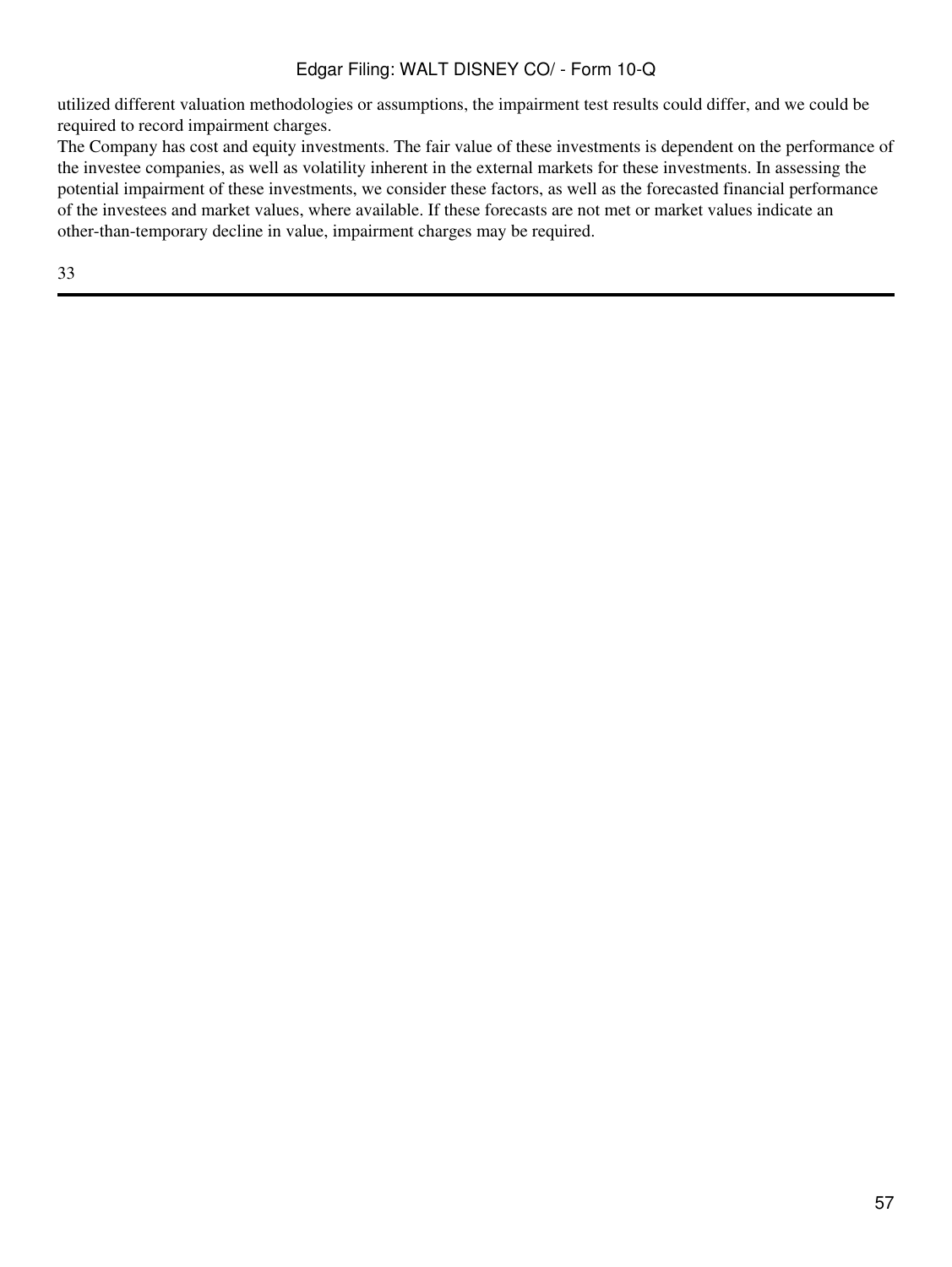utilized different valuation methodologies or assumptions, the impairment test results could differ, and we could be required to record impairment charges.

The Company has cost and equity investments. The fair value of these investments is dependent on the performance of the investee companies, as well as volatility inherent in the external markets for these investments. In assessing the potential impairment of these investments, we consider these factors, as well as the forecasted financial performance of the investees and market values, where available. If these forecasts are not met or market values indicate an other-than-temporary decline in value, impairment charges may be required.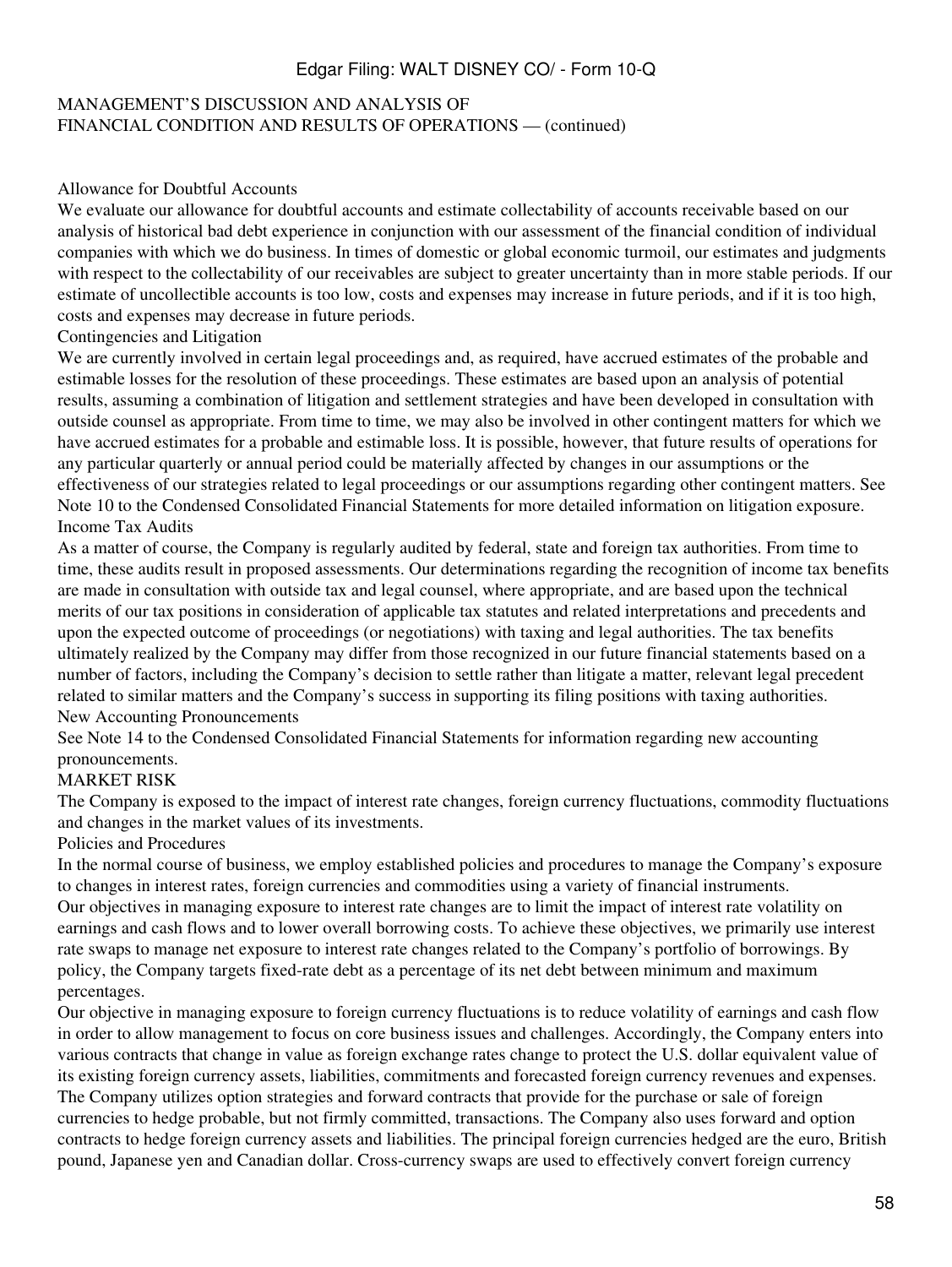MANAGEMENT'S DISCUSSION AND ANALYSIS OF
FINANCIAL CONDITION AND RESULTS OF OPERATIONS — (continued)

### Allowance for Doubtful Accounts

We evaluate our allowance for doubtful accounts and estimate collectability of accounts receivable based on our analysis of historical bad debt experience in conjunction with our assessment of the financial condition of individual companies with which we do business. In times of domestic or global economic turmoil, our estimates and judgments with respect to the collectability of our receivables are subject to greater uncertainty than in more stable periods. If our estimate of uncollectible accounts is too low, costs and expenses may increase in future periods, and if it is too high, costs and expenses may decrease in future periods.

### Contingencies and Litigation

We are currently involved in certain legal proceedings and, as required, have accrued estimates of the probable and estimable losses for the resolution of these proceedings. These estimates are based upon an analysis of potential results, assuming a combination of litigation and settlement strategies and have been developed in consultation with outside counsel as appropriate. From time to time, we may also be involved in other contingent matters for which we have accrued estimates for a probable and estimable loss. It is possible, however, that future results of operations for any particular quarterly or annual period could be materially affected by changes in our assumptions or the effectiveness of our strategies related to legal proceedings or our assumptions regarding other contingent matters. See Note 10 to the Condensed Consolidated Financial Statements for more detailed information on litigation exposure.

### Income Tax Audits

As a matter of course, the Company is regularly audited by federal, state and foreign tax authorities. From time to time, these audits result in proposed assessments. Our determinations regarding the recognition of income tax benefits are made in consultation with outside tax and legal counsel, where appropriate, and are based upon the technical merits of our tax positions in consideration of applicable tax statutes and related interpretations and precedents and upon the expected outcome of proceedings (or negotiations) with taxing and legal authorities. The tax benefits ultimately realized by the Company may differ from those recognized in our future financial statements based on a number of factors, including the Company's decision to settle rather than litigate a matter, relevant legal precedent related to similar matters and the Company's success in supporting its filing positions with taxing authorities.

### New Accounting Pronouncements

See Note 14 to the Condensed Consolidated Financial Statements for information regarding new accounting pronouncements.

## MARKET RISK

The Company is exposed to the impact of interest rate changes, foreign currency fluctuations, commodity fluctuations and changes in the market values of its investments.

### Policies and Procedures

In the normal course of business, we employ established policies and procedures to manage the Company's exposure to changes in interest rates, foreign currencies and commodities using a variety of financial instruments.

Our objectives in managing exposure to interest rate changes are to limit the impact of interest rate volatility on earnings and cash flows and to lower overall borrowing costs. To achieve these objectives, we primarily use interest rate swaps to manage net exposure to interest rate changes related to the Company's portfolio of borrowings. By policy, the Company targets fixed-rate debt as a percentage of its net debt between minimum and maximum percentages.

Our objective in managing exposure to foreign currency fluctuations is to reduce volatility of earnings and cash flow in order to allow management to focus on core business issues and challenges. Accordingly, the Company enters into various contracts that change in value as foreign exchange rates change to protect the U.S. dollar equivalent value of its existing foreign currency assets, liabilities, commitments and forecasted foreign currency revenues and expenses. The Company utilizes option strategies and forward contracts that provide for the purchase or sale of foreign currencies to hedge probable, but not firmly committed, transactions. The Company also uses forward and option contracts to hedge foreign currency assets and liabilities. The principal foreign currencies hedged are the euro, British pound, Japanese yen and Canadian dollar. Cross-currency swaps are used to effectively convert foreign currency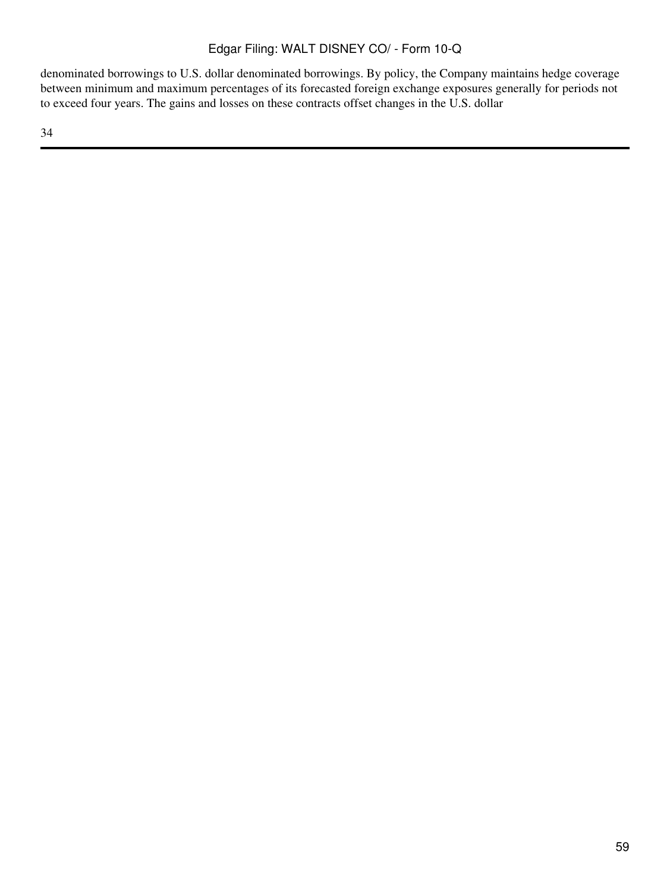denominated borrowings to U.S. dollar denominated borrowings. By policy, the Company maintains hedge coverage between minimum and maximum percentages of its forecasted foreign exchange exposures generally for periods not to exceed four years. The gains and losses on these contracts offset changes in the U.S. dollar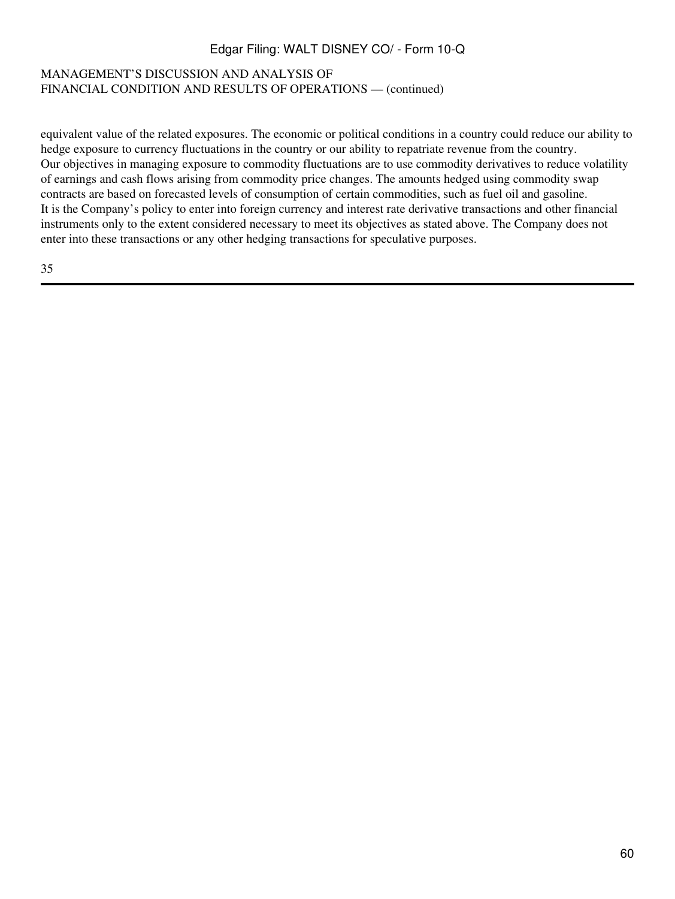equivalent value of the related exposures. The economic or political conditions in a country could reduce our ability to hedge exposure to currency fluctuations in the country or our ability to repatriate revenue from the country.

Our objectives in managing exposure to commodity fluctuations are to use commodity derivatives to reduce volatility of earnings and cash flows arising from commodity price changes. The amounts hedged using commodity swap contracts are based on forecasted levels of consumption of certain commodities, such as fuel oil and gasoline.

It is the Company's policy to enter into foreign currency and interest rate derivative transactions and other financial instruments only to the extent considered necessary to meet its objectives as stated above. The Company does not enter into these transactions or any other hedging transactions for speculative purposes.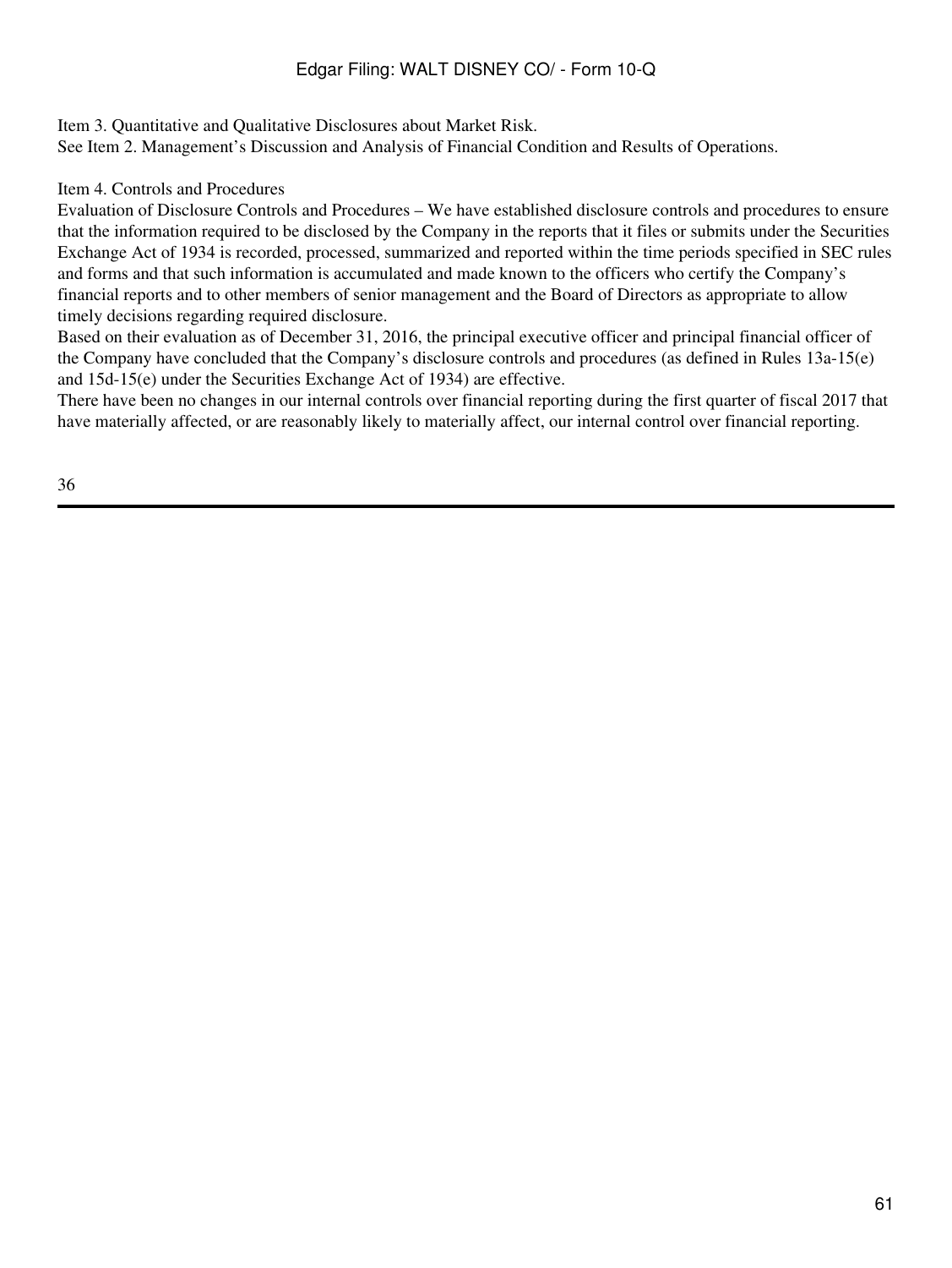## Item 3. Quantitative and Qualitative Disclosures about Market Risk.

See Item 2. Management's Discussion and Analysis of Financial Condition and Results of Operations.

## Item 4. Controls and Procedures

Evaluation of Disclosure Controls and Procedures – We have established disclosure controls and procedures to ensure that the information required to be disclosed by the Company in the reports that it files or submits under the Securities Exchange Act of 1934 is recorded, processed, summarized and reported within the time periods specified in SEC rules and forms and that such information is accumulated and made known to the officers who certify the Company's financial reports and to other members of senior management and the Board of Directors as appropriate to allow timely decisions regarding required disclosure.

Based on their evaluation as of December 31, 2016, the principal executive officer and principal financial officer of the Company have concluded that the Company's disclosure controls and procedures (as defined in Rules 13a-15(e) and 15d-15(e) under the Securities Exchange Act of 1934) are effective.

There have been no changes in our internal controls over financial reporting during the first quarter of fiscal 2017 that have materially affected, or are reasonably likely to materially affect, our internal control over financial reporting.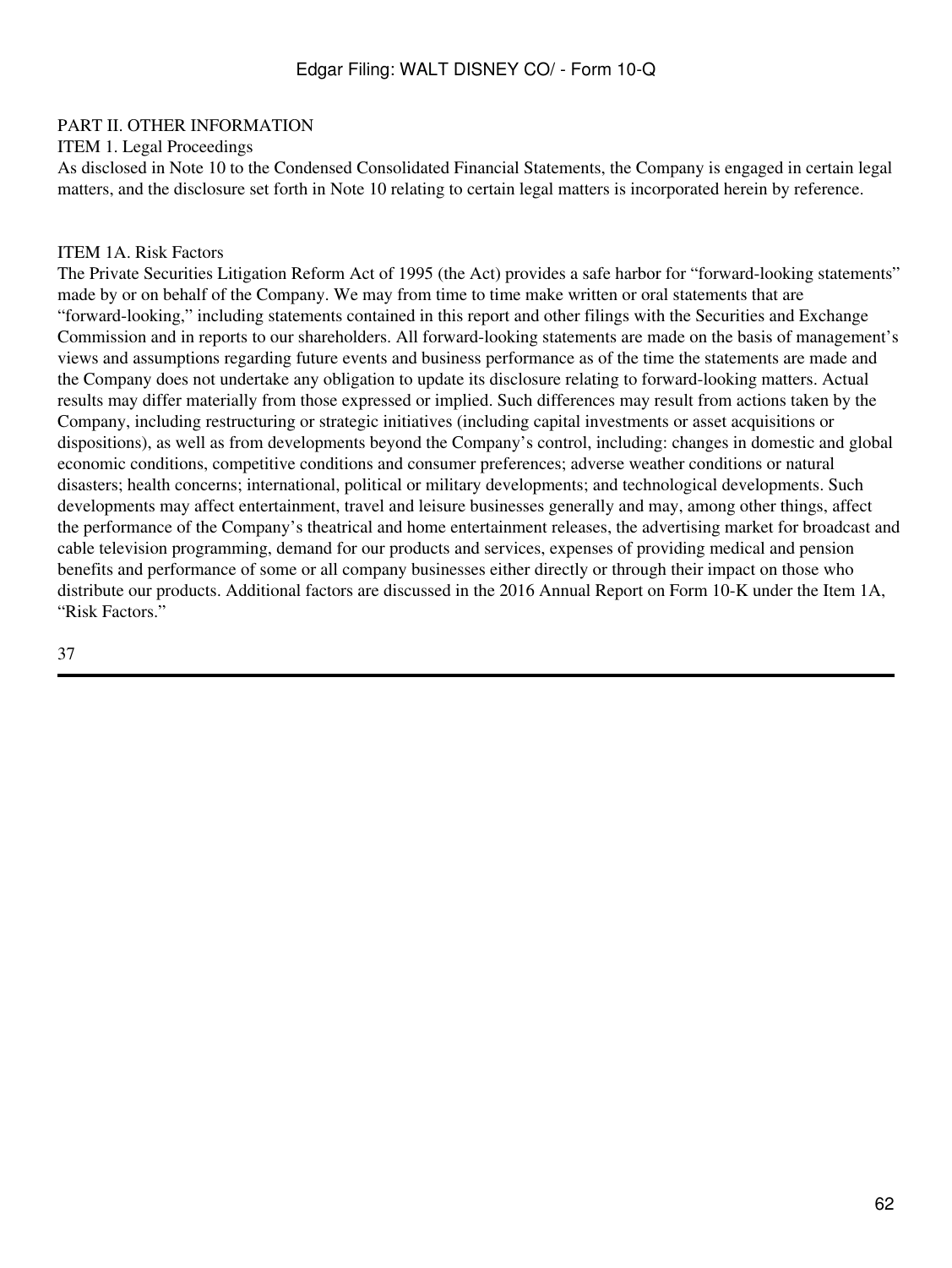## PART II. OTHER INFORMATION

### ITEM 1. Legal Proceedings

As disclosed in Note 10 to the Condensed Consolidated Financial Statements, the Company is engaged in certain legal matters, and the disclosure set forth in Note 10 relating to certain legal matters is incorporated herein by reference.

### ITEM 1A. Risk Factors

The Private Securities Litigation Reform Act of 1995 (the Act) provides a safe harbor for "forward-looking statements" made by or on behalf of the Company. We may from time to time make written or oral statements that are "forward-looking," including statements contained in this report and other filings with the Securities and Exchange Commission and in reports to our shareholders. All forward-looking statements are made on the basis of management's views and assumptions regarding future events and business performance as of the time the statements are made and the Company does not undertake any obligation to update its disclosure relating to forward-looking matters. Actual results may differ materially from those expressed or implied. Such differences may result from actions taken by the Company, including restructuring or strategic initiatives (including capital investments or asset acquisitions or dispositions), as well as from developments beyond the Company's control, including: changes in domestic and global economic conditions, competitive conditions and consumer preferences; adverse weather conditions or natural disasters; health concerns; international, political or military developments; and technological developments. Such developments may affect entertainment, travel and leisure businesses generally and may, among other things, affect the performance of the Company's theatrical and home entertainment releases, the advertising market for broadcast and cable television programming, demand for our products and services, expenses of providing medical and pension benefits and performance of some or all company businesses either directly or through their impact on those who distribute our products. Additional factors are discussed in the 2016 Annual Report on Form 10-K under the Item 1A, "Risk Factors."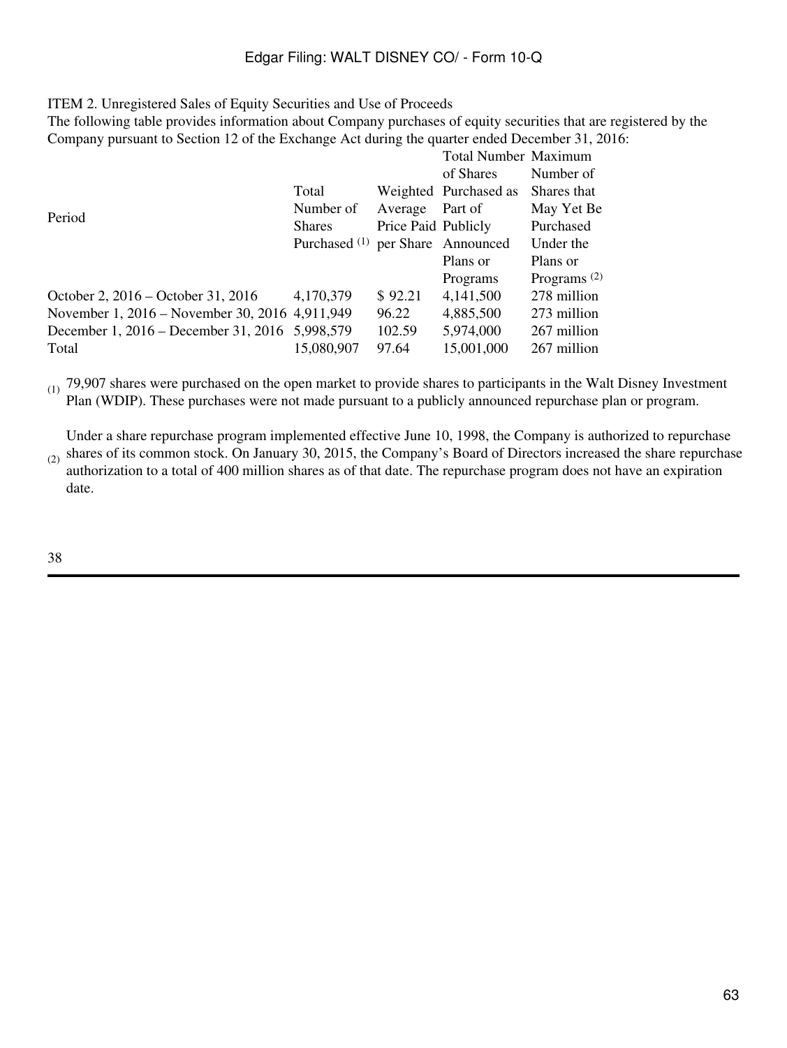ITEM 2. Unregistered Sales of Equity Securities and Use of Proceeds

The following table provides information about Company purchases of equity securities that are registered by the Company pursuant to Section 12 of the Exchange Act during the quarter ended December 31, 2016:

| Period | Total Number of Shares Purchased [(1)] | Weighted Average Price Paid per Share | Total Number of Shares Purchased as Part of Publicly Announced Plans or Programs | Maximum Number of Shares that May Yet Be Purchased Under the Plans or Programs [(2)] |
|---|---|---|---|---|
| October 2, 2016 – October 31, 2016 | 4,170,379 | $ 92.21 | 4,141,500 | 278 million |
| November 1, 2016 – November 30, 2016 | 4,911,949 | 96.22 | 4,885,500 | 273 million |
| December 1, 2016 – December 31, 2016 | 5,998,579 | 102.59 | 5,974,000 | 267 million |
| Total | 15,080,907 | 97.64 | 15,001,000 | 267 million |

(1) 79,907 shares were purchased on the open market to provide shares to participants in the Walt Disney Investment Plan (WDIP). These purchases were not made pursuant to a publicly announced repurchase plan or program.

(2) Under a share repurchase program implemented effective June 10, 1998, the Company is authorized to repurchase shares of its common stock. On January 30, 2015, the Company's Board of Directors increased the share repurchase authorization to a total of 400 million shares as of that date. The repurchase program does not have an expiration date.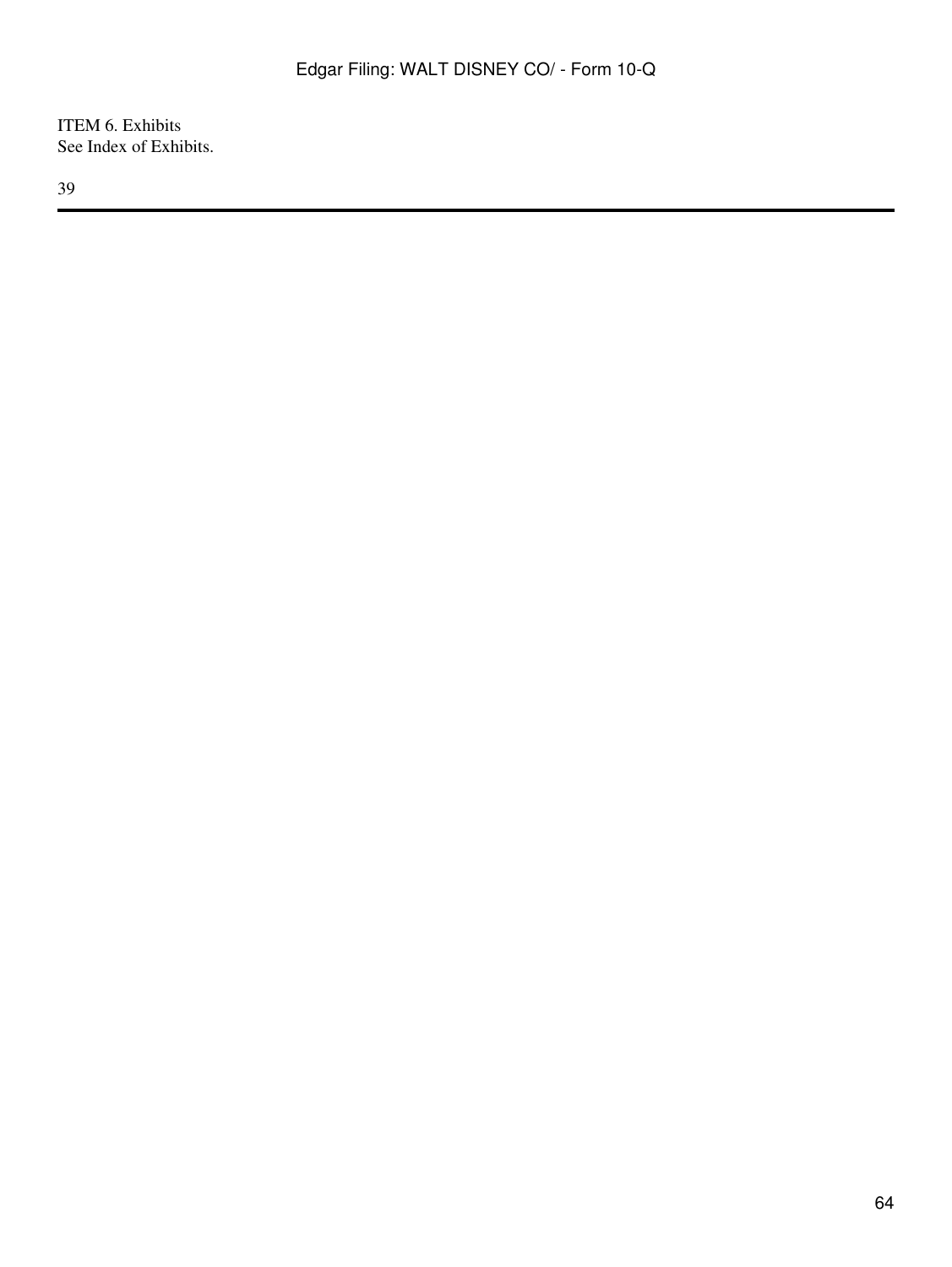ITEM 6. Exhibits

See Index of Exhibits.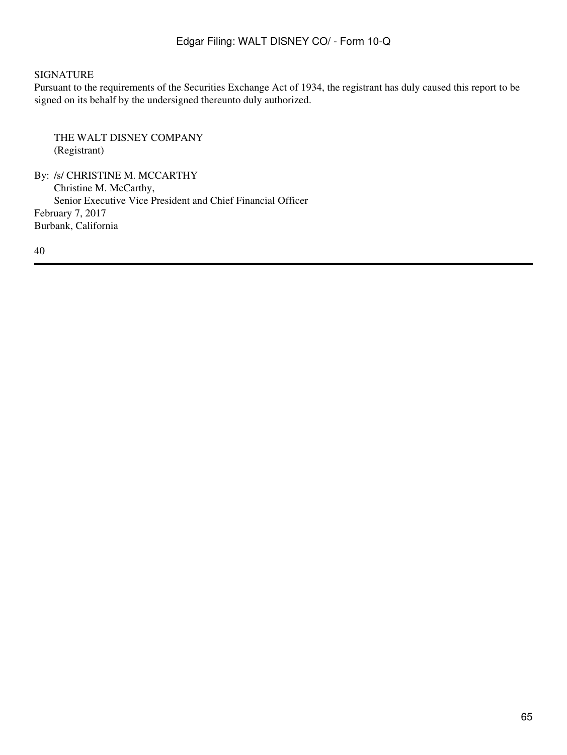SIGNATURE

Pursuant to the requirements of the Securities Exchange Act of 1934, the registrant has duly caused this report to be signed on its behalf by the undersigned thereunto duly authorized.

THE WALT DISNEY COMPANY
(Registrant)

By: /s/ CHRISTINE M. MCCARTHY
Christine M. McCarthy,
Senior Executive Vice President and Chief Financial Officer

February 7, 2017
Burbank, California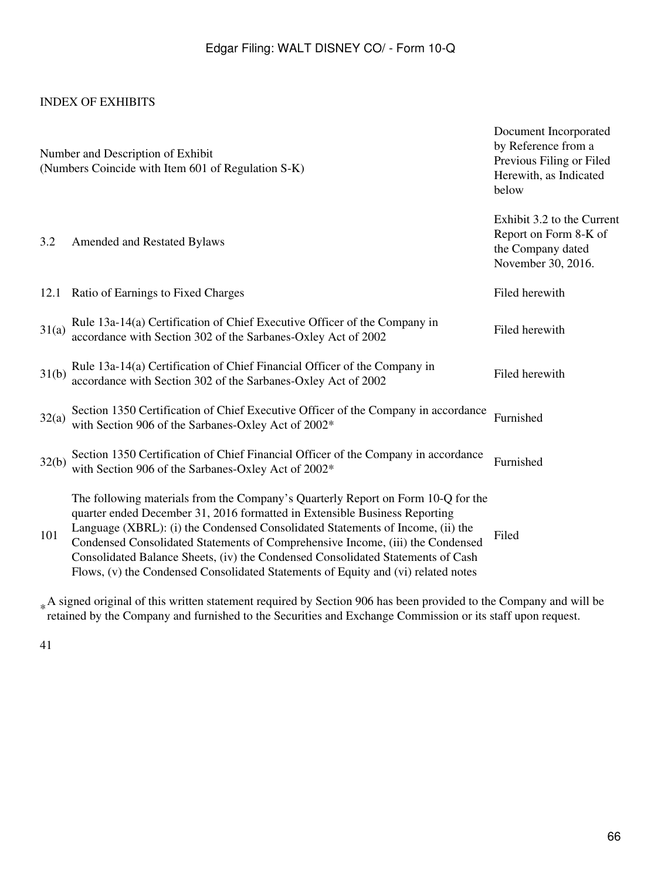INDEX OF EXHIBITS

| Number and Description of Exhibit (Numbers Coincide with Item 601 of Regulation S-K) | | Document Incorporated by Reference from a Previous Filing or Filed Herewith, as Indicated below |
|---|---|---|
| 3.2 | Amended and Restated Bylaws | Exhibit 3.2 to the Current Report on Form 8-K of the Company dated November 30, 2016. |
| 12.1 | Ratio of Earnings to Fixed Charges | Filed herewith |
| 31(a) | Rule 13a-14(a) Certification of Chief Executive Officer of the Company in accordance with Section 302 of the Sarbanes-Oxley Act of 2002 | Filed herewith |
| 31(b) | Rule 13a-14(a) Certification of Chief Financial Officer of the Company in accordance with Section 302 of the Sarbanes-Oxley Act of 2002 | Filed herewith |
| 32(a) | Section 1350 Certification of Chief Executive Officer of the Company in accordance with Section 906 of the Sarbanes-Oxley Act of 2002* | Furnished |
| 32(b) | Section 1350 Certification of Chief Financial Officer of the Company in accordance with Section 906 of the Sarbanes-Oxley Act of 2002* | Furnished |
| 101 | The following materials from the Company's Quarterly Report on Form 10-Q for the quarter ended December 31, 2016 formatted in Extensible Business Reporting Language (XBRL): (i) the Condensed Consolidated Statements of Income, (ii) the Condensed Consolidated Statements of Comprehensive Income, (iii) the Condensed Consolidated Balance Sheets, (iv) the Condensed Consolidated Statements of Cash Flows, (v) the Condensed Consolidated Statements of Equity and (vi) related notes | Filed |

* A signed original of this written statement required by Section 906 has been provided to the Company and will be retained by the Company and furnished to the Securities and Exchange Commission or its staff upon request.

41